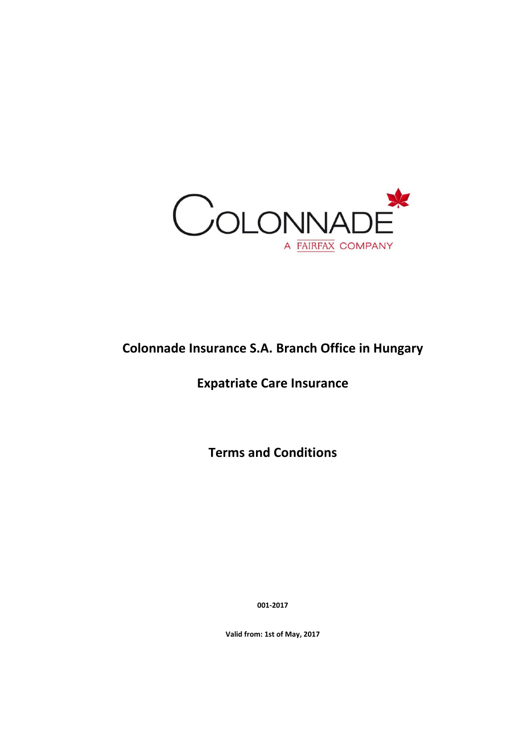COLONNADE

A FAIRFAX COMPANY

# Colonnade Insurance S.A. Branch Office in Hungary

# Expatriate Care Insurance

# Terms and Conditions

**001-2017**

**Valid from: 1st of May, 2017**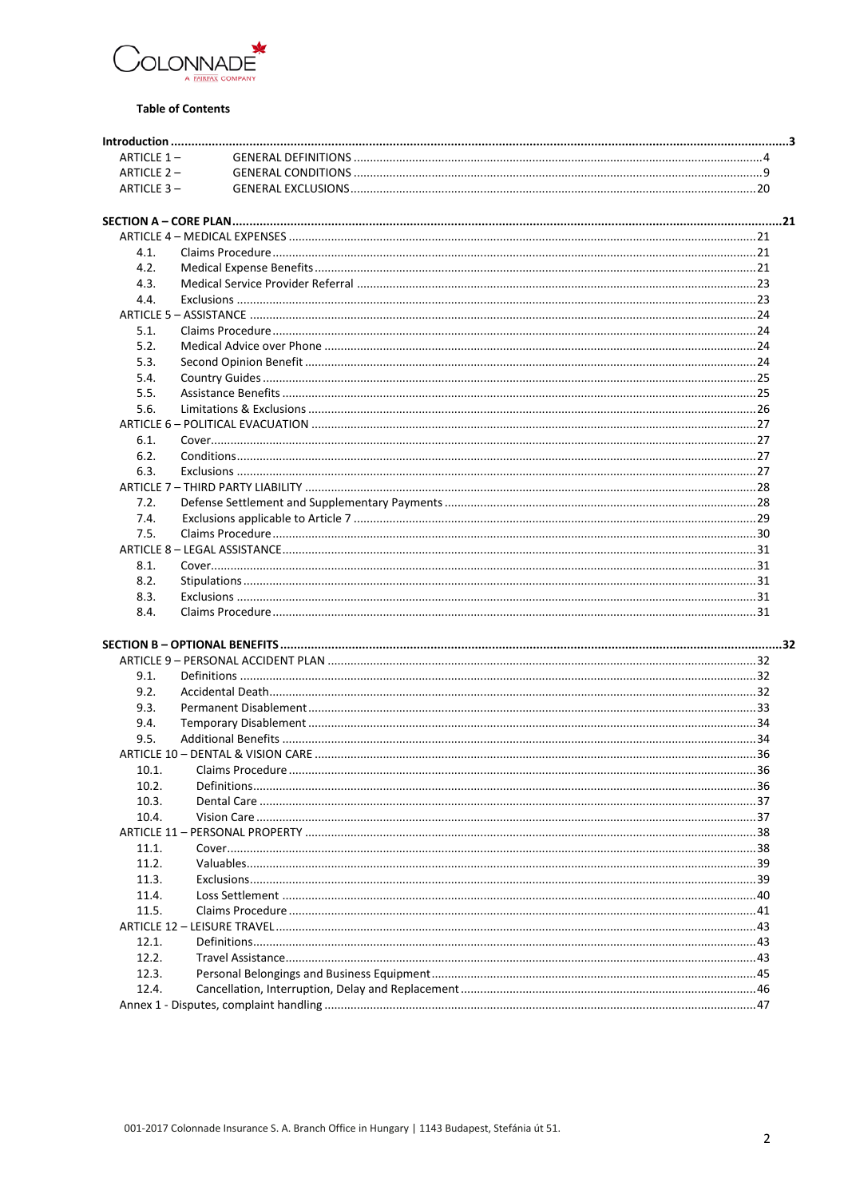**Table of Contents**

**Introduction** ........ **3**

- ARTICLE 1 – GENERAL DEFINITIONS ........ 4
- ARTICLE 2 – GENERAL CONDITIONS ........ 9
- ARTICLE 3 – GENERAL EXCLUSIONS ........ 20

**SECTION A – CORE PLAN** ........ **21**

- ARTICLE 4 – MEDICAL EXPENSES ........ 21
  - 4.1. Claims Procedure ........ 21
  - 4.2. Medical Expense Benefits ........ 21
  - 4.3. Medical Service Provider Referral ........ 23
  - 4.4. Exclusions ........ 23
- ARTICLE 5 – ASSISTANCE ........ 24
  - 5.1. Claims Procedure ........ 24
  - 5.2. Medical Advice over Phone ........ 24
  - 5.3. Second Opinion Benefit ........ 24
  - 5.4. Country Guides ........ 25
  - 5.5. Assistance Benefits ........ 25
  - 5.6. Limitations & Exclusions ........ 26
- ARTICLE 6 – POLITICAL EVACUATION ........ 27
  - 6.1. Cover ........ 27
  - 6.2. Conditions ........ 27
  - 6.3. Exclusions ........ 27
- ARTICLE 7 – THIRD PARTY LIABILITY ........ 28
  - 7.2. Defense Settlement and Supplementary Payments ........ 28
  - 7.4. Exclusions applicable to Article 7 ........ 29
  - 7.5. Claims Procedure ........ 30
- ARTICLE 8 – LEGAL ASSISTANCE ........ 31
  - 8.1. Cover ........ 31
  - 8.2. Stipulations ........ 31
  - 8.3. Exclusions ........ 31
  - 8.4. Claims Procedure ........ 31

**SECTION B – OPTIONAL BENEFITS** ........ **32**

- ARTICLE 9 – PERSONAL ACCIDENT PLAN ........ 32
  - 9.1. Definitions ........ 32
  - 9.2. Accidental Death ........ 32
  - 9.3. Permanent Disablement ........ 33
  - 9.4. Temporary Disablement ........ 34
  - 9.5. Additional Benefits ........ 34
- ARTICLE 10 – DENTAL & VISION CARE ........ 36
  - 10.1. Claims Procedure ........ 36
  - 10.2. Definitions ........ 36
  - 10.3. Dental Care ........ 37
  - 10.4. Vision Care ........ 37
- ARTICLE 11 – PERSONAL PROPERTY ........ 38
  - 11.1. Cover ........ 38
  - 11.2. Valuables ........ 39
  - 11.3. Exclusions ........ 39
  - 11.4. Loss Settlement ........ 40
  - 11.5. Claims Procedure ........ 41
- ARTICLE 12 – LEISURE TRAVEL ........ 43
  - 12.1. Definitions ........ 43
  - 12.2. Travel Assistance ........ 43
  - 12.3. Personal Belongings and Business Equipment ........ 45
  - 12.4. Cancellation, Interruption, Delay and Replacement ........ 46
- Annex 1 - Disputes, complaint handling ........ 47

001-2017 Colonnade Insurance S. A. Branch Office in Hungary | 1143 Budapest, Stefánia út 51.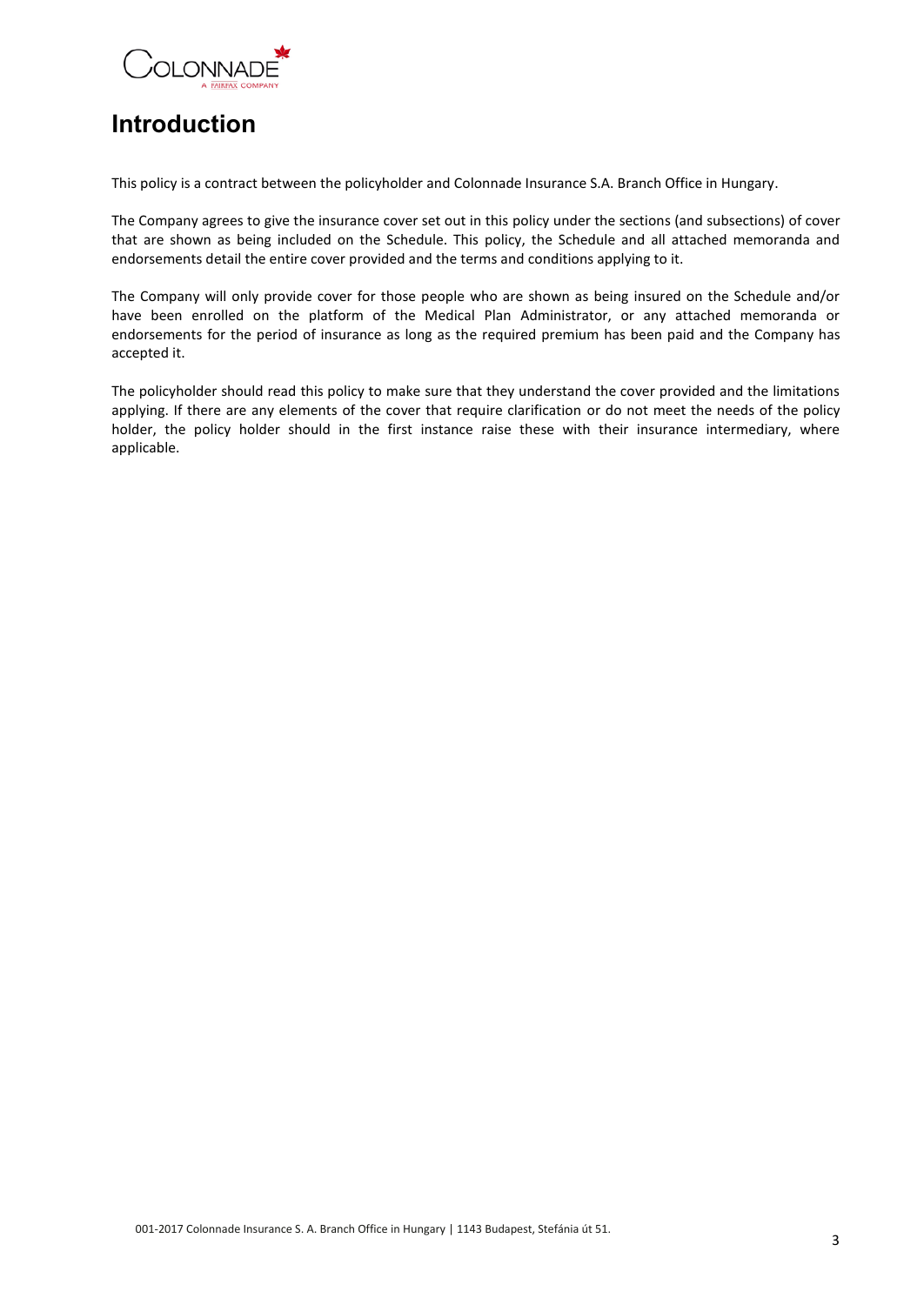# Introduction

This policy is a contract between the policyholder and Colonnade Insurance S.A. Branch Office in Hungary.

The Company agrees to give the insurance cover set out in this policy under the sections (and subsections) of cover that are shown as being included on the Schedule. This policy, the Schedule and all attached memoranda and endorsements detail the entire cover provided and the terms and conditions applying to it.

The Company will only provide cover for those people who are shown as being insured on the Schedule and/or have been enrolled on the platform of the Medical Plan Administrator, or any attached memoranda or endorsements for the period of insurance as long as the required premium has been paid and the Company has accepted it.

The policyholder should read this policy to make sure that they understand the cover provided and the limitations applying. If there are any elements of the cover that require clarification or do not meet the needs of the policy holder, the policy holder should in the first instance raise these with their insurance intermediary, where applicable.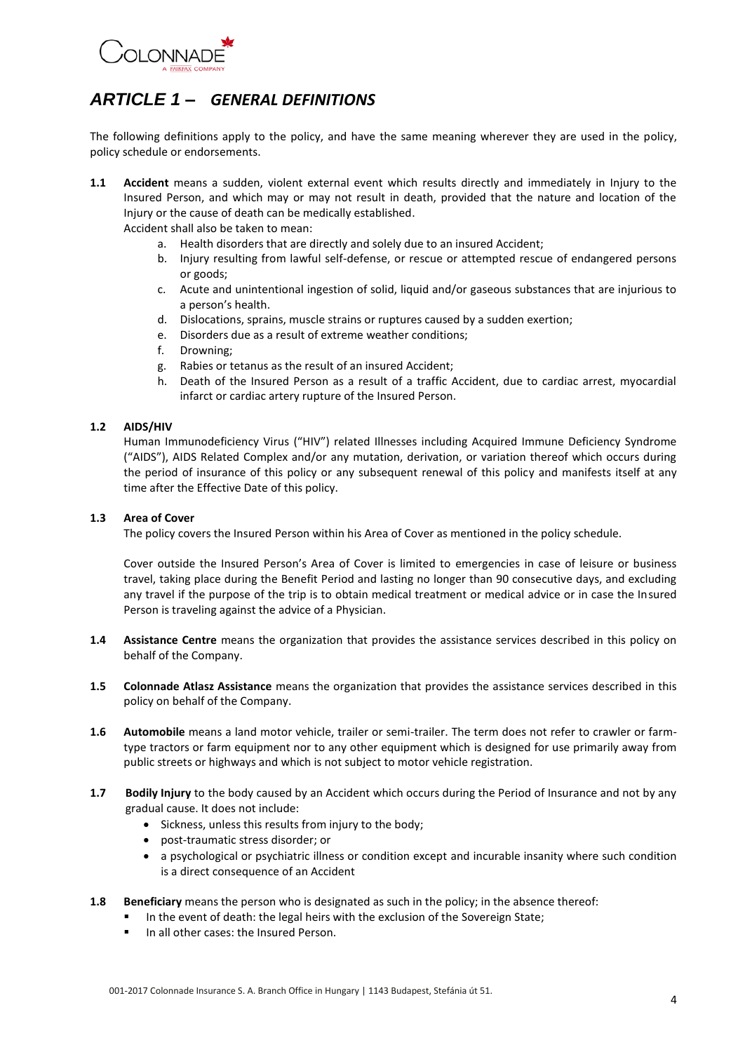# *ARTICLE 1 – GENERAL DEFINITIONS*

The following definitions apply to the policy, and have the same meaning wherever they are used in the policy, policy schedule or endorsements.

**1.1** **Accident** means a sudden, violent external event which results directly and immediately in Injury to the Insured Person, and which may or may not result in death, provided that the nature and location of the Injury or the cause of death can be medically established.

Accident shall also be taken to mean:

a. Health disorders that are directly and solely due to an insured Accident;
b. Injury resulting from lawful self-defense, or rescue or attempted rescue of endangered persons or goods;
c. Acute and unintentional ingestion of solid, liquid and/or gaseous substances that are injurious to a person's health.
d. Dislocations, sprains, muscle strains or ruptures caused by a sudden exertion;
e. Disorders due as a result of extreme weather conditions;
f. Drowning;
g. Rabies or tetanus as the result of an insured Accident;
h. Death of the Insured Person as a result of a traffic Accident, due to cardiac arrest, myocardial infarct or cardiac artery rupture of the Insured Person.

**1.2** **AIDS/HIV**

Human Immunodeficiency Virus ("HIV") related Illnesses including Acquired Immune Deficiency Syndrome ("AIDS"), AIDS Related Complex and/or any mutation, derivation, or variation thereof which occurs during the period of insurance of this policy or any subsequent renewal of this policy and manifests itself at any time after the Effective Date of this policy.

**1.3** **Area of Cover**

The policy covers the Insured Person within his Area of Cover as mentioned in the policy schedule.

Cover outside the Insured Person's Area of Cover is limited to emergencies in case of leisure or business travel, taking place during the Benefit Period and lasting no longer than 90 consecutive days, and excluding any travel if the purpose of the trip is to obtain medical treatment or medical advice or in case the Insured Person is traveling against the advice of a Physician.

**1.4** **Assistance Centre** means the organization that provides the assistance services described in this policy on behalf of the Company.

**1.5** **Colonnade Atlasz Assistance** means the organization that provides the assistance services described in this policy on behalf of the Company.

**1.6** **Automobile** means a land motor vehicle, trailer or semi-trailer. The term does not refer to crawler or farm-type tractors or farm equipment nor to any other equipment which is designed for use primarily away from public streets or highways and which is not subject to motor vehicle registration.

**1.7** **Bodily Injury** to the body caused by an Accident which occurs during the Period of Insurance and not by any gradual cause. It does not include:

- Sickness, unless this results from injury to the body;
- post-traumatic stress disorder; or
- a psychological or psychiatric illness or condition except and incurable insanity where such condition is a direct consequence of an Accident

**1.8** **Beneficiary** means the person who is designated as such in the policy; in the absence thereof:

- In the event of death: the legal heirs with the exclusion of the Sovereign State;
- In all other cases: the Insured Person.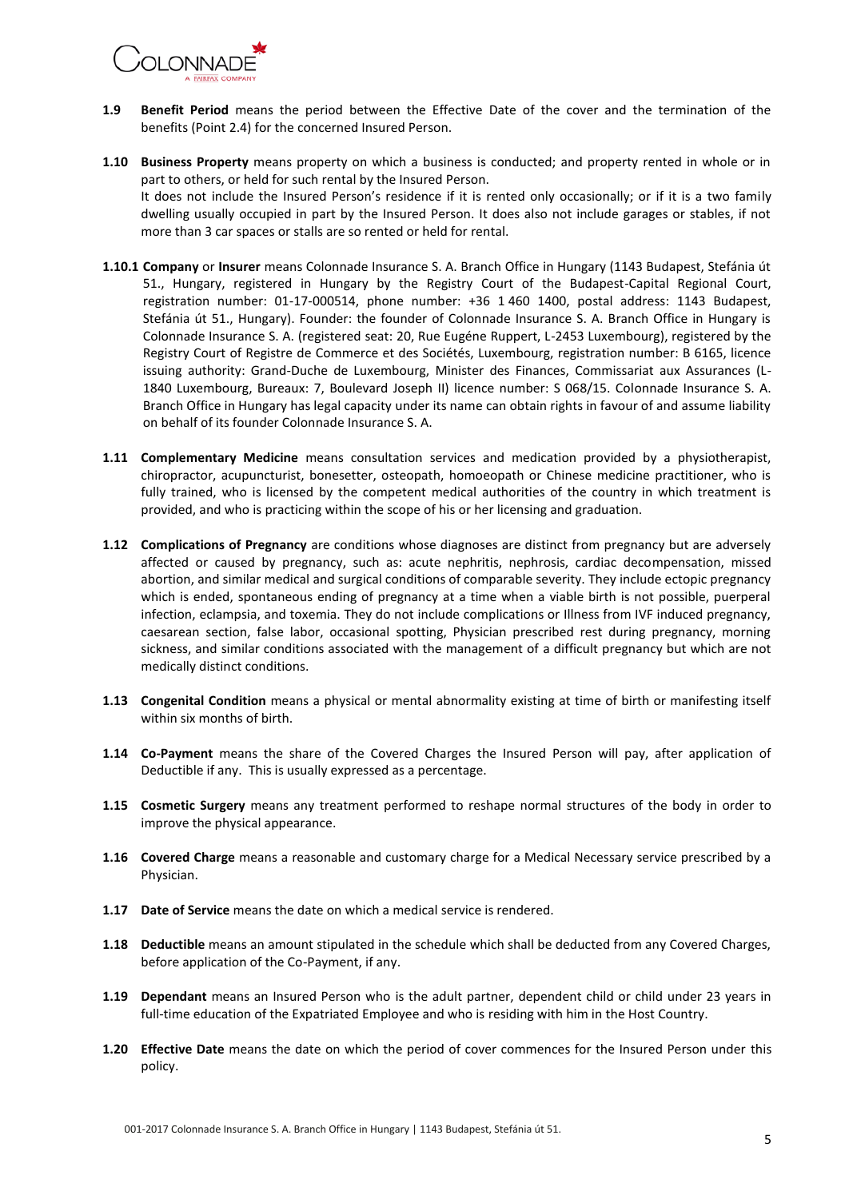**1.9 Benefit Period** means the period between the Effective Date of the cover and the termination of the benefits (Point 2.4) for the concerned Insured Person.

**1.10 Business Property** means property on which a business is conducted; and property rented in whole or in part to others, or held for such rental by the Insured Person.
It does not include the Insured Person's residence if it is rented only occasionally; or if it is a two family dwelling usually occupied in part by the Insured Person. It does also not include garages or stables, if not more than 3 car spaces or stalls are so rented or held for rental.

**1.10.1 Company** or **Insurer** means Colonnade Insurance S. A. Branch Office in Hungary (1143 Budapest, Stefánia út 51., Hungary, registered in Hungary by the Registry Court of the Budapest-Capital Regional Court, registration number: 01-17-000514, phone number: +36 1 460 1400, postal address: 1143 Budapest, Stefánia út 51., Hungary). Founder: the founder of Colonnade Insurance S. A. Branch Office in Hungary is Colonnade Insurance S. A. (registered seat: 20, Rue Eugéne Ruppert, L-2453 Luxembourg), registered by the Registry Court of Registre de Commerce et des Sociétés, Luxembourg, registration number: B 6165, licence issuing authority: Grand-Duche de Luxembourg, Minister des Finances, Commissariat aux Assurances (L-1840 Luxembourg, Bureaux: 7, Boulevard Joseph II) licence number: S 068/15. Colonnade Insurance S. A. Branch Office in Hungary has legal capacity under its name can obtain rights in favour of and assume liability on behalf of its founder Colonnade Insurance S. A.

**1.11 Complementary Medicine** means consultation services and medication provided by a physiotherapist, chiropractor, acupuncturist, bonesetter, osteopath, homoeopath or Chinese medicine practitioner, who is fully trained, who is licensed by the competent medical authorities of the country in which treatment is provided, and who is practicing within the scope of his or her licensing and graduation.

**1.12 Complications of Pregnancy** are conditions whose diagnoses are distinct from pregnancy but are adversely affected or caused by pregnancy, such as: acute nephritis, nephrosis, cardiac decompensation, missed abortion, and similar medical and surgical conditions of comparable severity. They include ectopic pregnancy which is ended, spontaneous ending of pregnancy at a time when a viable birth is not possible, puerperal infection, eclampsia, and toxemia. They do not include complications or Illness from IVF induced pregnancy, caesarean section, false labor, occasional spotting, Physician prescribed rest during pregnancy, morning sickness, and similar conditions associated with the management of a difficult pregnancy but which are not medically distinct conditions.

**1.13 Congenital Condition** means a physical or mental abnormality existing at time of birth or manifesting itself within six months of birth.

**1.14 Co-Payment** means the share of the Covered Charges the Insured Person will pay, after application of Deductible if any. This is usually expressed as a percentage.

**1.15 Cosmetic Surgery** means any treatment performed to reshape normal structures of the body in order to improve the physical appearance.

**1.16 Covered Charge** means a reasonable and customary charge for a Medical Necessary service prescribed by a Physician.

**1.17 Date of Service** means the date on which a medical service is rendered.

**1.18 Deductible** means an amount stipulated in the schedule which shall be deducted from any Covered Charges, before application of the Co-Payment, if any.

**1.19 Dependant** means an Insured Person who is the adult partner, dependent child or child under 23 years in full-time education of the Expatriated Employee and who is residing with him in the Host Country.

**1.20 Effective Date** means the date on which the period of cover commences for the Insured Person under this policy.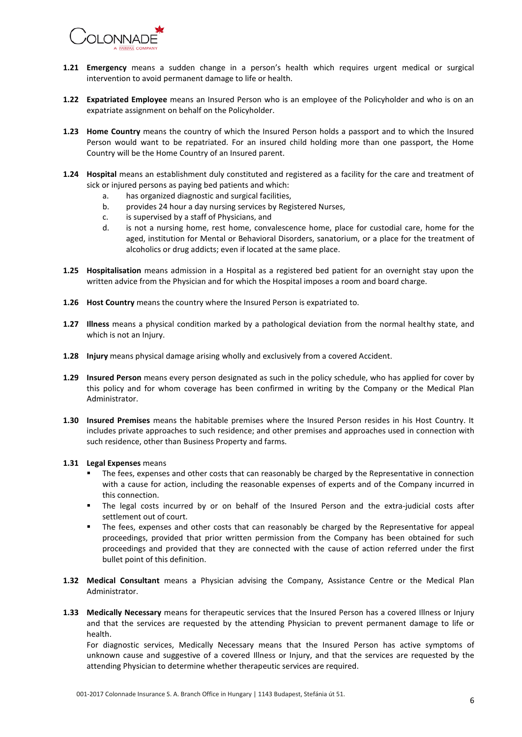**1.21 Emergency** means a sudden change in a person's health which requires urgent medical or surgical intervention to avoid permanent damage to life or health.

**1.22 Expatriated Employee** means an Insured Person who is an employee of the Policyholder and who is on an expatriate assignment on behalf on the Policyholder.

**1.23 Home Country** means the country of which the Insured Person holds a passport and to which the Insured Person would want to be repatriated. For an insured child holding more than one passport, the Home Country will be the Home Country of an Insured parent.

**1.24 Hospital** means an establishment duly constituted and registered as a facility for the care and treatment of sick or injured persons as paying bed patients and which:

a. has organized diagnostic and surgical facilities,
b. provides 24 hour a day nursing services by Registered Nurses,
c. is supervised by a staff of Physicians, and
d. is not a nursing home, rest home, convalescence home, place for custodial care, home for the aged, institution for Mental or Behavioral Disorders, sanatorium, or a place for the treatment of alcoholics or drug addicts; even if located at the same place.

**1.25 Hospitalisation** means admission in a Hospital as a registered bed patient for an overnight stay upon the written advice from the Physician and for which the Hospital imposes a room and board charge.

**1.26 Host Country** means the country where the Insured Person is expatriated to.

**1.27 Illness** means a physical condition marked by a pathological deviation from the normal healthy state, and which is not an Injury.

**1.28 Injury** means physical damage arising wholly and exclusively from a covered Accident.

**1.29 Insured Person** means every person designated as such in the policy schedule, who has applied for cover by this policy and for whom coverage has been confirmed in writing by the Company or the Medical Plan Administrator.

**1.30 Insured Premises** means the habitable premises where the Insured Person resides in his Host Country. It includes private approaches to such residence; and other premises and approaches used in connection with such residence, other than Business Property and farms.

**1.31 Legal Expenses** means

- The fees, expenses and other costs that can reasonably be charged by the Representative in connection with a cause for action, including the reasonable expenses of experts and of the Company incurred in this connection.
- The legal costs incurred by or on behalf of the Insured Person and the extra-judicial costs after settlement out of court.
- The fees, expenses and other costs that can reasonably be charged by the Representative for appeal proceedings, provided that prior written permission from the Company has been obtained for such proceedings and provided that they are connected with the cause of action referred under the first bullet point of this definition.

**1.32 Medical Consultant** means a Physician advising the Company, Assistance Centre or the Medical Plan Administrator.

**1.33 Medically Necessary** means for therapeutic services that the Insured Person has a covered Illness or Injury and that the services are requested by the attending Physician to prevent permanent damage to life or health.

For diagnostic services, Medically Necessary means that the Insured Person has active symptoms of unknown cause and suggestive of a covered Illness or Injury, and that the services are requested by the attending Physician to determine whether therapeutic services are required.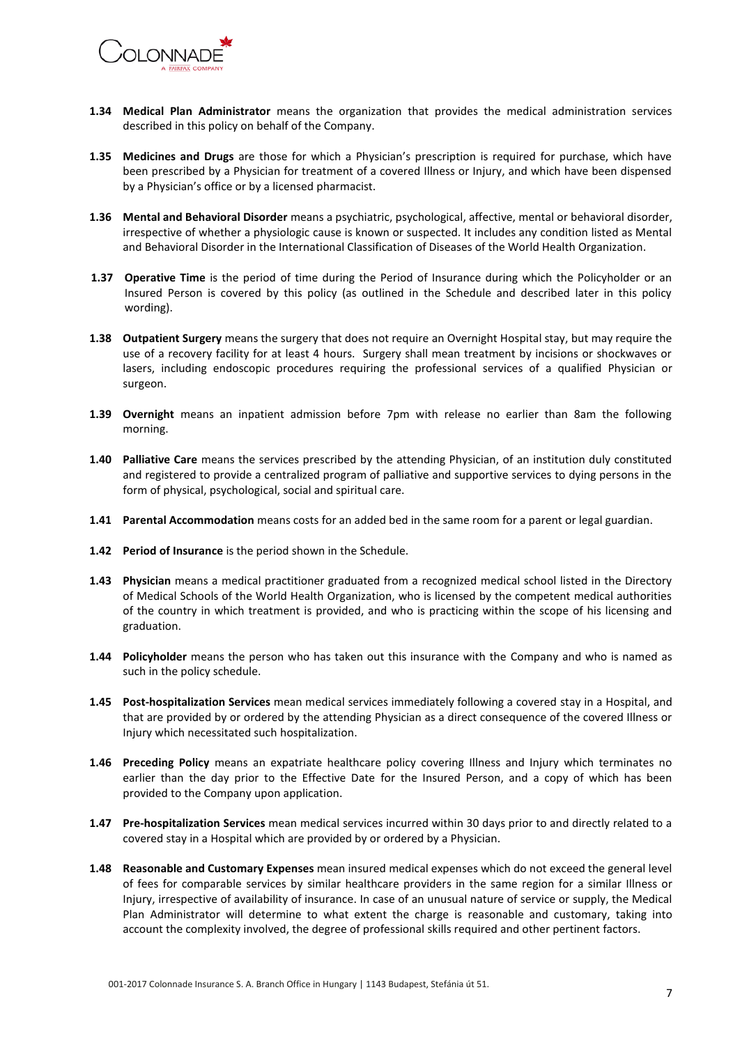**1.34 Medical Plan Administrator** means the organization that provides the medical administration services described in this policy on behalf of the Company.

**1.35 Medicines and Drugs** are those for which a Physician's prescription is required for purchase, which have been prescribed by a Physician for treatment of a covered Illness or Injury, and which have been dispensed by a Physician's office or by a licensed pharmacist.

**1.36 Mental and Behavioral Disorder** means a psychiatric, psychological, affective, mental or behavioral disorder, irrespective of whether a physiologic cause is known or suspected. It includes any condition listed as Mental and Behavioral Disorder in the International Classification of Diseases of the World Health Organization.

**1.37 Operative Time** is the period of time during the Period of Insurance during which the Policyholder or an Insured Person is covered by this policy (as outlined in the Schedule and described later in this policy wording).

**1.38 Outpatient Surgery** means the surgery that does not require an Overnight Hospital stay, but may require the use of a recovery facility for at least 4 hours. Surgery shall mean treatment by incisions or shockwaves or lasers, including endoscopic procedures requiring the professional services of a qualified Physician or surgeon.

**1.39 Overnight** means an inpatient admission before 7pm with release no earlier than 8am the following morning.

**1.40 Palliative Care** means the services prescribed by the attending Physician, of an institution duly constituted and registered to provide a centralized program of palliative and supportive services to dying persons in the form of physical, psychological, social and spiritual care.

**1.41 Parental Accommodation** means costs for an added bed in the same room for a parent or legal guardian.

**1.42 Period of Insurance** is the period shown in the Schedule.

**1.43 Physician** means a medical practitioner graduated from a recognized medical school listed in the Directory of Medical Schools of the World Health Organization, who is licensed by the competent medical authorities of the country in which treatment is provided, and who is practicing within the scope of his licensing and graduation.

**1.44 Policyholder** means the person who has taken out this insurance with the Company and who is named as such in the policy schedule.

**1.45 Post-hospitalization Services** mean medical services immediately following a covered stay in a Hospital, and that are provided by or ordered by the attending Physician as a direct consequence of the covered Illness or Injury which necessitated such hospitalization.

**1.46 Preceding Policy** means an expatriate healthcare policy covering Illness and Injury which terminates no earlier than the day prior to the Effective Date for the Insured Person, and a copy of which has been provided to the Company upon application.

**1.47 Pre-hospitalization Services** mean medical services incurred within 30 days prior to and directly related to a covered stay in a Hospital which are provided by or ordered by a Physician.

**1.48 Reasonable and Customary Expenses** mean insured medical expenses which do not exceed the general level of fees for comparable services by similar healthcare providers in the same region for a similar Illness or Injury, irrespective of availability of insurance. In case of an unusual nature of service or supply, the Medical Plan Administrator will determine to what extent the charge is reasonable and customary, taking into account the complexity involved, the degree of professional skills required and other pertinent factors.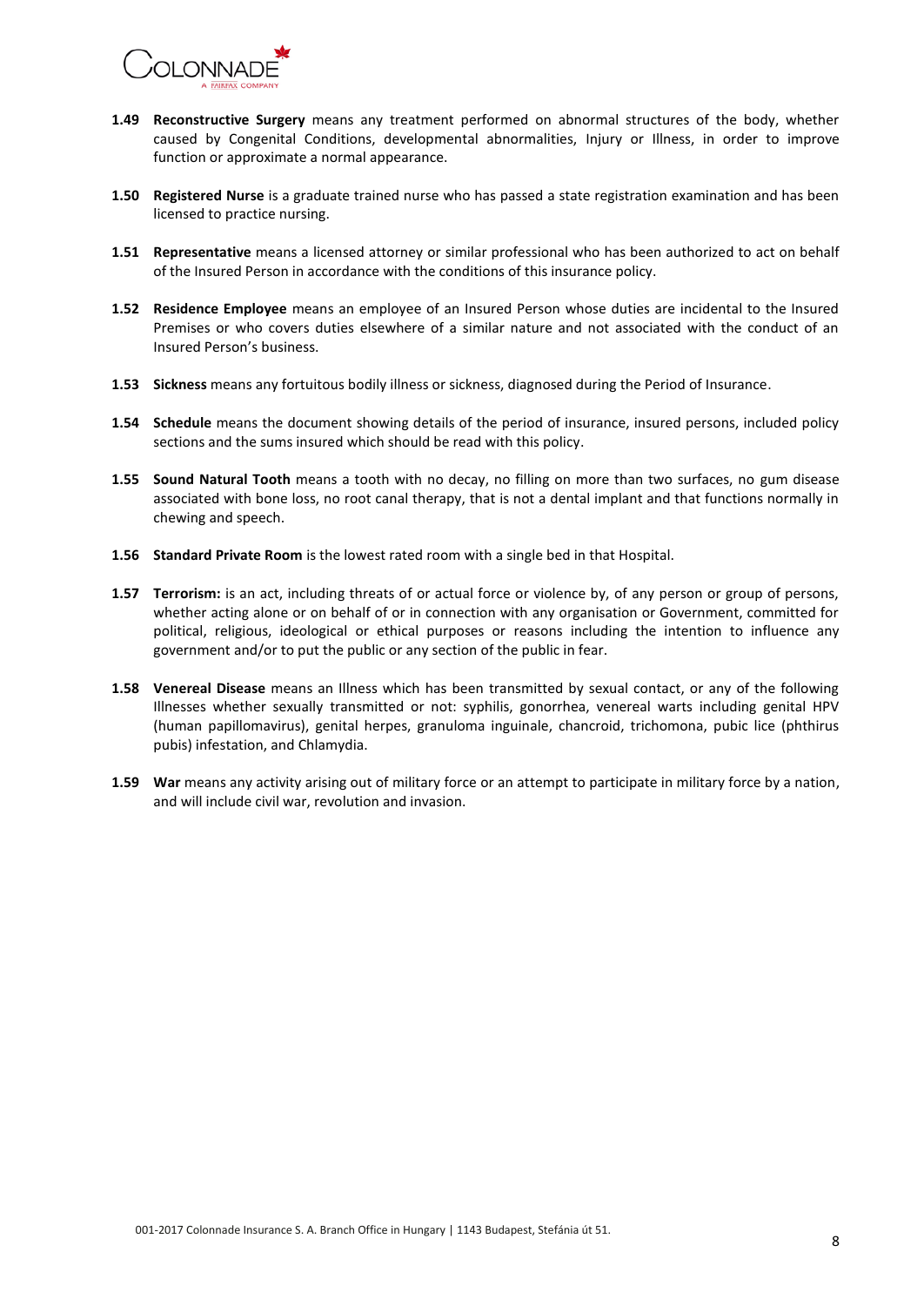**1.49 Reconstructive Surgery** means any treatment performed on abnormal structures of the body, whether caused by Congenital Conditions, developmental abnormalities, Injury or Illness, in order to improve function or approximate a normal appearance.

**1.50 Registered Nurse** is a graduate trained nurse who has passed a state registration examination and has been licensed to practice nursing.

**1.51 Representative** means a licensed attorney or similar professional who has been authorized to act on behalf of the Insured Person in accordance with the conditions of this insurance policy.

**1.52 Residence Employee** means an employee of an Insured Person whose duties are incidental to the Insured Premises or who covers duties elsewhere of a similar nature and not associated with the conduct of an Insured Person's business.

**1.53 Sickness** means any fortuitous bodily illness or sickness, diagnosed during the Period of Insurance.

**1.54 Schedule** means the document showing details of the period of insurance, insured persons, included policy sections and the sums insured which should be read with this policy.

**1.55 Sound Natural Tooth** means a tooth with no decay, no filling on more than two surfaces, no gum disease associated with bone loss, no root canal therapy, that is not a dental implant and that functions normally in chewing and speech.

**1.56 Standard Private Room** is the lowest rated room with a single bed in that Hospital.

**1.57 Terrorism:** is an act, including threats of or actual force or violence by, of any person or group of persons, whether acting alone or on behalf of or in connection with any organisation or Government, committed for political, religious, ideological or ethical purposes or reasons including the intention to influence any government and/or to put the public or any section of the public in fear.

**1.58 Venereal Disease** means an Illness which has been transmitted by sexual contact, or any of the following Illnesses whether sexually transmitted or not: syphilis, gonorrhea, venereal warts including genital HPV (human papillomavirus), genital herpes, granuloma inguinale, chancroid, trichomona, pubic lice (phthirus pubis) infestation, and Chlamydia.

**1.59 War** means any activity arising out of military force or an attempt to participate in military force by a nation, and will include civil war, revolution and invasion.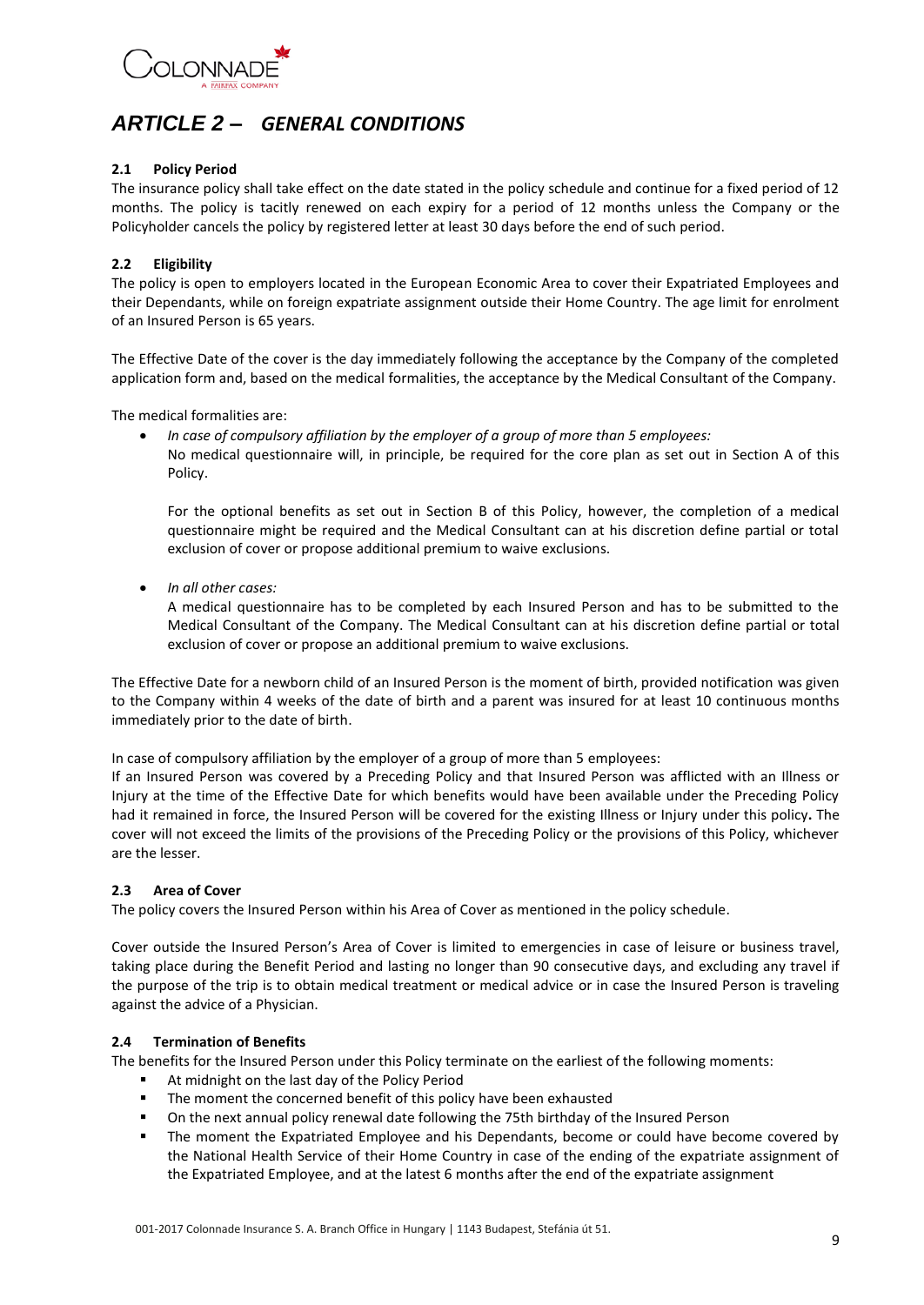# *ARTICLE 2 – GENERAL CONDITIONS*

### 2.1 Policy Period

The insurance policy shall take effect on the date stated in the policy schedule and continue for a fixed period of 12 months. The policy is tacitly renewed on each expiry for a period of 12 months unless the Company or the Policyholder cancels the policy by registered letter at least 30 days before the end of such period.

### 2.2 Eligibility

The policy is open to employers located in the European Economic Area to cover their Expatriated Employees and their Dependants, while on foreign expatriate assignment outside their Home Country. The age limit for enrolment of an Insured Person is 65 years.

The Effective Date of the cover is the day immediately following the acceptance by the Company of the completed application form and, based on the medical formalities, the acceptance by the Medical Consultant of the Company.

The medical formalities are:

- *In case of compulsory affiliation by the employer of a group of more than 5 employees:*
  No medical questionnaire will, in principle, be required for the core plan as set out in Section A of this Policy.

  For the optional benefits as set out in Section B of this Policy, however, the completion of a medical questionnaire might be required and the Medical Consultant can at his discretion define partial or total exclusion of cover or propose additional premium to waive exclusions.

- *In all other cases:*
  A medical questionnaire has to be completed by each Insured Person and has to be submitted to the Medical Consultant of the Company. The Medical Consultant can at his discretion define partial or total exclusion of cover or propose an additional premium to waive exclusions.

The Effective Date for a newborn child of an Insured Person is the moment of birth, provided notification was given to the Company within 4 weeks of the date of birth and a parent was insured for at least 10 continuous months immediately prior to the date of birth.

In case of compulsory affiliation by the employer of a group of more than 5 employees:
If an Insured Person was covered by a Preceding Policy and that Insured Person was afflicted with an Illness or Injury at the time of the Effective Date for which benefits would have been available under the Preceding Policy had it remained in force, the Insured Person will be covered for the existing Illness or Injury under this policy**.** The cover will not exceed the limits of the provisions of the Preceding Policy or the provisions of this Policy, whichever are the lesser.

### 2.3 Area of Cover

The policy covers the Insured Person within his Area of Cover as mentioned in the policy schedule.

Cover outside the Insured Person's Area of Cover is limited to emergencies in case of leisure or business travel, taking place during the Benefit Period and lasting no longer than 90 consecutive days, and excluding any travel if the purpose of the trip is to obtain medical treatment or medical advice or in case the Insured Person is traveling against the advice of a Physician.

### 2.4 Termination of Benefits

The benefits for the Insured Person under this Policy terminate on the earliest of the following moments:

- At midnight on the last day of the Policy Period
- The moment the concerned benefit of this policy have been exhausted
- On the next annual policy renewal date following the 75th birthday of the Insured Person
- The moment the Expatriated Employee and his Dependants, become or could have become covered by the National Health Service of their Home Country in case of the ending of the expatriate assignment of the Expatriated Employee, and at the latest 6 months after the end of the expatriate assignment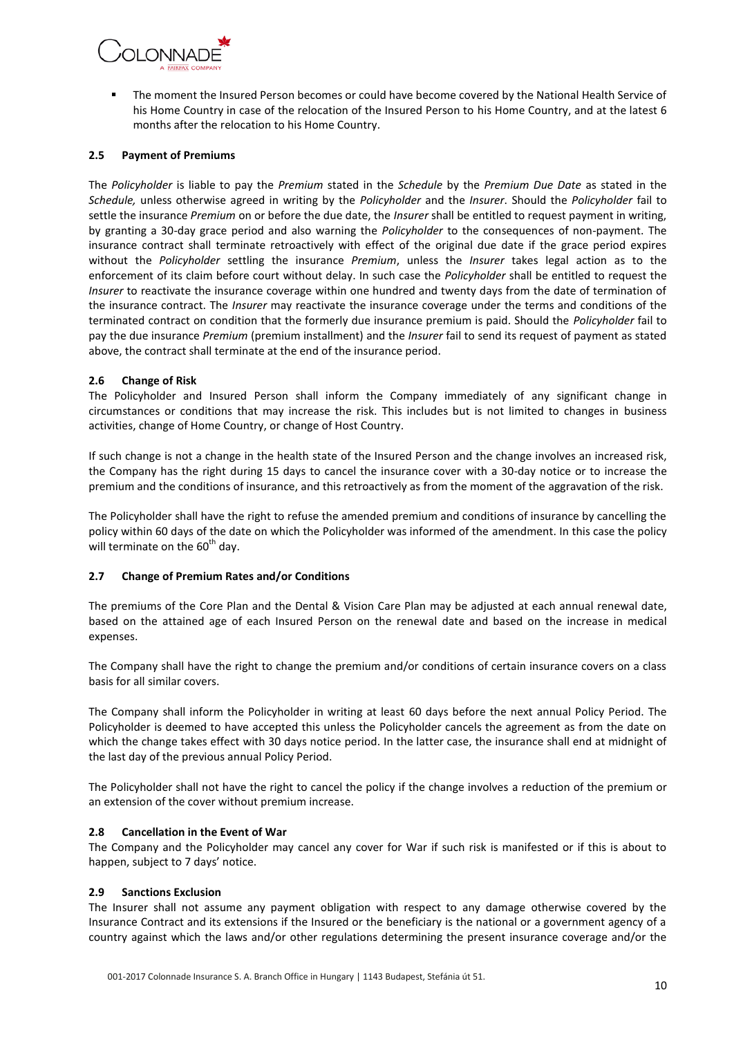- The moment the Insured Person becomes or could have become covered by the National Health Service of his Home Country in case of the relocation of the Insured Person to his Home Country, and at the latest 6 months after the relocation to his Home Country.

## 2.5 Payment of Premiums

The *Policyholder* is liable to pay the *Premium* stated in the *Schedule* by the *Premium Due Date* as stated in the *Schedule,* unless otherwise agreed in writing by the *Policyholder* and the *Insurer*. Should the *Policyholder* fail to settle the insurance *Premium* on or before the due date, the *Insurer* shall be entitled to request payment in writing, by granting a 30-day grace period and also warning the *Policyholder* to the consequences of non-payment. The insurance contract shall terminate retroactively with effect of the original due date if the grace period expires without the *Policyholder* settling the insurance *Premium*, unless the *Insurer* takes legal action as to the enforcement of its claim before court without delay. In such case the *Policyholder* shall be entitled to request the *Insurer* to reactivate the insurance coverage within one hundred and twenty days from the date of termination of the insurance contract. The *Insurer* may reactivate the insurance coverage under the terms and conditions of the terminated contract on condition that the formerly due insurance premium is paid. Should the *Policyholder* fail to pay the due insurance *Premium* (premium installment) and the *Insurer* fail to send its request of payment as stated above, the contract shall terminate at the end of the insurance period.

## 2.6 Change of Risk

The Policyholder and Insured Person shall inform the Company immediately of any significant change in circumstances or conditions that may increase the risk. This includes but is not limited to changes in business activities, change of Home Country, or change of Host Country.

If such change is not a change in the health state of the Insured Person and the change involves an increased risk, the Company has the right during 15 days to cancel the insurance cover with a 30-day notice or to increase the premium and the conditions of insurance, and this retroactively as from the moment of the aggravation of the risk.

The Policyholder shall have the right to refuse the amended premium and conditions of insurance by cancelling the policy within 60 days of the date on which the Policyholder was informed of the amendment. In this case the policy will terminate on the 60th day.

## 2.7 Change of Premium Rates and/or Conditions

The premiums of the Core Plan and the Dental & Vision Care Plan may be adjusted at each annual renewal date, based on the attained age of each Insured Person on the renewal date and based on the increase in medical expenses.

The Company shall have the right to change the premium and/or conditions of certain insurance covers on a class basis for all similar covers.

The Company shall inform the Policyholder in writing at least 60 days before the next annual Policy Period. The Policyholder is deemed to have accepted this unless the Policyholder cancels the agreement as from the date on which the change takes effect with 30 days notice period. In the latter case, the insurance shall end at midnight of the last day of the previous annual Policy Period.

The Policyholder shall not have the right to cancel the policy if the change involves a reduction of the premium or an extension of the cover without premium increase.

## 2.8 Cancellation in the Event of War

The Company and the Policyholder may cancel any cover for War if such risk is manifested or if this is about to happen, subject to 7 days' notice.

## 2.9 Sanctions Exclusion

The Insurer shall not assume any payment obligation with respect to any damage otherwise covered by the Insurance Contract and its extensions if the Insured or the beneficiary is the national or a government agency of a country against which the laws and/or other regulations determining the present insurance coverage and/or the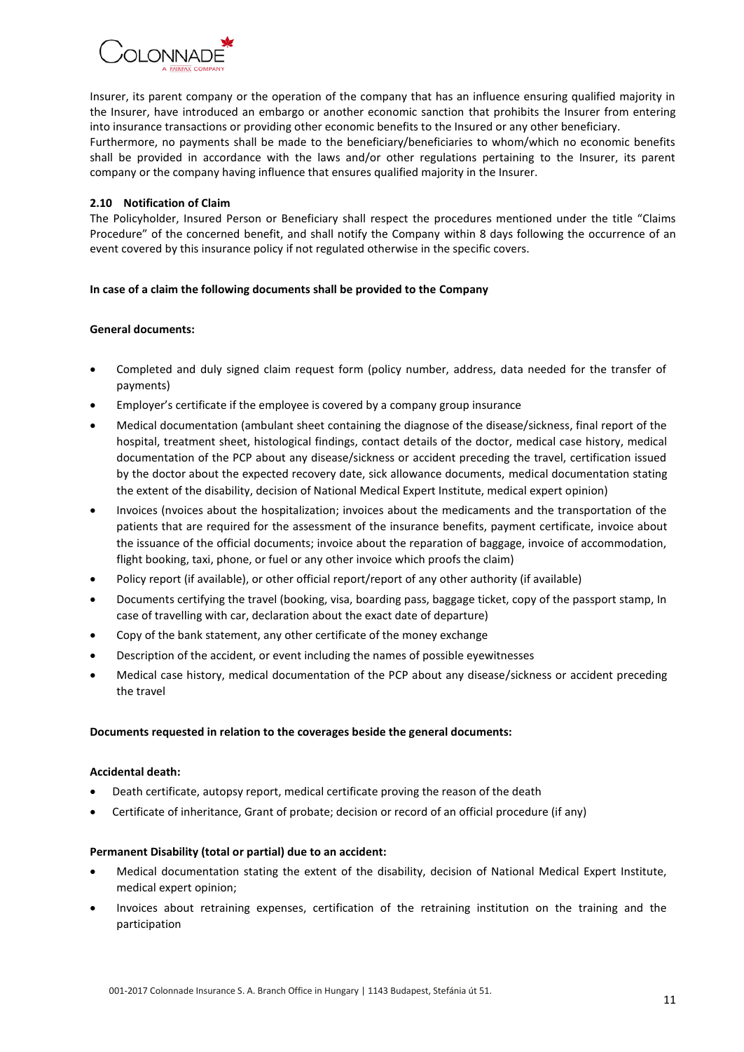Insurer, its parent company or the operation of the company that has an influence ensuring qualified majority in the Insurer, have introduced an embargo or another economic sanction that prohibits the Insurer from entering into insurance transactions or providing other economic benefits to the Insured or any other beneficiary.

Furthermore, no payments shall be made to the beneficiary/beneficiaries to whom/which no economic benefits shall be provided in accordance with the laws and/or other regulations pertaining to the Insurer, its parent company or the company having influence that ensures qualified majority in the Insurer.

### 2.10 Notification of Claim

The Policyholder, Insured Person or Beneficiary shall respect the procedures mentioned under the title "Claims Procedure" of the concerned benefit, and shall notify the Company within 8 days following the occurrence of an event covered by this insurance policy if not regulated otherwise in the specific covers.

**In case of a claim the following documents shall be provided to the Company**

**General documents:**

- Completed and duly signed claim request form (policy number, address, data needed for the transfer of payments)
- Employer's certificate if the employee is covered by a company group insurance
- Medical documentation (ambulant sheet containing the diagnose of the disease/sickness, final report of the hospital, treatment sheet, histological findings, contact details of the doctor, medical case history, medical documentation of the PCP about any disease/sickness or accident preceding the travel, certification issued by the doctor about the expected recovery date, sick allowance documents, medical documentation stating the extent of the disability, decision of National Medical Expert Institute, medical expert opinion)
- Invoices (nvoices about the hospitalization; invoices about the medicaments and the transportation of the patients that are required for the assessment of the insurance benefits, payment certificate, invoice about the issuance of the official documents; invoice about the reparation of baggage, invoice of accommodation, flight booking, taxi, phone, or fuel or any other invoice which proofs the claim)
- Policy report (if available), or other official report/report of any other authority (if available)
- Documents certifying the travel (booking, visa, boarding pass, baggage ticket, copy of the passport stamp, In case of travelling with car, declaration about the exact date of departure)
- Copy of the bank statement, any other certificate of the money exchange
- Description of the accident, or event including the names of possible eyewitnesses
- Medical case history, medical documentation of the PCP about any disease/sickness or accident preceding the travel

**Documents requested in relation to the coverages beside the general documents:**

**Accidental death:**

- Death certificate, autopsy report, medical certificate proving the reason of the death
- Certificate of inheritance, Grant of probate; decision or record of an official procedure (if any)

**Permanent Disability (total or partial) due to an accident:**

- Medical documentation stating the extent of the disability, decision of National Medical Expert Institute, medical expert opinion;
- Invoices about retraining expenses, certification of the retraining institution on the training and the participation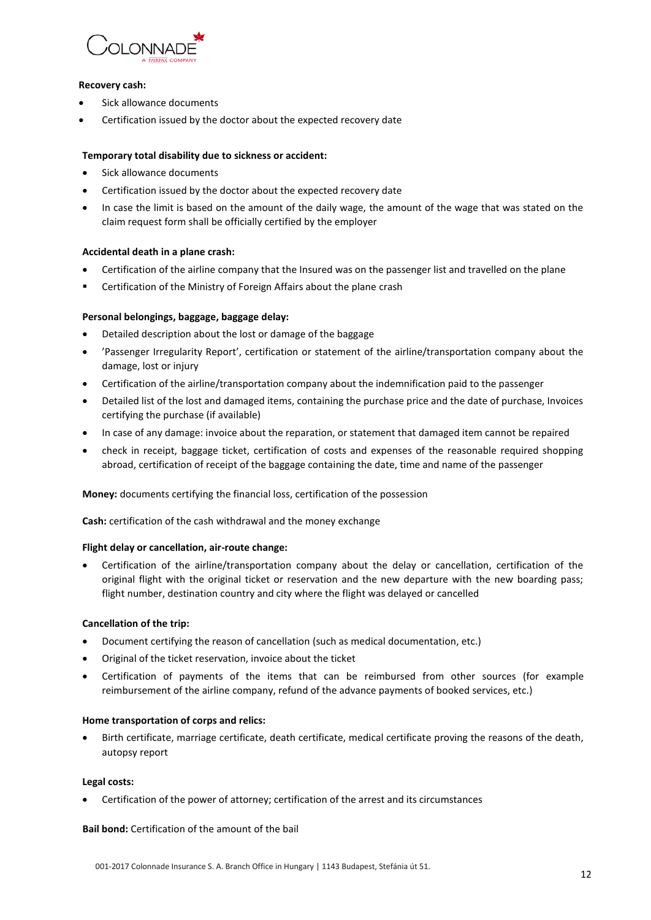**Recovery cash:**

- Sick allowance documents
- Certification issued by the doctor about the expected recovery date

**Temporary total disability due to sickness or accident:**

- Sick allowance documents
- Certification issued by the doctor about the expected recovery date
- In case the limit is based on the amount of the daily wage, the amount of the wage that was stated on the claim request form shall be officially certified by the employer

**Accidental death in a plane crash:**

- Certification of the airline company that the Insured was on the passenger list and travelled on the plane
- Certification of the Ministry of Foreign Affairs about the plane crash

**Personal belongings, baggage, baggage delay:**

- Detailed description about the lost or damage of the baggage
- 'Passenger Irregularity Report', certification or statement of the airline/transportation company about the damage, lost or injury
- Certification of the airline/transportation company about the indemnification paid to the passenger
- Detailed list of the lost and damaged items, containing the purchase price and the date of purchase, Invoices certifying the purchase (if available)
- In case of any damage: invoice about the reparation, or statement that damaged item cannot be repaired
- check in receipt, baggage ticket, certification of costs and expenses of the reasonable required shopping abroad, certification of receipt of the baggage containing the date, time and name of the passenger

**Money:** documents certifying the financial loss, certification of the possession

**Cash:** certification of the cash withdrawal and the money exchange

**Flight delay or cancellation, air-route change:**

- Certification of the airline/transportation company about the delay or cancellation, certification of the original flight with the original ticket or reservation and the new departure with the new boarding pass; flight number, destination country and city where the flight was delayed or cancelled

**Cancellation of the trip:**

- Document certifying the reason of cancellation (such as medical documentation, etc.)
- Original of the ticket reservation, invoice about the ticket
- Certification of payments of the items that can be reimbursed from other sources (for example reimbursement of the airline company, refund of the advance payments of booked services, etc.)

**Home transportation of corps and relics:**

- Birth certificate, marriage certificate, death certificate, medical certificate proving the reasons of the death, autopsy report

**Legal costs:**

- Certification of the power of attorney; certification of the arrest and its circumstances

**Bail bond:** Certification of the amount of the bail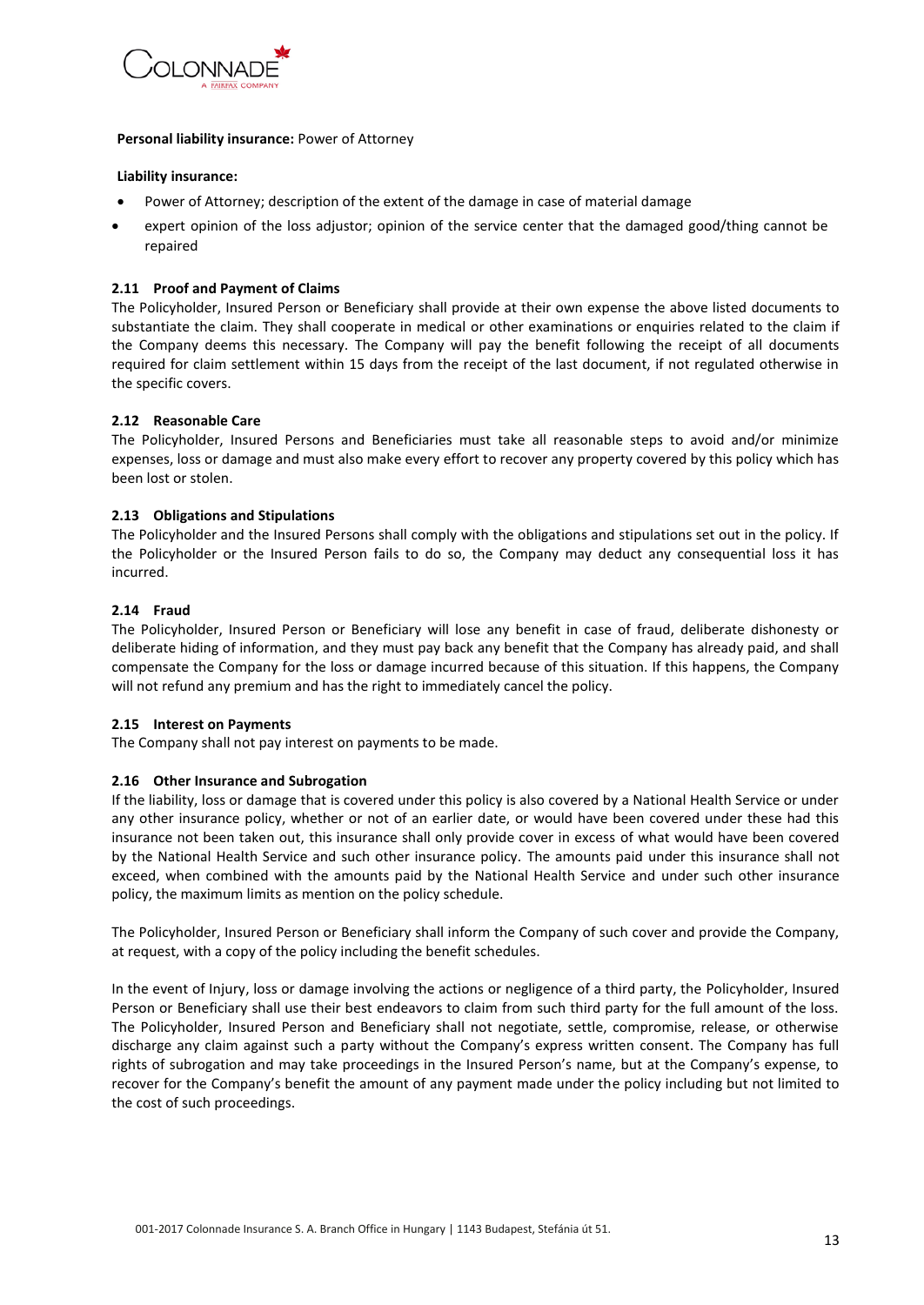**Personal liability insurance:** Power of Attorney

**Liability insurance:**

- Power of Attorney; description of the extent of the damage in case of material damage
- expert opinion of the loss adjustor; opinion of the service center that the damaged good/thing cannot be repaired

### 2.11 Proof and Payment of Claims

The Policyholder, Insured Person or Beneficiary shall provide at their own expense the above listed documents to substantiate the claim. They shall cooperate in medical or other examinations or enquiries related to the claim if the Company deems this necessary. The Company will pay the benefit following the receipt of all documents required for claim settlement within 15 days from the receipt of the last document, if not regulated otherwise in the specific covers.

### 2.12 Reasonable Care

The Policyholder, Insured Persons and Beneficiaries must take all reasonable steps to avoid and/or minimize expenses, loss or damage and must also make every effort to recover any property covered by this policy which has been lost or stolen.

### 2.13 Obligations and Stipulations

The Policyholder and the Insured Persons shall comply with the obligations and stipulations set out in the policy. If the Policyholder or the Insured Person fails to do so, the Company may deduct any consequential loss it has incurred.

### 2.14 Fraud

The Policyholder, Insured Person or Beneficiary will lose any benefit in case of fraud, deliberate dishonesty or deliberate hiding of information, and they must pay back any benefit that the Company has already paid, and shall compensate the Company for the loss or damage incurred because of this situation. If this happens, the Company will not refund any premium and has the right to immediately cancel the policy.

### 2.15 Interest on Payments

The Company shall not pay interest on payments to be made.

### 2.16 Other Insurance and Subrogation

If the liability, loss or damage that is covered under this policy is also covered by a National Health Service or under any other insurance policy, whether or not of an earlier date, or would have been covered under these had this insurance not been taken out, this insurance shall only provide cover in excess of what would have been covered by the National Health Service and such other insurance policy. The amounts paid under this insurance shall not exceed, when combined with the amounts paid by the National Health Service and under such other insurance policy, the maximum limits as mention on the policy schedule.

The Policyholder, Insured Person or Beneficiary shall inform the Company of such cover and provide the Company, at request, with a copy of the policy including the benefit schedules.

In the event of Injury, loss or damage involving the actions or negligence of a third party, the Policyholder, Insured Person or Beneficiary shall use their best endeavors to claim from such third party for the full amount of the loss. The Policyholder, Insured Person and Beneficiary shall not negotiate, settle, compromise, release, or otherwise discharge any claim against such a party without the Company's express written consent. The Company has full rights of subrogation and may take proceedings in the Insured Person's name, but at the Company's expense, to recover for the Company's benefit the amount of any payment made under the policy including but not limited to the cost of such proceedings.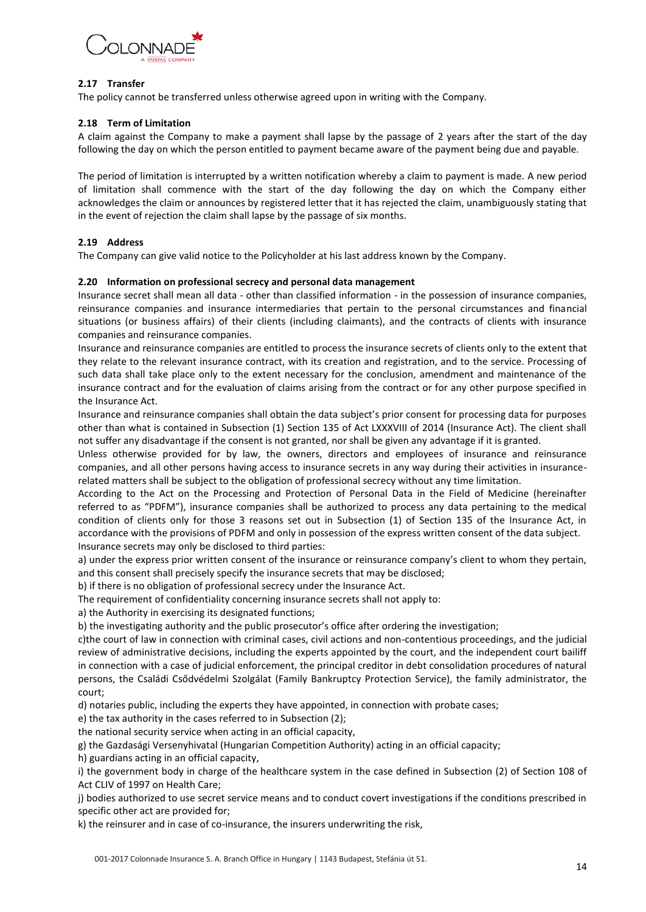### 2.17 Transfer

The policy cannot be transferred unless otherwise agreed upon in writing with the Company.

### 2.18 Term of Limitation

A claim against the Company to make a payment shall lapse by the passage of 2 years after the start of the day following the day on which the person entitled to payment became aware of the payment being due and payable.

The period of limitation is interrupted by a written notification whereby a claim to payment is made. A new period of limitation shall commence with the start of the day following the day on which the Company either acknowledges the claim or announces by registered letter that it has rejected the claim, unambiguously stating that in the event of rejection the claim shall lapse by the passage of six months.

### 2.19 Address

The Company can give valid notice to the Policyholder at his last address known by the Company.

### 2.20 Information on professional secrecy and personal data management

Insurance secret shall mean all data - other than classified information - in the possession of insurance companies, reinsurance companies and insurance intermediaries that pertain to the personal circumstances and financial situations (or business affairs) of their clients (including claimants), and the contracts of clients with insurance companies and reinsurance companies.

Insurance and reinsurance companies are entitled to process the insurance secrets of clients only to the extent that they relate to the relevant insurance contract, with its creation and registration, and to the service. Processing of such data shall take place only to the extent necessary for the conclusion, amendment and maintenance of the insurance contract and for the evaluation of claims arising from the contract or for any other purpose specified in the Insurance Act.

Insurance and reinsurance companies shall obtain the data subject's prior consent for processing data for purposes other than what is contained in Subsection (1) Section 135 of Act LXXXVIII of 2014 (Insurance Act). The client shall not suffer any disadvantage if the consent is not granted, nor shall be given any advantage if it is granted.

Unless otherwise provided for by law, the owners, directors and employees of insurance and reinsurance companies, and all other persons having access to insurance secrets in any way during their activities in insurance-related matters shall be subject to the obligation of professional secrecy without any time limitation.

According to the Act on the Processing and Protection of Personal Data in the Field of Medicine (hereinafter referred to as "PDFM"), insurance companies shall be authorized to process any data pertaining to the medical condition of clients only for those 3 reasons set out in Subsection (1) of Section 135 of the Insurance Act, in accordance with the provisions of PDFM and only in possession of the express written consent of the data subject.

Insurance secrets may only be disclosed to third parties:

a) under the express prior written consent of the insurance or reinsurance company's client to whom they pertain, and this consent shall precisely specify the insurance secrets that may be disclosed;

b) if there is no obligation of professional secrecy under the Insurance Act.

The requirement of confidentiality concerning insurance secrets shall not apply to:

a) the Authority in exercising its designated functions;

b) the investigating authority and the public prosecutor's office after ordering the investigation;

c)the court of law in connection with criminal cases, civil actions and non-contentious proceedings, and the judicial review of administrative decisions, including the experts appointed by the court, and the independent court bailiff in connection with a case of judicial enforcement, the principal creditor in debt consolidation procedures of natural persons, the Családi Csődvédelmi Szolgálat (Family Bankruptcy Protection Service), the family administrator, the court;

d) notaries public, including the experts they have appointed, in connection with probate cases;

e) the tax authority in the cases referred to in Subsection (2);

the national security service when acting in an official capacity,

g) the Gazdasági Versenyhivatal (Hungarian Competition Authority) acting in an official capacity;

h) guardians acting in an official capacity,

i) the government body in charge of the healthcare system in the case defined in Subsection (2) of Section 108 of Act CLIV of 1997 on Health Care;

j) bodies authorized to use secret service means and to conduct covert investigations if the conditions prescribed in specific other act are provided for;

k) the reinsurer and in case of co-insurance, the insurers underwriting the risk,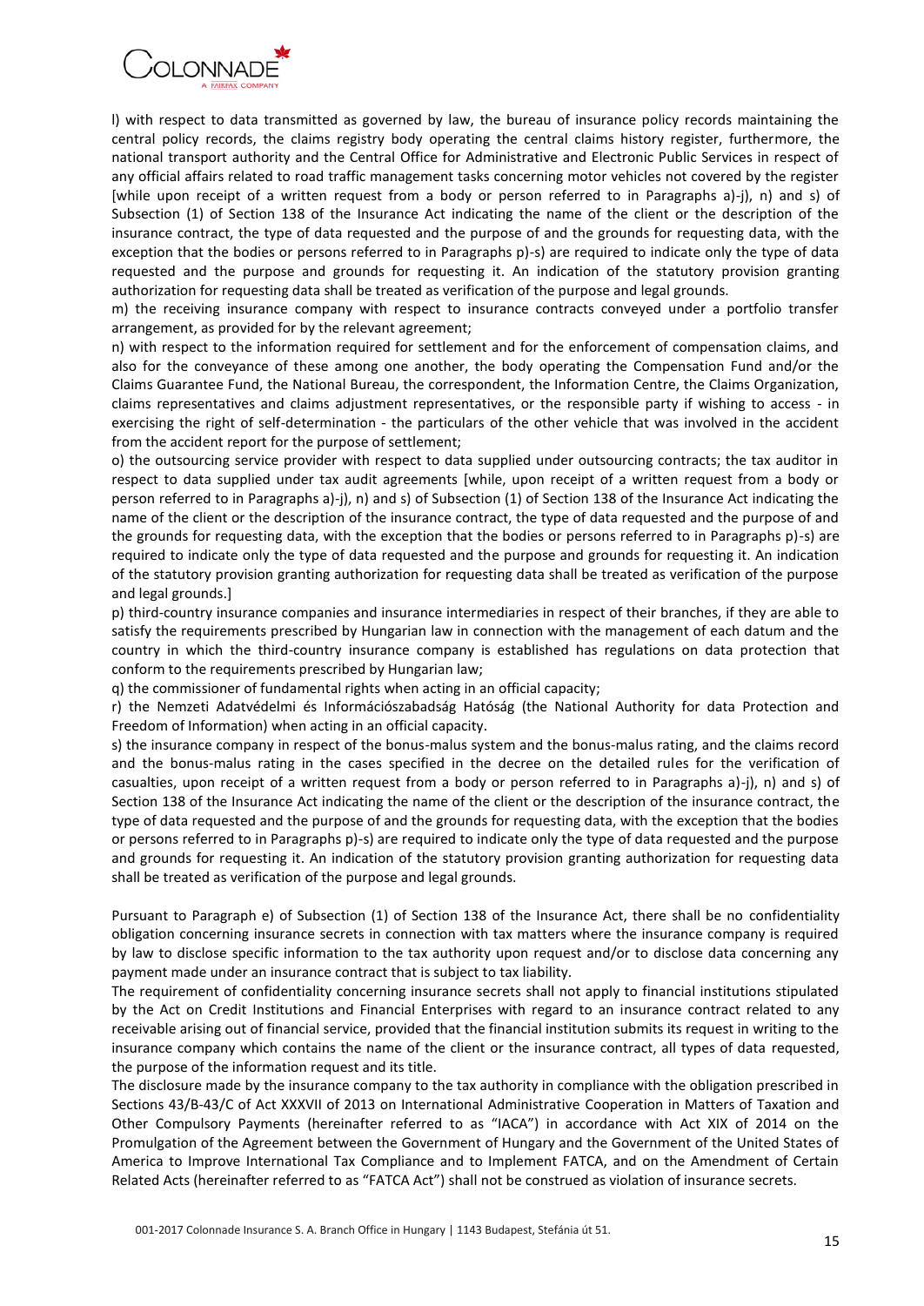l) with respect to data transmitted as governed by law, the bureau of insurance policy records maintaining the central policy records, the claims registry body operating the central claims history register, furthermore, the national transport authority and the Central Office for Administrative and Electronic Public Services in respect of any official affairs related to road traffic management tasks concerning motor vehicles not covered by the register [while upon receipt of a written request from a body or person referred to in Paragraphs a)-j), n) and s) of Subsection (1) of Section 138 of the Insurance Act indicating the name of the client or the description of the insurance contract, the type of data requested and the purpose of and the grounds for requesting data, with the exception that the bodies or persons referred to in Paragraphs p)-s) are required to indicate only the type of data requested and the purpose and grounds for requesting it. An indication of the statutory provision granting authorization for requesting data shall be treated as verification of the purpose and legal grounds.

m) the receiving insurance company with respect to insurance contracts conveyed under a portfolio transfer arrangement, as provided for by the relevant agreement;

n) with respect to the information required for settlement and for the enforcement of compensation claims, and also for the conveyance of these among one another, the body operating the Compensation Fund and/or the Claims Guarantee Fund, the National Bureau, the correspondent, the Information Centre, the Claims Organization, claims representatives and claims adjustment representatives, or the responsible party if wishing to access - in exercising the right of self-determination - the particulars of the other vehicle that was involved in the accident from the accident report for the purpose of settlement;

o) the outsourcing service provider with respect to data supplied under outsourcing contracts; the tax auditor in respect to data supplied under tax audit agreements [while, upon receipt of a written request from a body or person referred to in Paragraphs a)-j), n) and s) of Subsection (1) of Section 138 of the Insurance Act indicating the name of the client or the description of the insurance contract, the type of data requested and the purpose of and the grounds for requesting data, with the exception that the bodies or persons referred to in Paragraphs p)-s) are required to indicate only the type of data requested and the purpose and grounds for requesting it. An indication of the statutory provision granting authorization for requesting data shall be treated as verification of the purpose and legal grounds.]

p) third-country insurance companies and insurance intermediaries in respect of their branches, if they are able to satisfy the requirements prescribed by Hungarian law in connection with the management of each datum and the country in which the third-country insurance company is established has regulations on data protection that conform to the requirements prescribed by Hungarian law;

q) the commissioner of fundamental rights when acting in an official capacity;

r) the Nemzeti Adatvédelmi és Információszabadság Hatóság (the National Authority for data Protection and Freedom of Information) when acting in an official capacity.

s) the insurance company in respect of the bonus-malus system and the bonus-malus rating, and the claims record and the bonus-malus rating in the cases specified in the decree on the detailed rules for the verification of casualties, upon receipt of a written request from a body or person referred to in Paragraphs a)-j), n) and s) of Section 138 of the Insurance Act indicating the name of the client or the description of the insurance contract, the type of data requested and the purpose of and the grounds for requesting data, with the exception that the bodies or persons referred to in Paragraphs p)-s) are required to indicate only the type of data requested and the purpose and grounds for requesting it. An indication of the statutory provision granting authorization for requesting data shall be treated as verification of the purpose and legal grounds.

Pursuant to Paragraph e) of Subsection (1) of Section 138 of the Insurance Act, there shall be no confidentiality obligation concerning insurance secrets in connection with tax matters where the insurance company is required by law to disclose specific information to the tax authority upon request and/or to disclose data concerning any payment made under an insurance contract that is subject to tax liability.

The requirement of confidentiality concerning insurance secrets shall not apply to financial institutions stipulated by the Act on Credit Institutions and Financial Enterprises with regard to an insurance contract related to any receivable arising out of financial service, provided that the financial institution submits its request in writing to the insurance company which contains the name of the client or the insurance contract, all types of data requested, the purpose of the information request and its title.

The disclosure made by the insurance company to the tax authority in compliance with the obligation prescribed in Sections 43/B-43/C of Act XXXVII of 2013 on International Administrative Cooperation in Matters of Taxation and Other Compulsory Payments (hereinafter referred to as "IACA") in accordance with Act XIX of 2014 on the Promulgation of the Agreement between the Government of Hungary and the Government of the United States of America to Improve International Tax Compliance and to Implement FATCA, and on the Amendment of Certain Related Acts (hereinafter referred to as "FATCA Act") shall not be construed as violation of insurance secrets.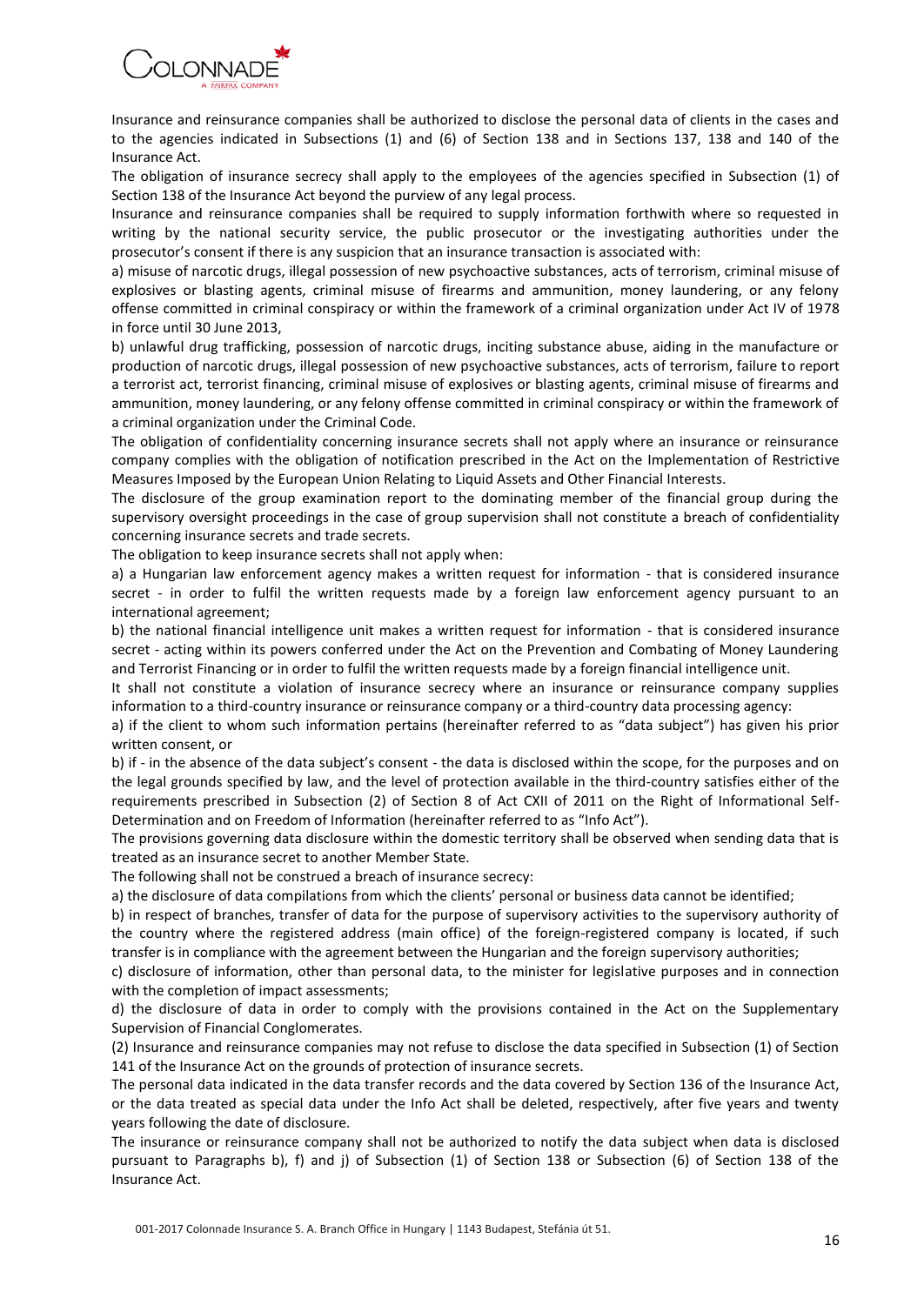Insurance and reinsurance companies shall be authorized to disclose the personal data of clients in the cases and to the agencies indicated in Subsections (1) and (6) of Section 138 and in Sections 137, 138 and 140 of the Insurance Act.

The obligation of insurance secrecy shall apply to the employees of the agencies specified in Subsection (1) of Section 138 of the Insurance Act beyond the purview of any legal process.

Insurance and reinsurance companies shall be required to supply information forthwith where so requested in writing by the national security service, the public prosecutor or the investigating authorities under the prosecutor's consent if there is any suspicion that an insurance transaction is associated with:

a) misuse of narcotic drugs, illegal possession of new psychoactive substances, acts of terrorism, criminal misuse of explosives or blasting agents, criminal misuse of firearms and ammunition, money laundering, or any felony offense committed in criminal conspiracy or within the framework of a criminal organization under Act IV of 1978 in force until 30 June 2013,

b) unlawful drug trafficking, possession of narcotic drugs, inciting substance abuse, aiding in the manufacture or production of narcotic drugs, illegal possession of new psychoactive substances, acts of terrorism, failure to report a terrorist act, terrorist financing, criminal misuse of explosives or blasting agents, criminal misuse of firearms and ammunition, money laundering, or any felony offense committed in criminal conspiracy or within the framework of a criminal organization under the Criminal Code.

The obligation of confidentiality concerning insurance secrets shall not apply where an insurance or reinsurance company complies with the obligation of notification prescribed in the Act on the Implementation of Restrictive Measures Imposed by the European Union Relating to Liquid Assets and Other Financial Interests.

The disclosure of the group examination report to the dominating member of the financial group during the supervisory oversight proceedings in the case of group supervision shall not constitute a breach of confidentiality concerning insurance secrets and trade secrets.

The obligation to keep insurance secrets shall not apply when:

a) a Hungarian law enforcement agency makes a written request for information - that is considered insurance secret - in order to fulfil the written requests made by a foreign law enforcement agency pursuant to an international agreement;

b) the national financial intelligence unit makes a written request for information - that is considered insurance secret - acting within its powers conferred under the Act on the Prevention and Combating of Money Laundering and Terrorist Financing or in order to fulfil the written requests made by a foreign financial intelligence unit.

It shall not constitute a violation of insurance secrecy where an insurance or reinsurance company supplies information to a third-country insurance or reinsurance company or a third-country data processing agency:

a) if the client to whom such information pertains (hereinafter referred to as "data subject") has given his prior written consent, or

b) if - in the absence of the data subject's consent - the data is disclosed within the scope, for the purposes and on the legal grounds specified by law, and the level of protection available in the third-country satisfies either of the requirements prescribed in Subsection (2) of Section 8 of Act CXII of 2011 on the Right of Informational Self-Determination and on Freedom of Information (hereinafter referred to as "Info Act").

The provisions governing data disclosure within the domestic territory shall be observed when sending data that is treated as an insurance secret to another Member State.

The following shall not be construed a breach of insurance secrecy:

a) the disclosure of data compilations from which the clients' personal or business data cannot be identified;

b) in respect of branches, transfer of data for the purpose of supervisory activities to the supervisory authority of the country where the registered address (main office) of the foreign-registered company is located, if such transfer is in compliance with the agreement between the Hungarian and the foreign supervisory authorities;

c) disclosure of information, other than personal data, to the minister for legislative purposes and in connection with the completion of impact assessments;

d) the disclosure of data in order to comply with the provisions contained in the Act on the Supplementary Supervision of Financial Conglomerates.

(2) Insurance and reinsurance companies may not refuse to disclose the data specified in Subsection (1) of Section 141 of the Insurance Act on the grounds of protection of insurance secrets.

The personal data indicated in the data transfer records and the data covered by Section 136 of the Insurance Act, or the data treated as special data under the Info Act shall be deleted, respectively, after five years and twenty years following the date of disclosure.

The insurance or reinsurance company shall not be authorized to notify the data subject when data is disclosed pursuant to Paragraphs b), f) and j) of Subsection (1) of Section 138 or Subsection (6) of Section 138 of the Insurance Act.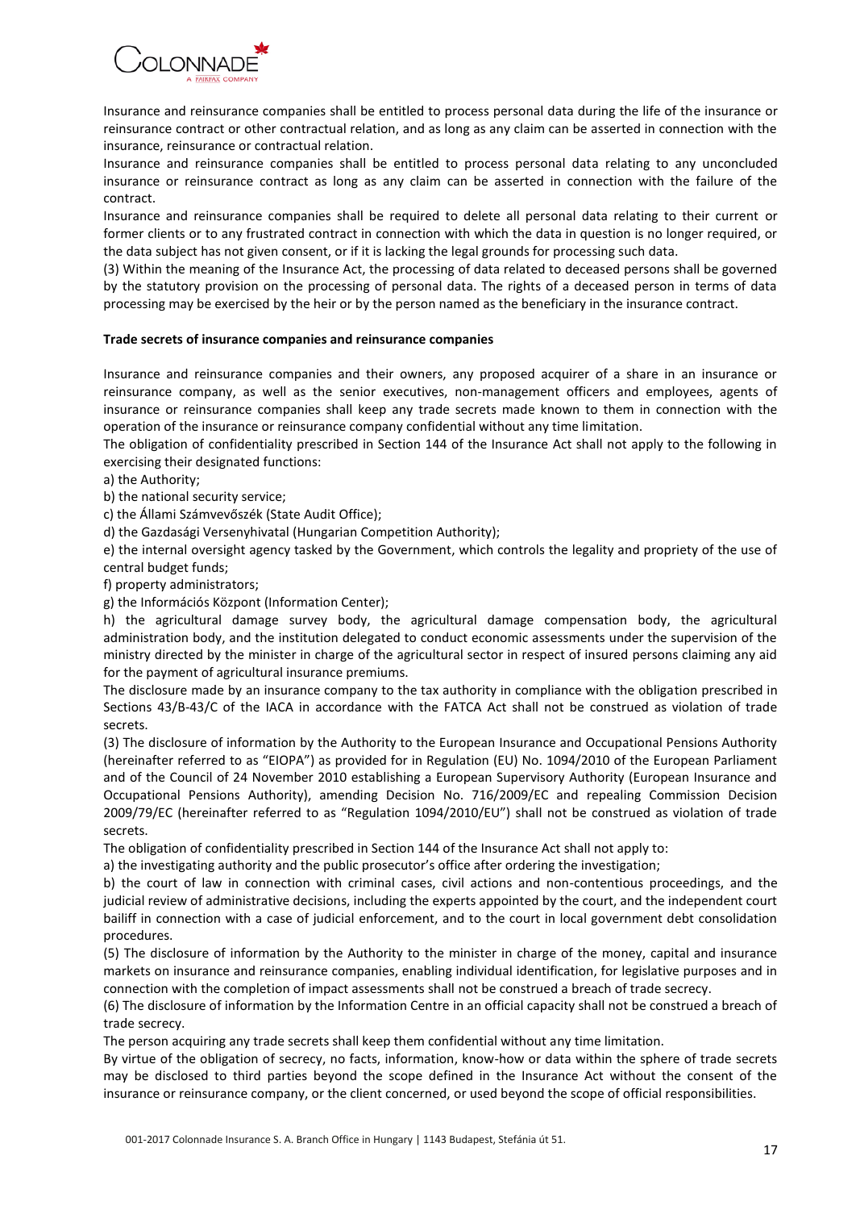Insurance and reinsurance companies shall be entitled to process personal data during the life of the insurance or reinsurance contract or other contractual relation, and as long as any claim can be asserted in connection with the insurance, reinsurance or contractual relation.

Insurance and reinsurance companies shall be entitled to process personal data relating to any unconcluded insurance or reinsurance contract as long as any claim can be asserted in connection with the failure of the contract.

Insurance and reinsurance companies shall be required to delete all personal data relating to their current or former clients or to any frustrated contract in connection with which the data in question is no longer required, or the data subject has not given consent, or if it is lacking the legal grounds for processing such data.

(3) Within the meaning of the Insurance Act, the processing of data related to deceased persons shall be governed by the statutory provision on the processing of personal data. The rights of a deceased person in terms of data processing may be exercised by the heir or by the person named as the beneficiary in the insurance contract.

**Trade secrets of insurance companies and reinsurance companies**

Insurance and reinsurance companies and their owners, any proposed acquirer of a share in an insurance or reinsurance company, as well as the senior executives, non-management officers and employees, agents of insurance or reinsurance companies shall keep any trade secrets made known to them in connection with the operation of the insurance or reinsurance company confidential without any time limitation.

The obligation of confidentiality prescribed in Section 144 of the Insurance Act shall not apply to the following in exercising their designated functions:

a) the Authority;

b) the national security service;

c) the Állami Számvevőszék (State Audit Office);

d) the Gazdasági Versenyhivatal (Hungarian Competition Authority);

e) the internal oversight agency tasked by the Government, which controls the legality and propriety of the use of central budget funds;

f) property administrators;

g) the Információs Központ (Information Center);

h) the agricultural damage survey body, the agricultural damage compensation body, the agricultural administration body, and the institution delegated to conduct economic assessments under the supervision of the ministry directed by the minister in charge of the agricultural sector in respect of insured persons claiming any aid for the payment of agricultural insurance premiums.

The disclosure made by an insurance company to the tax authority in compliance with the obligation prescribed in Sections 43/B-43/C of the IACA in accordance with the FATCA Act shall not be construed as violation of trade secrets.

(3) The disclosure of information by the Authority to the European Insurance and Occupational Pensions Authority (hereinafter referred to as "EIOPA") as provided for in Regulation (EU) No. 1094/2010 of the European Parliament and of the Council of 24 November 2010 establishing a European Supervisory Authority (European Insurance and Occupational Pensions Authority), amending Decision No. 716/2009/EC and repealing Commission Decision 2009/79/EC (hereinafter referred to as "Regulation 1094/2010/EU") shall not be construed as violation of trade secrets.

The obligation of confidentiality prescribed in Section 144 of the Insurance Act shall not apply to:

a) the investigating authority and the public prosecutor's office after ordering the investigation;

b) the court of law in connection with criminal cases, civil actions and non-contentious proceedings, and the judicial review of administrative decisions, including the experts appointed by the court, and the independent court bailiff in connection with a case of judicial enforcement, and to the court in local government debt consolidation procedures.

(5) The disclosure of information by the Authority to the minister in charge of the money, capital and insurance markets on insurance and reinsurance companies, enabling individual identification, for legislative purposes and in connection with the completion of impact assessments shall not be construed a breach of trade secrecy.

(6) The disclosure of information by the Information Centre in an official capacity shall not be construed a breach of trade secrecy.

The person acquiring any trade secrets shall keep them confidential without any time limitation.

By virtue of the obligation of secrecy, no facts, information, know-how or data within the sphere of trade secrets may be disclosed to third parties beyond the scope defined in the Insurance Act without the consent of the insurance or reinsurance company, or the client concerned, or used beyond the scope of official responsibilities.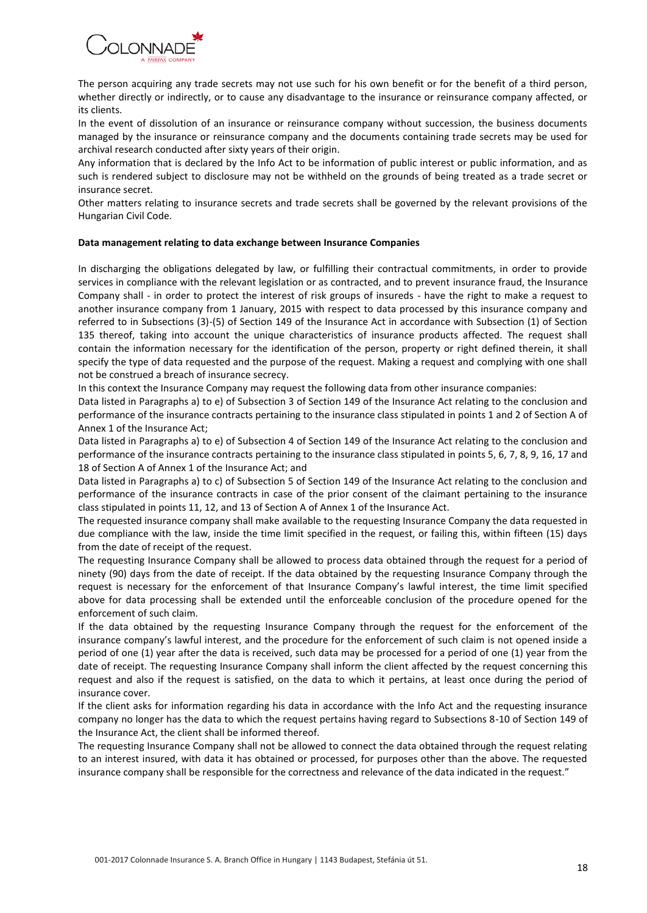The person acquiring any trade secrets may not use such for his own benefit or for the benefit of a third person, whether directly or indirectly, or to cause any disadvantage to the insurance or reinsurance company affected, or its clients.

In the event of dissolution of an insurance or reinsurance company without succession, the business documents managed by the insurance or reinsurance company and the documents containing trade secrets may be used for archival research conducted after sixty years of their origin.

Any information that is declared by the Info Act to be information of public interest or public information, and as such is rendered subject to disclosure may not be withheld on the grounds of being treated as a trade secret or insurance secret.

Other matters relating to insurance secrets and trade secrets shall be governed by the relevant provisions of the Hungarian Civil Code.

**Data management relating to data exchange between Insurance Companies**

In discharging the obligations delegated by law, or fulfilling their contractual commitments, in order to provide services in compliance with the relevant legislation or as contracted, and to prevent insurance fraud, the Insurance Company shall - in order to protect the interest of risk groups of insureds - have the right to make a request to another insurance company from 1 January, 2015 with respect to data processed by this insurance company and referred to in Subsections (3)-(5) of Section 149 of the Insurance Act in accordance with Subsection (1) of Section 135 thereof, taking into account the unique characteristics of insurance products affected. The request shall contain the information necessary for the identification of the person, property or right defined therein, it shall specify the type of data requested and the purpose of the request. Making a request and complying with one shall not be construed a breach of insurance secrecy.

In this context the Insurance Company may request the following data from other insurance companies:

Data listed in Paragraphs a) to e) of Subsection 3 of Section 149 of the Insurance Act relating to the conclusion and performance of the insurance contracts pertaining to the insurance class stipulated in points 1 and 2 of Section A of Annex 1 of the Insurance Act;

Data listed in Paragraphs a) to e) of Subsection 4 of Section 149 of the Insurance Act relating to the conclusion and performance of the insurance contracts pertaining to the insurance class stipulated in points 5, 6, 7, 8, 9, 16, 17 and 18 of Section A of Annex 1 of the Insurance Act; and

Data listed in Paragraphs a) to c) of Subsection 5 of Section 149 of the Insurance Act relating to the conclusion and performance of the insurance contracts in case of the prior consent of the claimant pertaining to the insurance class stipulated in points 11, 12, and 13 of Section A of Annex 1 of the Insurance Act.

The requested insurance company shall make available to the requesting Insurance Company the data requested in due compliance with the law, inside the time limit specified in the request, or failing this, within fifteen (15) days from the date of receipt of the request.

The requesting Insurance Company shall be allowed to process data obtained through the request for a period of ninety (90) days from the date of receipt. If the data obtained by the requesting Insurance Company through the request is necessary for the enforcement of that Insurance Company's lawful interest, the time limit specified above for data processing shall be extended until the enforceable conclusion of the procedure opened for the enforcement of such claim.

If the data obtained by the requesting Insurance Company through the request for the enforcement of the insurance company's lawful interest, and the procedure for the enforcement of such claim is not opened inside a period of one (1) year after the data is received, such data may be processed for a period of one (1) year from the date of receipt. The requesting Insurance Company shall inform the client affected by the request concerning this request and also if the request is satisfied, on the data to which it pertains, at least once during the period of insurance cover.

If the client asks for information regarding his data in accordance with the Info Act and the requesting insurance company no longer has the data to which the request pertains having regard to Subsections 8-10 of Section 149 of the Insurance Act, the client shall be informed thereof.

The requesting Insurance Company shall not be allowed to connect the data obtained through the request relating to an interest insured, with data it has obtained or processed, for purposes other than the above. The requested insurance company shall be responsible for the correctness and relevance of the data indicated in the request."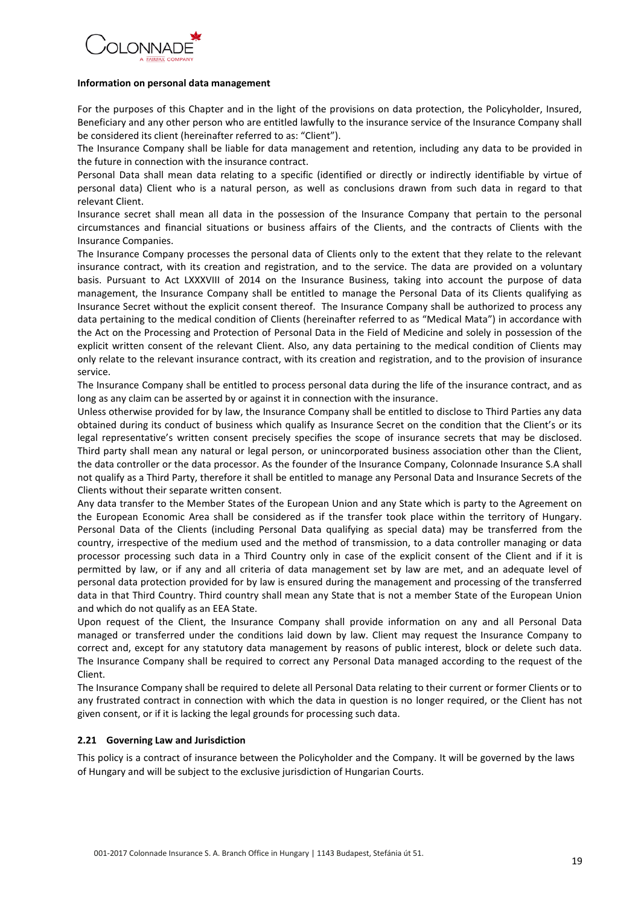**Information on personal data management**

For the purposes of this Chapter and in the light of the provisions on data protection, the Policyholder, Insured, Beneficiary and any other person who are entitled lawfully to the insurance service of the Insurance Company shall be considered its client (hereinafter referred to as: "Client").

The Insurance Company shall be liable for data management and retention, including any data to be provided in the future in connection with the insurance contract.

Personal Data shall mean data relating to a specific (identified or directly or indirectly identifiable by virtue of personal data) Client who is a natural person, as well as conclusions drawn from such data in regard to that relevant Client.

Insurance secret shall mean all data in the possession of the Insurance Company that pertain to the personal circumstances and financial situations or business affairs of the Clients, and the contracts of Clients with the Insurance Companies.

The Insurance Company processes the personal data of Clients only to the extent that they relate to the relevant insurance contract, with its creation and registration, and to the service. The data are provided on a voluntary basis. Pursuant to Act LXXXVIII of 2014 on the Insurance Business, taking into account the purpose of data management, the Insurance Company shall be entitled to manage the Personal Data of its Clients qualifying as Insurance Secret without the explicit consent thereof. The Insurance Company shall be authorized to process any data pertaining to the medical condition of Clients (hereinafter referred to as "Medical Mata") in accordance with the Act on the Processing and Protection of Personal Data in the Field of Medicine and solely in possession of the explicit written consent of the relevant Client. Also, any data pertaining to the medical condition of Clients may only relate to the relevant insurance contract, with its creation and registration, and to the provision of insurance service.

The Insurance Company shall be entitled to process personal data during the life of the insurance contract, and as long as any claim can be asserted by or against it in connection with the insurance.

Unless otherwise provided for by law, the Insurance Company shall be entitled to disclose to Third Parties any data obtained during its conduct of business which qualify as Insurance Secret on the condition that the Client's or its legal representative's written consent precisely specifies the scope of insurance secrets that may be disclosed. Third party shall mean any natural or legal person, or unincorporated business association other than the Client, the data controller or the data processor. As the founder of the Insurance Company, Colonnade Insurance S.A shall not qualify as a Third Party, therefore it shall be entitled to manage any Personal Data and Insurance Secrets of the Clients without their separate written consent.

Any data transfer to the Member States of the European Union and any State which is party to the Agreement on the European Economic Area shall be considered as if the transfer took place within the territory of Hungary. Personal Data of the Clients (including Personal Data qualifying as special data) may be transferred from the country, irrespective of the medium used and the method of transmission, to a data controller managing or data processor processing such data in a Third Country only in case of the explicit consent of the Client and if it is permitted by law, or if any and all criteria of data management set by law are met, and an adequate level of personal data protection provided for by law is ensured during the management and processing of the transferred data in that Third Country. Third country shall mean any State that is not a member State of the European Union and which do not qualify as an EEA State.

Upon request of the Client, the Insurance Company shall provide information on any and all Personal Data managed or transferred under the conditions laid down by law. Client may request the Insurance Company to correct and, except for any statutory data management by reasons of public interest, block or delete such data. The Insurance Company shall be required to correct any Personal Data managed according to the request of the Client.

The Insurance Company shall be required to delete all Personal Data relating to their current or former Clients or to any frustrated contract in connection with which the data in question is no longer required, or the Client has not given consent, or if it is lacking the legal grounds for processing such data.

### 2.21 Governing Law and Jurisdiction

This policy is a contract of insurance between the Policyholder and the Company. It will be governed by the laws of Hungary and will be subject to the exclusive jurisdiction of Hungarian Courts.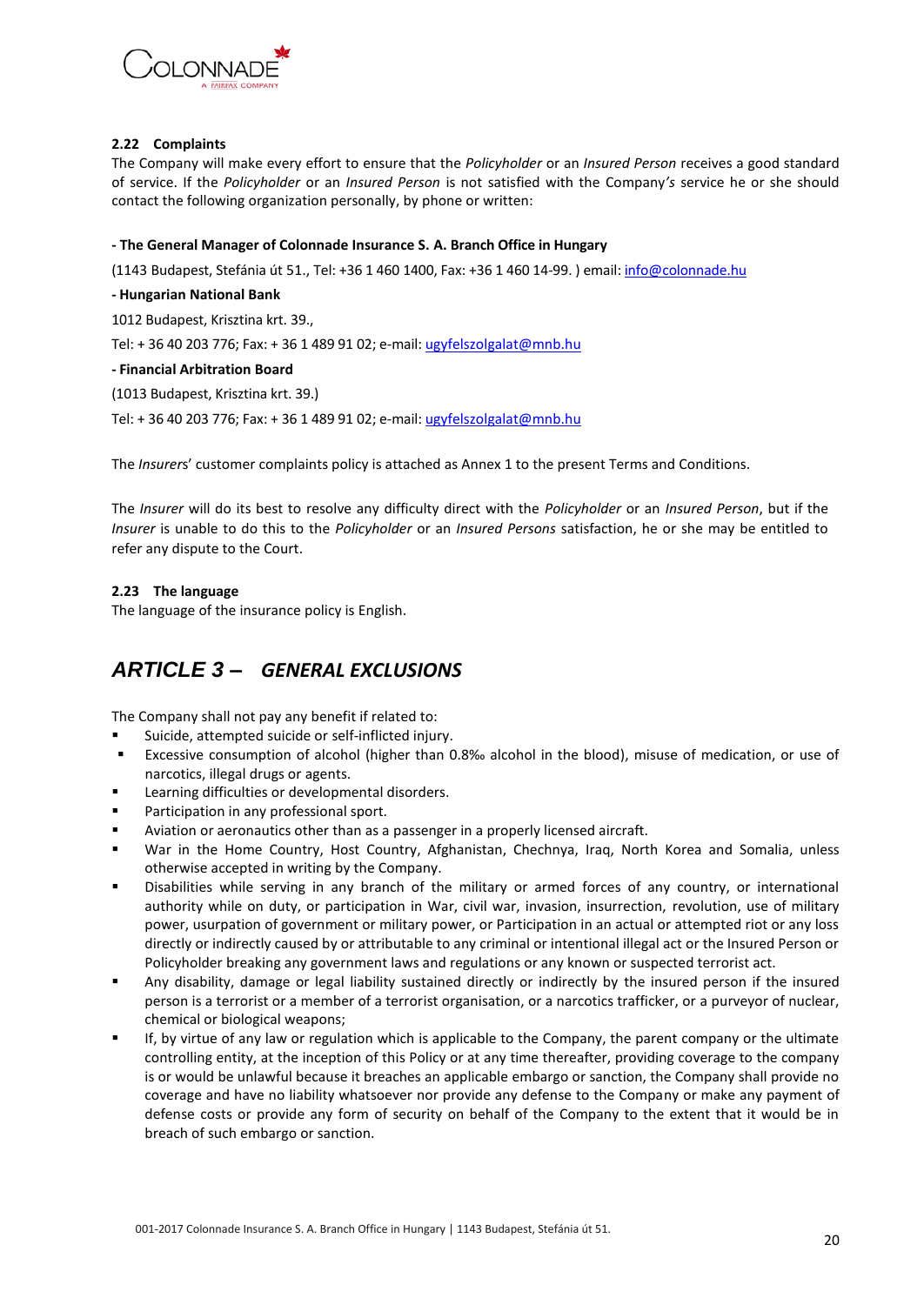### 2.22 Complaints

The Company will make every effort to ensure that the *Policyholder* or an *Insured Person* receives a good standard of service. If the *Policyholder* or an *Insured Person* is not satisfied with the Company*'s* service he or she should contact the following organization personally, by phone or written:

**- The General Manager of Colonnade Insurance S. A. Branch Office in Hungary**

(1143 Budapest, Stefánia út 51., Tel: +36 1 460 1400, Fax: +36 1 460 14-99. ) email: info@colonnade.hu

**- Hungarian National Bank**

1012 Budapest, Krisztina krt. 39.,

Tel: + 36 40 203 776; Fax: + 36 1 489 91 02; e-mail: ugyfelszolgalat@mnb.hu

**- Financial Arbitration Board**

(1013 Budapest, Krisztina krt. 39.)

Tel: + 36 40 203 776; Fax: + 36 1 489 91 02; e-mail: ugyfelszolgalat@mnb.hu

The *Insurers*' customer complaints policy is attached as Annex 1 to the present Terms and Conditions.

The *Insurer* will do its best to resolve any difficulty direct with the *Policyholder* or an *Insured Person*, but if the *Insurer* is unable to do this to the *Policyholder* or an *Insured Persons* satisfaction, he or she may be entitled to refer any dispute to the Court.

### 2.23 The language

The language of the insurance policy is English.

## *ARTICLE 3 – GENERAL EXCLUSIONS*

The Company shall not pay any benefit if related to:

- Suicide, attempted suicide or self-inflicted injury.
- Excessive consumption of alcohol (higher than 0.8‰ alcohol in the blood), misuse of medication, or use of narcotics, illegal drugs or agents.
- Learning difficulties or developmental disorders.
- Participation in any professional sport.
- Aviation or aeronautics other than as a passenger in a properly licensed aircraft.
- War in the Home Country, Host Country, Afghanistan, Chechnya, Iraq, North Korea and Somalia, unless otherwise accepted in writing by the Company.
- Disabilities while serving in any branch of the military or armed forces of any country, or international authority while on duty, or participation in War, civil war, invasion, insurrection, revolution, use of military power, usurpation of government or military power, or Participation in an actual or attempted riot or any loss directly or indirectly caused by or attributable to any criminal or intentional illegal act or the Insured Person or Policyholder breaking any government laws and regulations or any known or suspected terrorist act.
- Any disability, damage or legal liability sustained directly or indirectly by the insured person if the insured person is a terrorist or a member of a terrorist organisation, or a narcotics trafficker, or a purveyor of nuclear, chemical or biological weapons;
- If, by virtue of any law or regulation which is applicable to the Company, the parent company or the ultimate controlling entity, at the inception of this Policy or at any time thereafter, providing coverage to the company is or would be unlawful because it breaches an applicable embargo or sanction, the Company shall provide no coverage and have no liability whatsoever nor provide any defense to the Company or make any payment of defense costs or provide any form of security on behalf of the Company to the extent that it would be in breach of such embargo or sanction.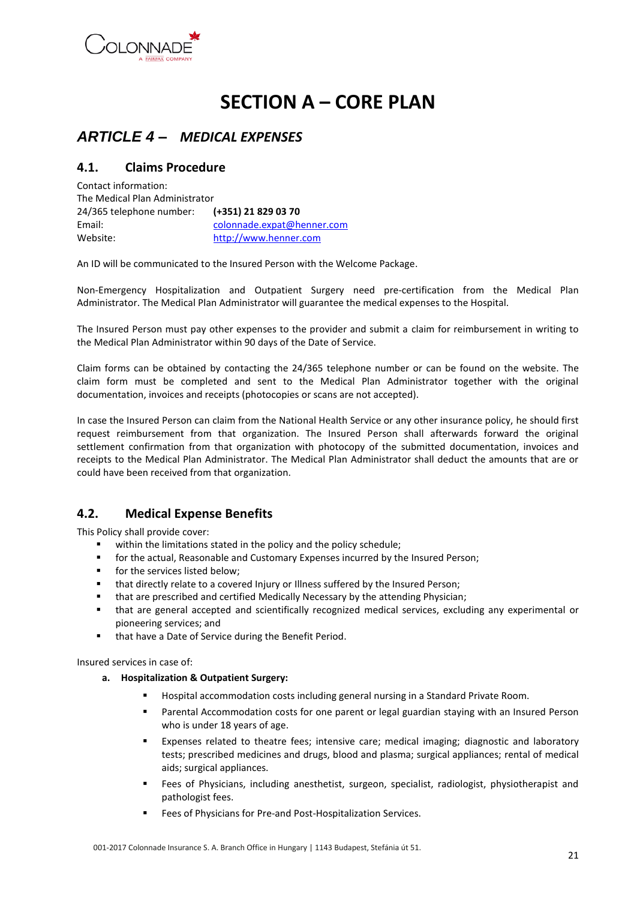# SECTION A – CORE PLAN

## *ARTICLE 4 – MEDICAL EXPENSES*

### 4.1. Claims Procedure

Contact information:
The Medical Plan Administrator
24/365 telephone number: **(+351) 21 829 03 70**
Email: colonnade.expat@henner.com
Website: http://www.henner.com

An ID will be communicated to the Insured Person with the Welcome Package.

Non-Emergency Hospitalization and Outpatient Surgery need pre-certification from the Medical Plan Administrator. The Medical Plan Administrator will guarantee the medical expenses to the Hospital.

The Insured Person must pay other expenses to the provider and submit a claim for reimbursement in writing to the Medical Plan Administrator within 90 days of the Date of Service.

Claim forms can be obtained by contacting the 24/365 telephone number or can be found on the website. The claim form must be completed and sent to the Medical Plan Administrator together with the original documentation, invoices and receipts (photocopies or scans are not accepted).

In case the Insured Person can claim from the National Health Service or any other insurance policy, he should first request reimbursement from that organization. The Insured Person shall afterwards forward the original settlement confirmation from that organization with photocopy of the submitted documentation, invoices and receipts to the Medical Plan Administrator. The Medical Plan Administrator shall deduct the amounts that are or could have been received from that organization.

### 4.2. Medical Expense Benefits

This Policy shall provide cover:

- within the limitations stated in the policy and the policy schedule;
- for the actual, Reasonable and Customary Expenses incurred by the Insured Person;
- for the services listed below;
- that directly relate to a covered Injury or Illness suffered by the Insured Person;
- that are prescribed and certified Medically Necessary by the attending Physician;
- that are general accepted and scientifically recognized medical services, excluding any experimental or pioneering services; and
- that have a Date of Service during the Benefit Period.

Insured services in case of:

**a. Hospitalization & Outpatient Surgery:**

- Hospital accommodation costs including general nursing in a Standard Private Room.
- Parental Accommodation costs for one parent or legal guardian staying with an Insured Person who is under 18 years of age.
- Expenses related to theatre fees; intensive care; medical imaging; diagnostic and laboratory tests; prescribed medicines and drugs, blood and plasma; surgical appliances; rental of medical aids; surgical appliances.
- Fees of Physicians, including anesthetist, surgeon, specialist, radiologist, physiotherapist and pathologist fees.
- Fees of Physicians for Pre-and Post-Hospitalization Services.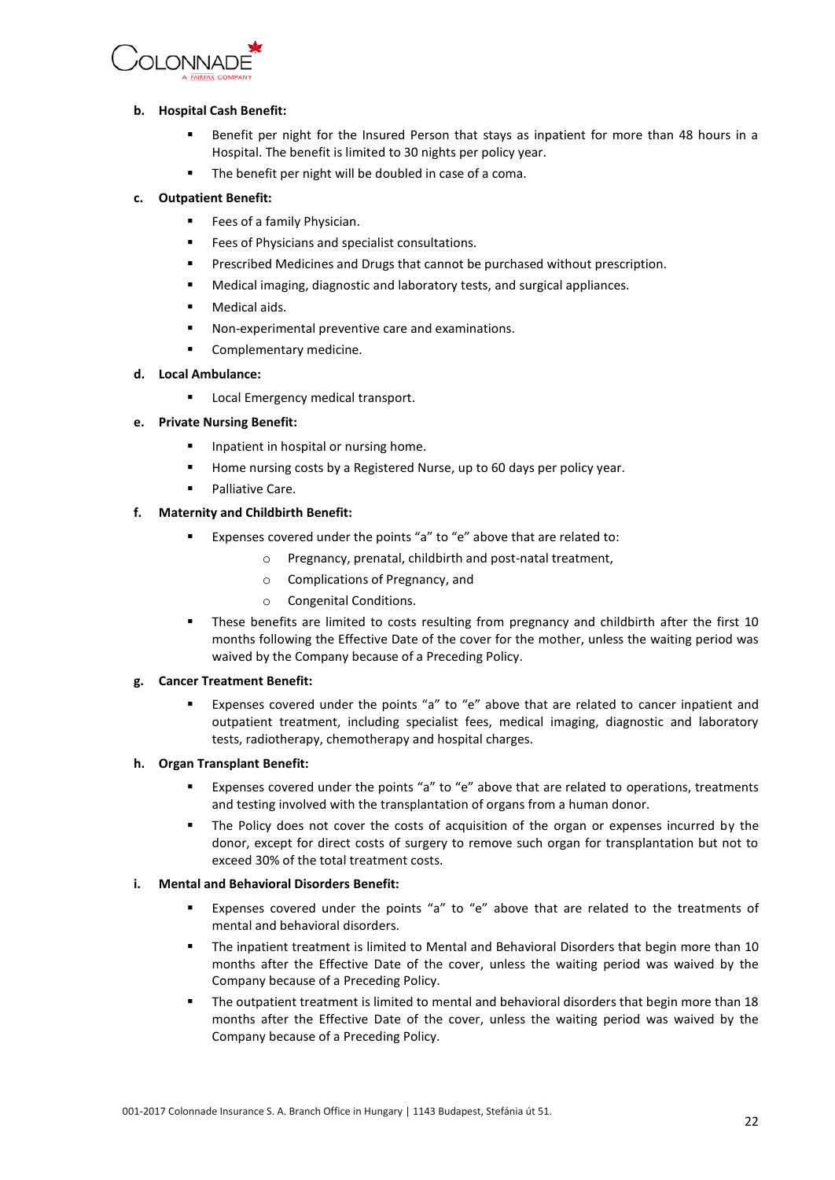**b. Hospital Cash Benefit:**

- Benefit per night for the Insured Person that stays as inpatient for more than 48 hours in a Hospital. The benefit is limited to 30 nights per policy year.
- The benefit per night will be doubled in case of a coma.

**c. Outpatient Benefit:**

- Fees of a family Physician.
- Fees of Physicians and specialist consultations.
- Prescribed Medicines and Drugs that cannot be purchased without prescription.
- Medical imaging, diagnostic and laboratory tests, and surgical appliances.
- Medical aids.
- Non-experimental preventive care and examinations.
- Complementary medicine.

**d. Local Ambulance:**

- Local Emergency medical transport.

**e. Private Nursing Benefit:**

- Inpatient in hospital or nursing home.
- Home nursing costs by a Registered Nurse, up to 60 days per policy year.
- Palliative Care.

**f. Maternity and Childbirth Benefit:**

- Expenses covered under the points "a" to "e" above that are related to:
    - Pregnancy, prenatal, childbirth and post-natal treatment,
    - Complications of Pregnancy, and
    - Congenital Conditions.
- These benefits are limited to costs resulting from pregnancy and childbirth after the first 10 months following the Effective Date of the cover for the mother, unless the waiting period was waived by the Company because of a Preceding Policy.

**g. Cancer Treatment Benefit:**

- Expenses covered under the points "a" to "e" above that are related to cancer inpatient and outpatient treatment, including specialist fees, medical imaging, diagnostic and laboratory tests, radiotherapy, chemotherapy and hospital charges.

**h. Organ Transplant Benefit:**

- Expenses covered under the points "a" to "e" above that are related to operations, treatments and testing involved with the transplantation of organs from a human donor.
- The Policy does not cover the costs of acquisition of the organ or expenses incurred by the donor, except for direct costs of surgery to remove such organ for transplantation but not to exceed 30% of the total treatment costs.

**i. Mental and Behavioral Disorders Benefit:**

- Expenses covered under the points "a" to "e" above that are related to the treatments of mental and behavioral disorders.
- The inpatient treatment is limited to Mental and Behavioral Disorders that begin more than 10 months after the Effective Date of the cover, unless the waiting period was waived by the Company because of a Preceding Policy.
- The outpatient treatment is limited to mental and behavioral disorders that begin more than 18 months after the Effective Date of the cover, unless the waiting period was waived by the Company because of a Preceding Policy.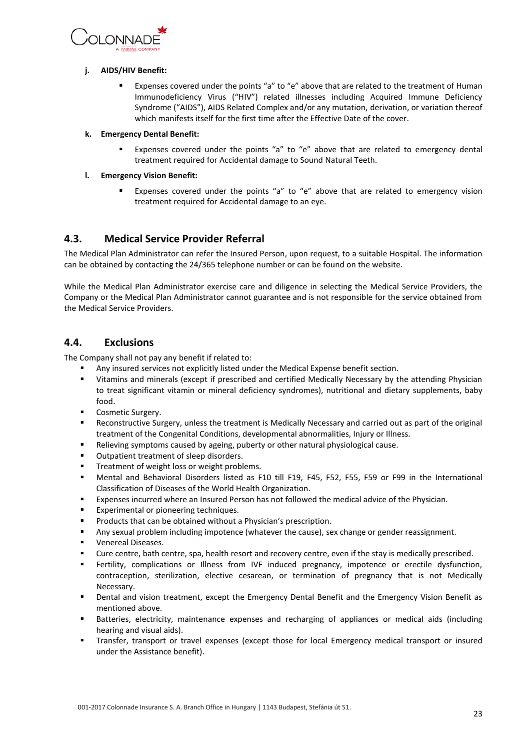**j. AIDS/HIV Benefit:**

- Expenses covered under the points "a" to "e" above that are related to the treatment of Human Immunodeficiency Virus ("HIV") related illnesses including Acquired Immune Deficiency Syndrome ("AIDS"), AIDS Related Complex and/or any mutation, derivation, or variation thereof which manifests itself for the first time after the Effective Date of the cover.

**k. Emergency Dental Benefit:**

- Expenses covered under the points "a" to "e" above that are related to emergency dental treatment required for Accidental damage to Sound Natural Teeth.

**l. Emergency Vision Benefit:**

- Expenses covered under the points "a" to "e" above that are related to emergency vision treatment required for Accidental damage to an eye.

## 4.3. Medical Service Provider Referral

The Medical Plan Administrator can refer the Insured Person, upon request, to a suitable Hospital. The information can be obtained by contacting the 24/365 telephone number or can be found on the website.

While the Medical Plan Administrator exercise care and diligence in selecting the Medical Service Providers, the Company or the Medical Plan Administrator cannot guarantee and is not responsible for the service obtained from the Medical Service Providers.

## 4.4. Exclusions

The Company shall not pay any benefit if related to:

- Any insured services not explicitly listed under the Medical Expense benefit section.
- Vitamins and minerals (except if prescribed and certified Medically Necessary by the attending Physician to treat significant vitamin or mineral deficiency syndromes), nutritional and dietary supplements, baby food.
- Cosmetic Surgery.
- Reconstructive Surgery, unless the treatment is Medically Necessary and carried out as part of the original treatment of the Congenital Conditions, developmental abnormalities, Injury or Illness.
- Relieving symptoms caused by ageing, puberty or other natural physiological cause.
- Outpatient treatment of sleep disorders.
- Treatment of weight loss or weight problems.
- Mental and Behavioral Disorders listed as F10 till F19, F45, F52, F55, F59 or F99 in the International Classification of Diseases of the World Health Organization.
- Expenses incurred where an Insured Person has not followed the medical advice of the Physician.
- Experimental or pioneering techniques.
- Products that can be obtained without a Physician's prescription.
- Any sexual problem including impotence (whatever the cause), sex change or gender reassignment.
- Venereal Diseases.
- Cure centre, bath centre, spa, health resort and recovery centre, even if the stay is medically prescribed.
- Fertility, complications or Illness from IVF induced pregnancy, impotence or erectile dysfunction, contraception, sterilization, elective cesarean, or termination of pregnancy that is not Medically Necessary.
- Dental and vision treatment, except the Emergency Dental Benefit and the Emergency Vision Benefit as mentioned above.
- Batteries, electricity, maintenance expenses and recharging of appliances or medical aids (including hearing and visual aids).
- Transfer, transport or travel expenses (except those for local Emergency medical transport or insured under the Assistance benefit).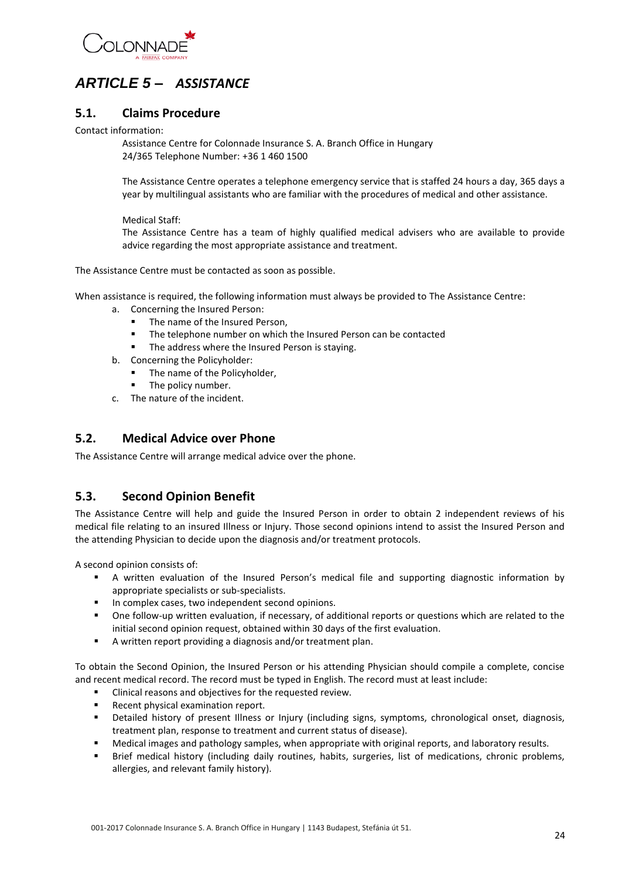# *ARTICLE 5 – ASSISTANCE*

## 5.1. Claims Procedure

Contact information:

Assistance Centre for Colonnade Insurance S. A. Branch Office in Hungary
24/365 Telephone Number: +36 1 460 1500

The Assistance Centre operates a telephone emergency service that is staffed 24 hours a day, 365 days a year by multilingual assistants who are familiar with the procedures of medical and other assistance.

Medical Staff:
The Assistance Centre has a team of highly qualified medical advisers who are available to provide advice regarding the most appropriate assistance and treatment.

The Assistance Centre must be contacted as soon as possible.

When assistance is required, the following information must always be provided to The Assistance Centre:

a. Concerning the Insured Person:
   - The name of the Insured Person,
   - The telephone number on which the Insured Person can be contacted
   - The address where the Insured Person is staying.
b. Concerning the Policyholder:
   - The name of the Policyholder,
   - The policy number.
c. The nature of the incident.

## 5.2. Medical Advice over Phone

The Assistance Centre will arrange medical advice over the phone.

## 5.3. Second Opinion Benefit

The Assistance Centre will help and guide the Insured Person in order to obtain 2 independent reviews of his medical file relating to an insured Illness or Injury. Those second opinions intend to assist the Insured Person and the attending Physician to decide upon the diagnosis and/or treatment protocols.

A second opinion consists of:

- A written evaluation of the Insured Person's medical file and supporting diagnostic information by appropriate specialists or sub-specialists.
- In complex cases, two independent second opinions.
- One follow-up written evaluation, if necessary, of additional reports or questions which are related to the initial second opinion request, obtained within 30 days of the first evaluation.
- A written report providing a diagnosis and/or treatment plan.

To obtain the Second Opinion, the Insured Person or his attending Physician should compile a complete, concise and recent medical record. The record must be typed in English. The record must at least include:

- Clinical reasons and objectives for the requested review.
- Recent physical examination report.
- Detailed history of present Illness or Injury (including signs, symptoms, chronological onset, diagnosis, treatment plan, response to treatment and current status of disease).
- Medical images and pathology samples, when appropriate with original reports, and laboratory results.
- Brief medical history (including daily routines, habits, surgeries, list of medications, chronic problems, allergies, and relevant family history).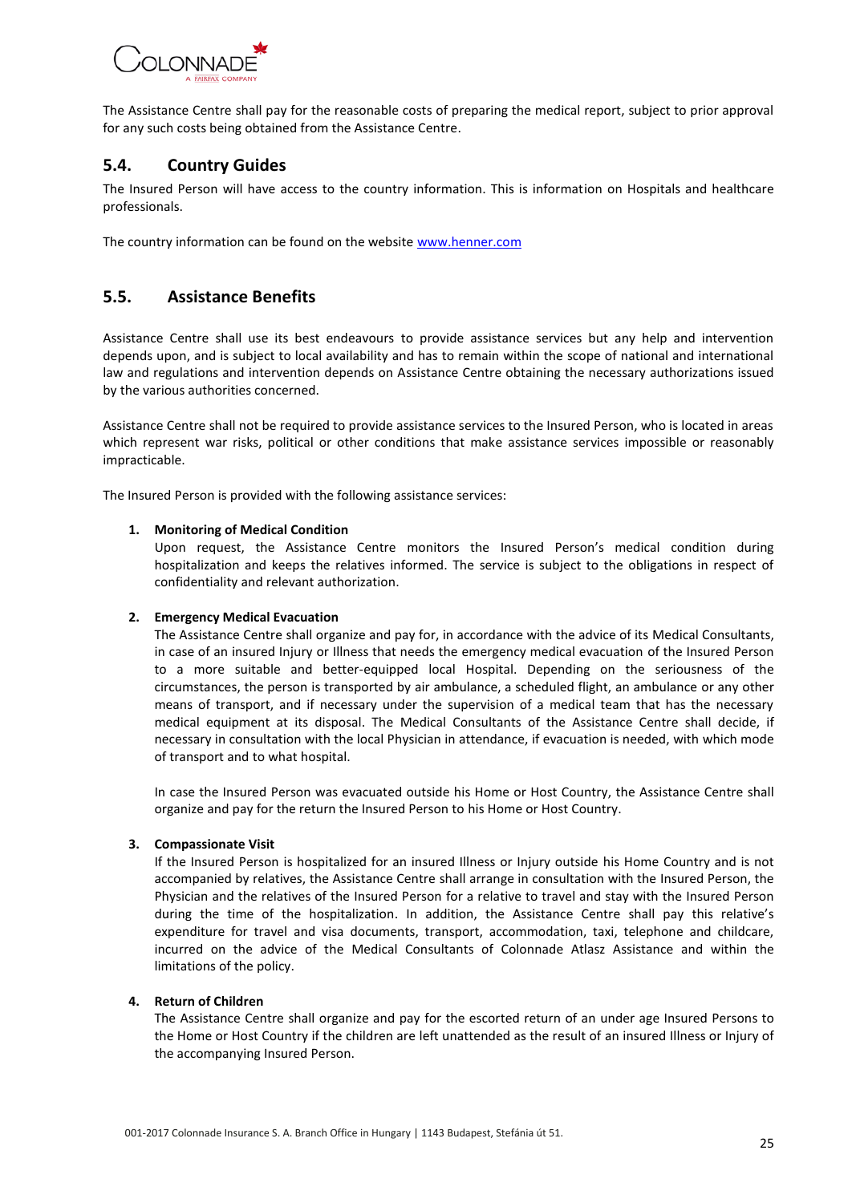The Assistance Centre shall pay for the reasonable costs of preparing the medical report, subject to prior approval for any such costs being obtained from the Assistance Centre.

## 5.4. Country Guides

The Insured Person will have access to the country information. This is information on Hospitals and healthcare professionals.

The country information can be found on the website [www.henner.com](http://www.henner.com)

## 5.5. Assistance Benefits

Assistance Centre shall use its best endeavours to provide assistance services but any help and intervention depends upon, and is subject to local availability and has to remain within the scope of national and international law and regulations and intervention depends on Assistance Centre obtaining the necessary authorizations issued by the various authorities concerned.

Assistance Centre shall not be required to provide assistance services to the Insured Person, who is located in areas which represent war risks, political or other conditions that make assistance services impossible or reasonably impracticable.

The Insured Person is provided with the following assistance services:

1. **Monitoring of Medical Condition**
   Upon request, the Assistance Centre monitors the Insured Person's medical condition during hospitalization and keeps the relatives informed. The service is subject to the obligations in respect of confidentiality and relevant authorization.

2. **Emergency Medical Evacuation**
   The Assistance Centre shall organize and pay for, in accordance with the advice of its Medical Consultants, in case of an insured Injury or Illness that needs the emergency medical evacuation of the Insured Person to a more suitable and better-equipped local Hospital. Depending on the seriousness of the circumstances, the person is transported by air ambulance, a scheduled flight, an ambulance or any other means of transport, and if necessary under the supervision of a medical team that has the necessary medical equipment at its disposal. The Medical Consultants of the Assistance Centre shall decide, if necessary in consultation with the local Physician in attendance, if evacuation is needed, with which mode of transport and to what hospital.

   In case the Insured Person was evacuated outside his Home or Host Country, the Assistance Centre shall organize and pay for the return the Insured Person to his Home or Host Country.

3. **Compassionate Visit**
   If the Insured Person is hospitalized for an insured Illness or Injury outside his Home Country and is not accompanied by relatives, the Assistance Centre shall arrange in consultation with the Insured Person, the Physician and the relatives of the Insured Person for a relative to travel and stay with the Insured Person during the time of the hospitalization. In addition, the Assistance Centre shall pay this relative's expenditure for travel and visa documents, transport, accommodation, taxi, telephone and childcare, incurred on the advice of the Medical Consultants of Colonnade Atlasz Assistance and within the limitations of the policy.

4. **Return of Children**
   The Assistance Centre shall organize and pay for the escorted return of an under age Insured Persons to the Home or Host Country if the children are left unattended as the result of an insured Illness or Injury of the accompanying Insured Person.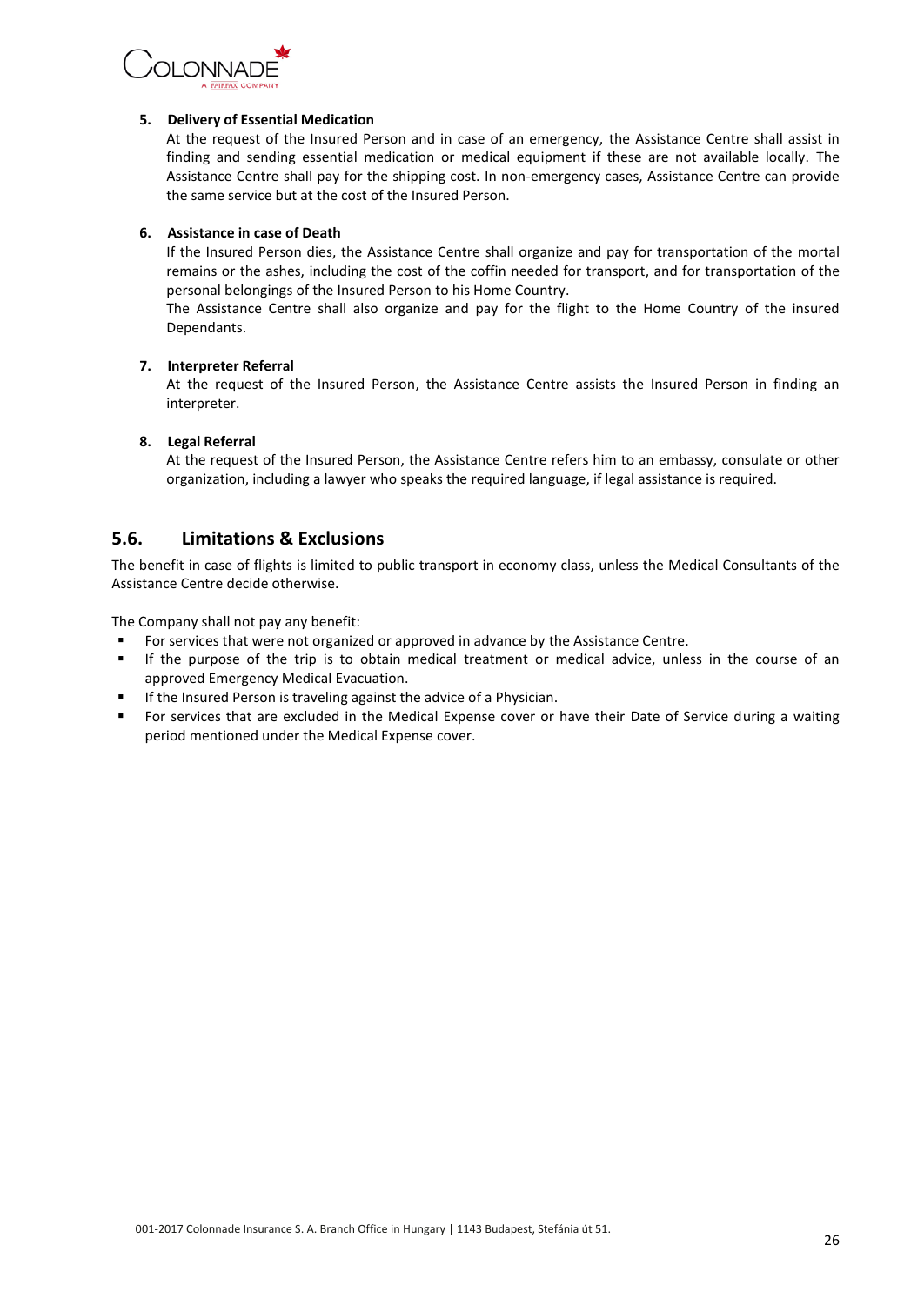5. **Delivery of Essential Medication**

   At the request of the Insured Person and in case of an emergency, the Assistance Centre shall assist in finding and sending essential medication or medical equipment if these are not available locally. The Assistance Centre shall pay for the shipping cost. In non-emergency cases, Assistance Centre can provide the same service but at the cost of the Insured Person.

6. **Assistance in case of Death**

   If the Insured Person dies, the Assistance Centre shall organize and pay for transportation of the mortal remains or the ashes, including the cost of the coffin needed for transport, and for transportation of the personal belongings of the Insured Person to his Home Country.

   The Assistance Centre shall also organize and pay for the flight to the Home Country of the insured Dependants.

7. **Interpreter Referral**

   At the request of the Insured Person, the Assistance Centre assists the Insured Person in finding an interpreter.

8. **Legal Referral**

   At the request of the Insured Person, the Assistance Centre refers him to an embassy, consulate or other organization, including a lawyer who speaks the required language, if legal assistance is required.

## 5.6. Limitations & Exclusions

The benefit in case of flights is limited to public transport in economy class, unless the Medical Consultants of the Assistance Centre decide otherwise.

The Company shall not pay any benefit:

- For services that were not organized or approved in advance by the Assistance Centre.
- If the purpose of the trip is to obtain medical treatment or medical advice, unless in the course of an approved Emergency Medical Evacuation.
- If the Insured Person is traveling against the advice of a Physician.
- For services that are excluded in the Medical Expense cover or have their Date of Service during a waiting period mentioned under the Medical Expense cover.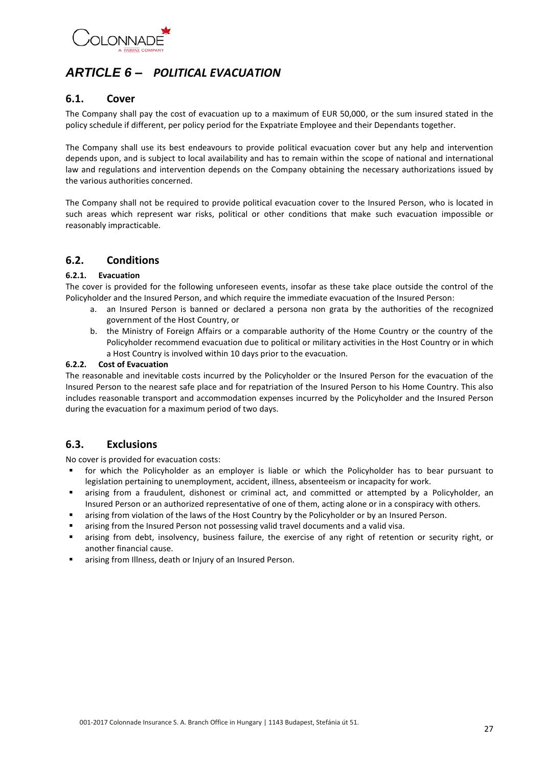# ARTICLE 6 – POLITICAL EVACUATION

## 6.1. Cover

The Company shall pay the cost of evacuation up to a maximum of EUR 50,000, or the sum insured stated in the policy schedule if different, per policy period for the Expatriate Employee and their Dependants together.

The Company shall use its best endeavours to provide political evacuation cover but any help and intervention depends upon, and is subject to local availability and has to remain within the scope of national and international law and regulations and intervention depends on the Company obtaining the necessary authorizations issued by the various authorities concerned.

The Company shall not be required to provide political evacuation cover to the Insured Person, who is located in such areas which represent war risks, political or other conditions that make such evacuation impossible or reasonably impracticable.

## 6.2. Conditions

### 6.2.1. Evacuation

The cover is provided for the following unforeseen events, insofar as these take place outside the control of the Policyholder and the Insured Person, and which require the immediate evacuation of the Insured Person:

a. an Insured Person is banned or declared a persona non grata by the authorities of the recognized government of the Host Country, or
b. the Ministry of Foreign Affairs or a comparable authority of the Home Country or the country of the Policyholder recommend evacuation due to political or military activities in the Host Country or in which a Host Country is involved within 10 days prior to the evacuation.

### 6.2.2. Cost of Evacuation

The reasonable and inevitable costs incurred by the Policyholder or the Insured Person for the evacuation of the Insured Person to the nearest safe place and for repatriation of the Insured Person to his Home Country. This also includes reasonable transport and accommodation expenses incurred by the Policyholder and the Insured Person during the evacuation for a maximum period of two days.

## 6.3. Exclusions

No cover is provided for evacuation costs:

- for which the Policyholder as an employer is liable or which the Policyholder has to bear pursuant to legislation pertaining to unemployment, accident, illness, absenteeism or incapacity for work.
- arising from a fraudulent, dishonest or criminal act, and committed or attempted by a Policyholder, an Insured Person or an authorized representative of one of them, acting alone or in a conspiracy with others.
- arising from violation of the laws of the Host Country by the Policyholder or by an Insured Person.
- arising from the Insured Person not possessing valid travel documents and a valid visa.
- arising from debt, insolvency, business failure, the exercise of any right of retention or security right, or another financial cause.
- arising from Illness, death or Injury of an Insured Person.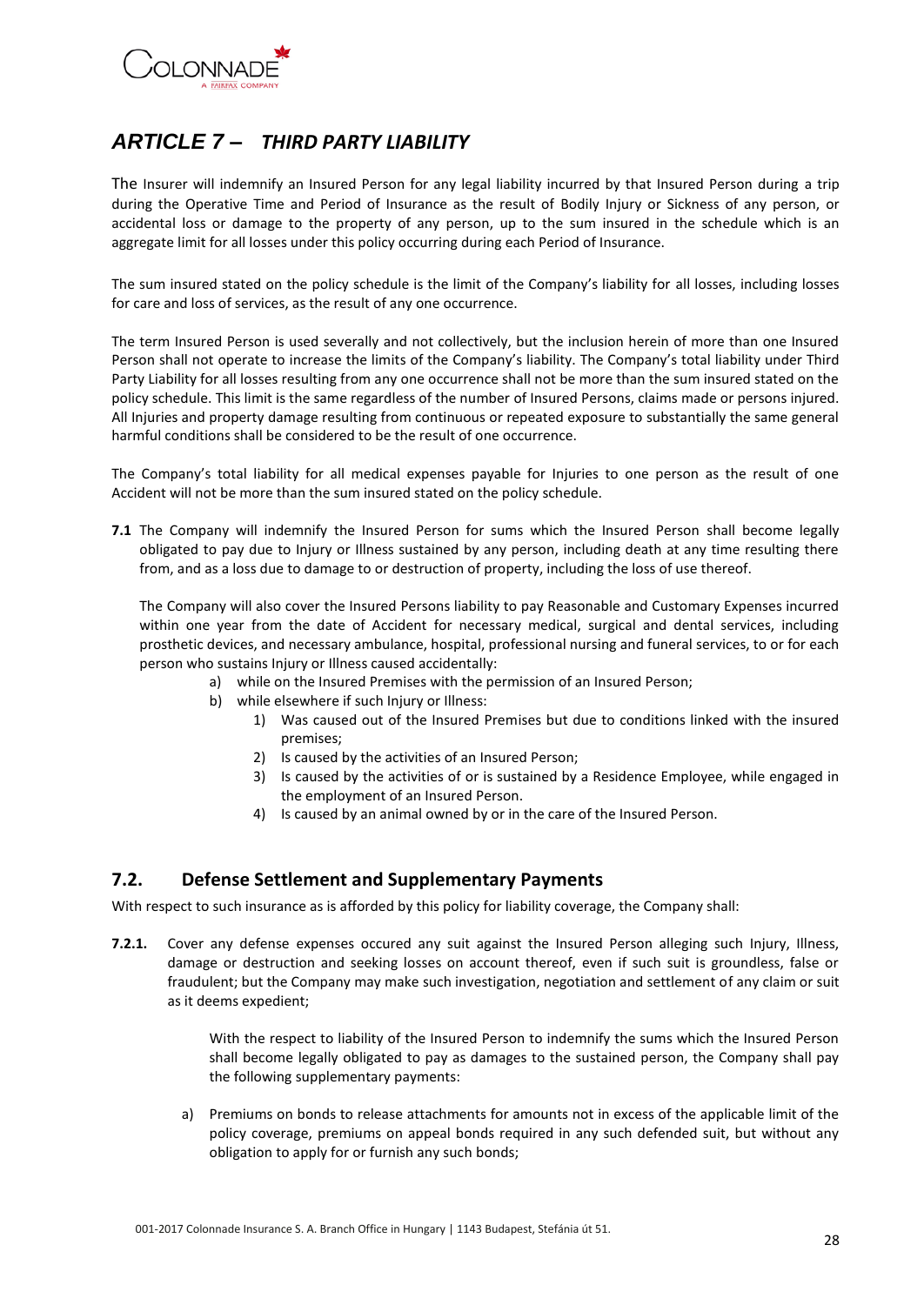# *ARTICLE 7 – THIRD PARTY LIABILITY*

The Insurer will indemnify an Insured Person for any legal liability incurred by that Insured Person during a trip during the Operative Time and Period of Insurance as the result of Bodily Injury or Sickness of any person, or accidental loss or damage to the property of any person, up to the sum insured in the schedule which is an aggregate limit for all losses under this policy occurring during each Period of Insurance.

The sum insured stated on the policy schedule is the limit of the Company's liability for all losses, including losses for care and loss of services, as the result of any one occurrence.

The term Insured Person is used severally and not collectively, but the inclusion herein of more than one Insured Person shall not operate to increase the limits of the Company's liability. The Company's total liability under Third Party Liability for all losses resulting from any one occurrence shall not be more than the sum insured stated on the policy schedule. This limit is the same regardless of the number of Insured Persons, claims made or persons injured. All Injuries and property damage resulting from continuous or repeated exposure to substantially the same general harmful conditions shall be considered to be the result of one occurrence.

The Company's total liability for all medical expenses payable for Injuries to one person as the result of one Accident will not be more than the sum insured stated on the policy schedule.

**7.1** The Company will indemnify the Insured Person for sums which the Insured Person shall become legally obligated to pay due to Injury or Illness sustained by any person, including death at any time resulting there from, and as a loss due to damage to or destruction of property, including the loss of use thereof.

The Company will also cover the Insured Persons liability to pay Reasonable and Customary Expenses incurred within one year from the date of Accident for necessary medical, surgical and dental services, including prosthetic devices, and necessary ambulance, hospital, professional nursing and funeral services, to or for each person who sustains Injury or Illness caused accidentally:

- a) while on the Insured Premises with the permission of an Insured Person;
- b) while elsewhere if such Injury or Illness:
    1) Was caused out of the Insured Premises but due to conditions linked with the insured premises;
    2) Is caused by the activities of an Insured Person;
    3) Is caused by the activities of or is sustained by a Residence Employee, while engaged in the employment of an Insured Person.
    4) Is caused by an animal owned by or in the care of the Insured Person.

## 7.2. Defense Settlement and Supplementary Payments

With respect to such insurance as is afforded by this policy for liability coverage, the Company shall:

**7.2.1.** Cover any defense expenses occured any suit against the Insured Person alleging such Injury, Illness, damage or destruction and seeking losses on account thereof, even if such suit is groundless, false or fraudulent; but the Company may make such investigation, negotiation and settlement of any claim or suit as it deems expedient;

With the respect to liability of the Insured Person to indemnify the sums which the Insured Person shall become legally obligated to pay as damages to the sustained person, the Company shall pay the following supplementary payments:

- a) Premiums on bonds to release attachments for amounts not in excess of the applicable limit of the policy coverage, premiums on appeal bonds required in any such defended suit, but without any obligation to apply for or furnish any such bonds;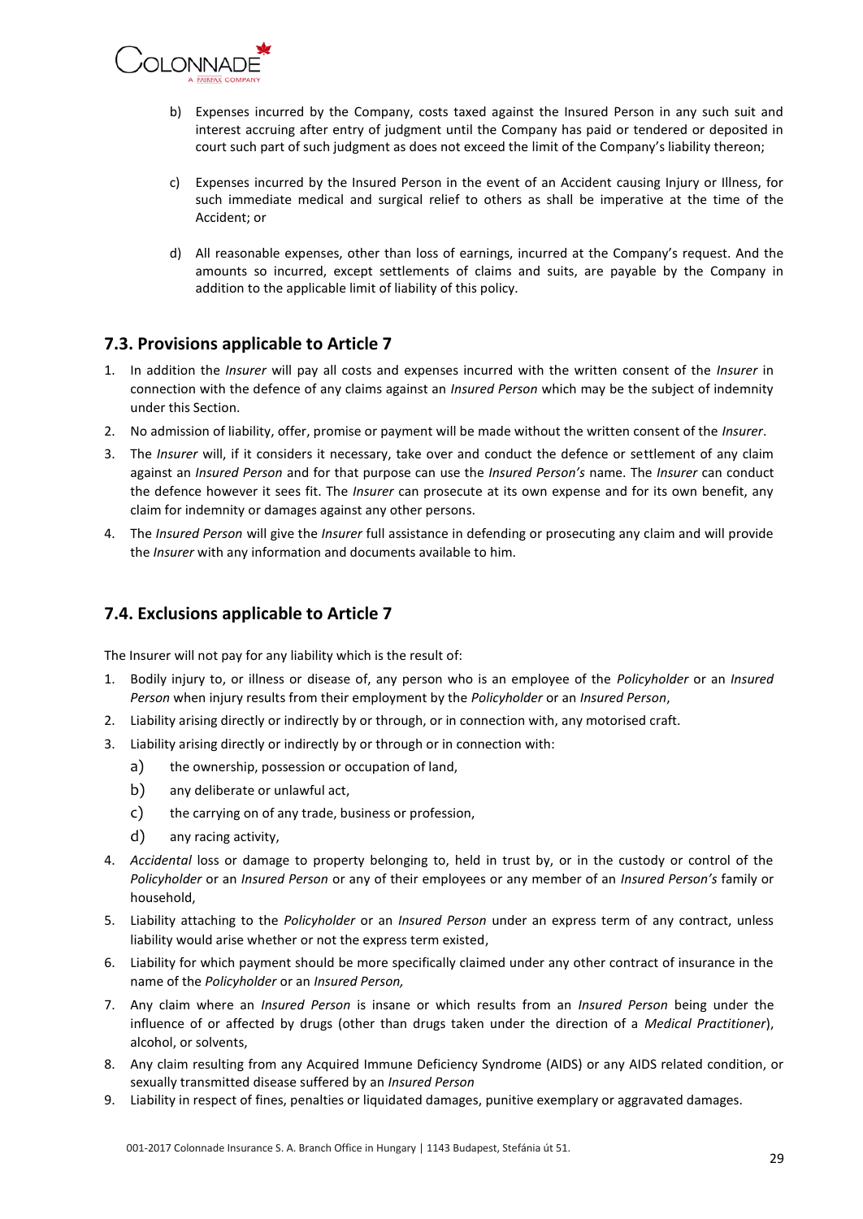b) Expenses incurred by the Company, costs taxed against the Insured Person in any such suit and interest accruing after entry of judgment until the Company has paid or tendered or deposited in court such part of such judgment as does not exceed the limit of the Company's liability thereon;

c) Expenses incurred by the Insured Person in the event of an Accident causing Injury or Illness, for such immediate medical and surgical relief to others as shall be imperative at the time of the Accident; or

d) All reasonable expenses, other than loss of earnings, incurred at the Company's request. And the amounts so incurred, except settlements of claims and suits, are payable by the Company in addition to the applicable limit of liability of this policy.

## 7.3. Provisions applicable to Article 7

1. In addition the *Insurer* will pay all costs and expenses incurred with the written consent of the *Insurer* in connection with the defence of any claims against an *Insured Person* which may be the subject of indemnity under this Section.
2. No admission of liability, offer, promise or payment will be made without the written consent of the *Insurer*.
3. The *Insurer* will, if it considers it necessary, take over and conduct the defence or settlement of any claim against an *Insured Person* and for that purpose can use the *Insured Person's* name. The *Insurer* can conduct the defence however it sees fit. The *Insurer* can prosecute at its own expense and for its own benefit, any claim for indemnity or damages against any other persons.
4. The *Insured Person* will give the *Insurer* full assistance in defending or prosecuting any claim and will provide the *Insurer* with any information and documents available to him.

## 7.4. Exclusions applicable to Article 7

The Insurer will not pay for any liability which is the result of:

1. Bodily injury to, or illness or disease of, any person who is an employee of the *Policyholder* or an *Insured Person* when injury results from their employment by the *Policyholder* or an *Insured Person*,
2. Liability arising directly or indirectly by or through, or in connection with, any motorised craft.
3. Liability arising directly or indirectly by or through or in connection with:
   a) the ownership, possession or occupation of land,
   b) any deliberate or unlawful act,
   c) the carrying on of any trade, business or profession,
   d) any racing activity,
4. *Accidental* loss or damage to property belonging to, held in trust by, or in the custody or control of the *Policyholder* or an *Insured Person* or any of their employees or any member of an *Insured Person's* family or household,
5. Liability attaching to the *Policyholder* or an *Insured Person* under an express term of any contract, unless liability would arise whether or not the express term existed,
6. Liability for which payment should be more specifically claimed under any other contract of insurance in the name of the *Policyholder* or an *Insured Person,*
7. Any claim where an *Insured Person* is insane or which results from an *Insured Person* being under the influence of or affected by drugs (other than drugs taken under the direction of a *Medical Practitioner*), alcohol, or solvents,
8. Any claim resulting from any Acquired Immune Deficiency Syndrome (AIDS) or any AIDS related condition, or sexually transmitted disease suffered by an *Insured Person*
9. Liability in respect of fines, penalties or liquidated damages, punitive exemplary or aggravated damages.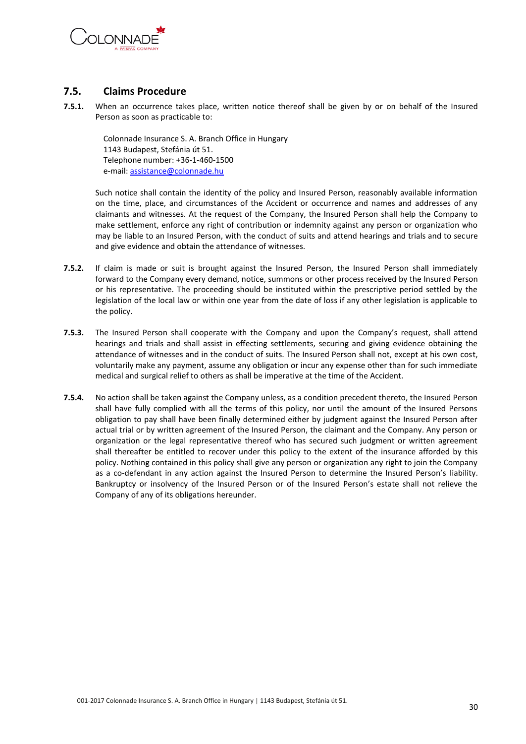## 7.5. Claims Procedure

**7.5.1.** When an occurrence takes place, written notice thereof shall be given by or on behalf of the Insured Person as soon as practicable to:

Colonnade Insurance S. A. Branch Office in Hungary
1143 Budapest, Stefánia út 51.
Telephone number: +36-1-460-1500
e-mail: assistance@colonnade.hu

Such notice shall contain the identity of the policy and Insured Person, reasonably available information on the time, place, and circumstances of the Accident or occurrence and names and addresses of any claimants and witnesses. At the request of the Company, the Insured Person shall help the Company to make settlement, enforce any right of contribution or indemnity against any person or organization who may be liable to an Insured Person, with the conduct of suits and attend hearings and trials and to secure and give evidence and obtain the attendance of witnesses.

**7.5.2.** If claim is made or suit is brought against the Insured Person, the Insured Person shall immediately forward to the Company every demand, notice, summons or other process received by the Insured Person or his representative. The proceeding should be instituted within the prescriptive period settled by the legislation of the local law or within one year from the date of loss if any other legislation is applicable to the policy.

**7.5.3.** The Insured Person shall cooperate with the Company and upon the Company's request, shall attend hearings and trials and shall assist in effecting settlements, securing and giving evidence obtaining the attendance of witnesses and in the conduct of suits. The Insured Person shall not, except at his own cost, voluntarily make any payment, assume any obligation or incur any expense other than for such immediate medical and surgical relief to others as shall be imperative at the time of the Accident.

**7.5.4.** No action shall be taken against the Company unless, as a condition precedent thereto, the Insured Person shall have fully complied with all the terms of this policy, nor until the amount of the Insured Persons obligation to pay shall have been finally determined either by judgment against the Insured Person after actual trial or by written agreement of the Insured Person, the claimant and the Company. Any person or organization or the legal representative thereof who has secured such judgment or written agreement shall thereafter be entitled to recover under this policy to the extent of the insurance afforded by this policy. Nothing contained in this policy shall give any person or organization any right to join the Company as a co-defendant in any action against the Insured Person to determine the Insured Person's liability. Bankruptcy or insolvency of the Insured Person or of the Insured Person's estate shall not relieve the Company of any of its obligations hereunder.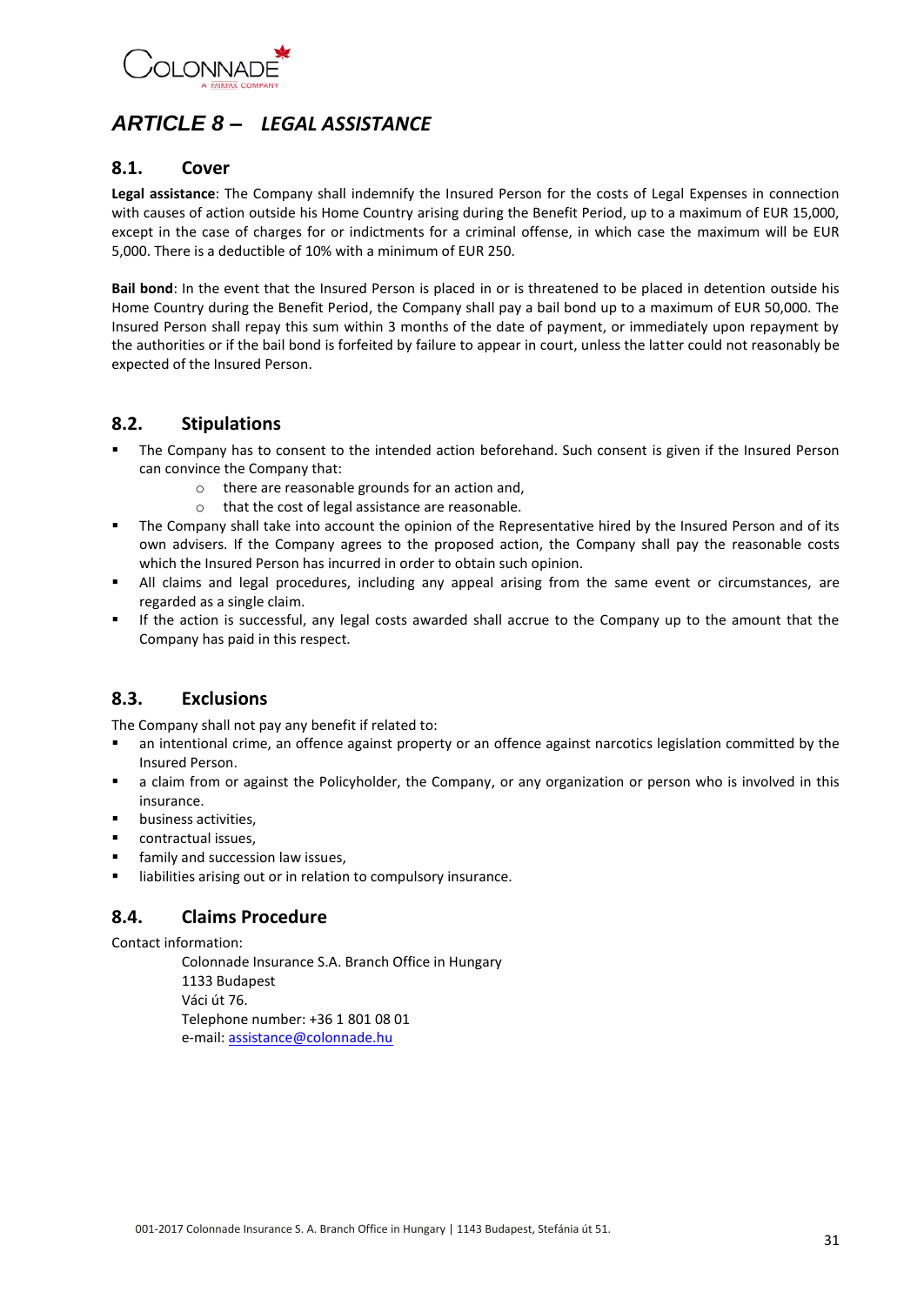# *ARTICLE 8 – LEGAL ASSISTANCE*

## 8.1. Cover

**Legal assistance**: The Company shall indemnify the Insured Person for the costs of Legal Expenses in connection with causes of action outside his Home Country arising during the Benefit Period, up to a maximum of EUR 15,000, except in the case of charges for or indictments for a criminal offense, in which case the maximum will be EUR 5,000. There is a deductible of 10% with a minimum of EUR 250.

**Bail bond**: In the event that the Insured Person is placed in or is threatened to be placed in detention outside his Home Country during the Benefit Period, the Company shall pay a bail bond up to a maximum of EUR 50,000. The Insured Person shall repay this sum within 3 months of the date of payment, or immediately upon repayment by the authorities or if the bail bond is forfeited by failure to appear in court, unless the latter could not reasonably be expected of the Insured Person.

## 8.2. Stipulations

- The Company has to consent to the intended action beforehand. Such consent is given if the Insured Person can convince the Company that:
  - there are reasonable grounds for an action and,
  - that the cost of legal assistance are reasonable.
- The Company shall take into account the opinion of the Representative hired by the Insured Person and of its own advisers. If the Company agrees to the proposed action, the Company shall pay the reasonable costs which the Insured Person has incurred in order to obtain such opinion.
- All claims and legal procedures, including any appeal arising from the same event or circumstances, are regarded as a single claim.
- If the action is successful, any legal costs awarded shall accrue to the Company up to the amount that the Company has paid in this respect.

## 8.3. Exclusions

The Company shall not pay any benefit if related to:

- an intentional crime, an offence against property or an offence against narcotics legislation committed by the Insured Person.
- a claim from or against the Policyholder, the Company, or any organization or person who is involved in this insurance.
- business activities,
- contractual issues,
- family and succession law issues,
- liabilities arising out or in relation to compulsory insurance.

## 8.4. Claims Procedure

Contact information:

Colonnade Insurance S.A. Branch Office in Hungary
1133 Budapest
Váci út 76.
Telephone number: +36 1 801 08 01
e-mail: assistance@colonnade.hu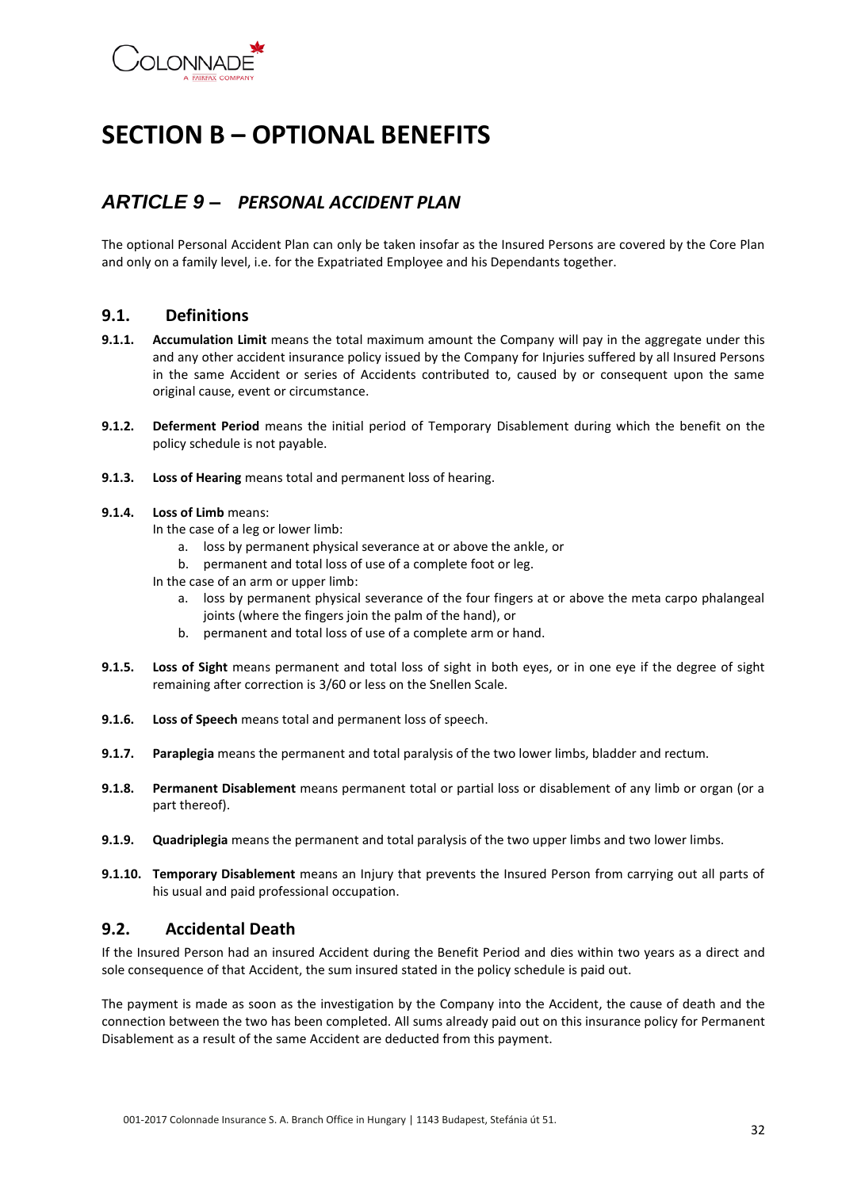# SECTION B – OPTIONAL BENEFITS

## *ARTICLE 9 – PERSONAL ACCIDENT PLAN*

The optional Personal Accident Plan can only be taken insofar as the Insured Persons are covered by the Core Plan and only on a family level, i.e. for the Expatriated Employee and his Dependants together.

### 9.1. Definitions

**9.1.1. Accumulation Limit** means the total maximum amount the Company will pay in the aggregate under this and any other accident insurance policy issued by the Company for Injuries suffered by all Insured Persons in the same Accident or series of Accidents contributed to, caused by or consequent upon the same original cause, event or circumstance.

**9.1.2. Deferment Period** means the initial period of Temporary Disablement during which the benefit on the policy schedule is not payable.

**9.1.3. Loss of Hearing** means total and permanent loss of hearing.

**9.1.4. Loss of Limb** means:

In the case of a leg or lower limb:

a. loss by permanent physical severance at or above the ankle, or
b. permanent and total loss of use of a complete foot or leg.

In the case of an arm or upper limb:

a. loss by permanent physical severance of the four fingers at or above the meta carpo phalangeal joints (where the fingers join the palm of the hand), or
b. permanent and total loss of use of a complete arm or hand.

**9.1.5. Loss of Sight** means permanent and total loss of sight in both eyes, or in one eye if the degree of sight remaining after correction is 3/60 or less on the Snellen Scale.

**9.1.6. Loss of Speech** means total and permanent loss of speech.

**9.1.7. Paraplegia** means the permanent and total paralysis of the two lower limbs, bladder and rectum.

**9.1.8. Permanent Disablement** means permanent total or partial loss or disablement of any limb or organ (or a part thereof).

**9.1.9. Quadriplegia** means the permanent and total paralysis of the two upper limbs and two lower limbs.

**9.1.10. Temporary Disablement** means an Injury that prevents the Insured Person from carrying out all parts of his usual and paid professional occupation.

### 9.2. Accidental Death

If the Insured Person had an insured Accident during the Benefit Period and dies within two years as a direct and sole consequence of that Accident, the sum insured stated in the policy schedule is paid out.

The payment is made as soon as the investigation by the Company into the Accident, the cause of death and the connection between the two has been completed. All sums already paid out on this insurance policy for Permanent Disablement as a result of the same Accident are deducted from this payment.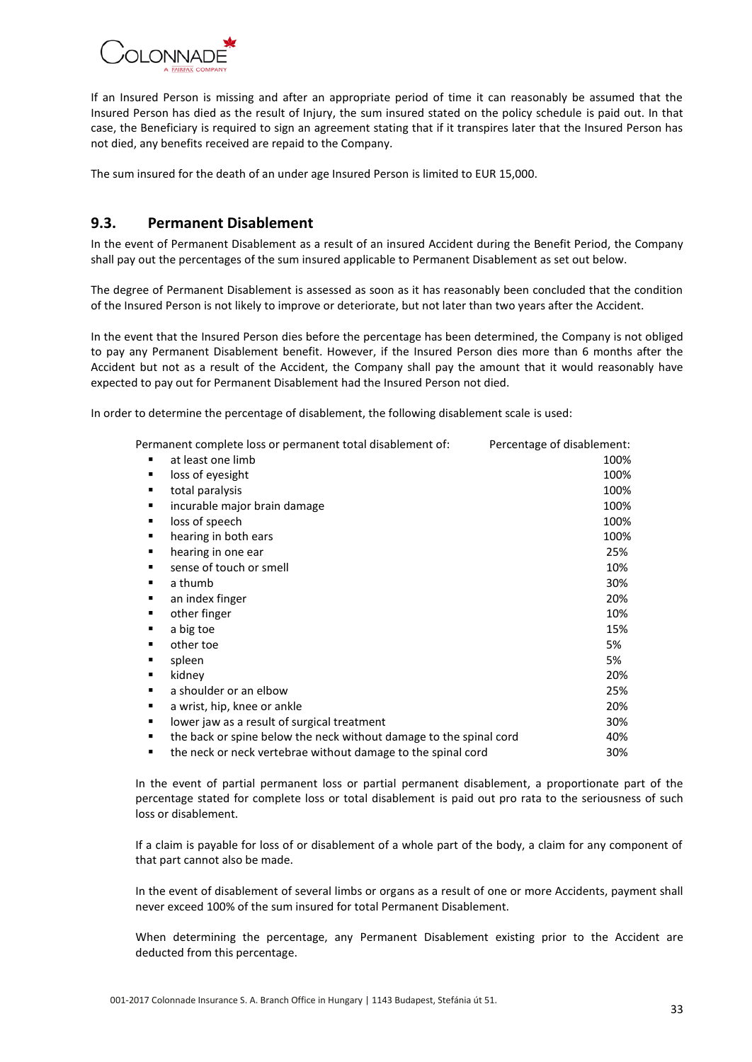If an Insured Person is missing and after an appropriate period of time it can reasonably be assumed that the Insured Person has died as the result of Injury, the sum insured stated on the policy schedule is paid out. In that case, the Beneficiary is required to sign an agreement stating that if it transpires later that the Insured Person has not died, any benefits received are repaid to the Company.

The sum insured for the death of an under age Insured Person is limited to EUR 15,000.

## 9.3. Permanent Disablement

In the event of Permanent Disablement as a result of an insured Accident during the Benefit Period, the Company shall pay out the percentages of the sum insured applicable to Permanent Disablement as set out below.

The degree of Permanent Disablement is assessed as soon as it has reasonably been concluded that the condition of the Insured Person is not likely to improve or deteriorate, but not later than two years after the Accident.

In the event that the Insured Person dies before the percentage has been determined, the Company is not obliged to pay any Permanent Disablement benefit. However, if the Insured Person dies more than 6 months after the Accident but not as a result of the Accident, the Company shall pay the amount that it would reasonably have expected to pay out for Permanent Disablement had the Insured Person not died.

In order to determine the percentage of disablement, the following disablement scale is used:

| Permanent complete loss or permanent total disablement of: | Percentage of disablement: |
|---|---|
| ▪ at least one limb | 100% |
| ▪ loss of eyesight | 100% |
| ▪ total paralysis | 100% |
| ▪ incurable major brain damage | 100% |
| ▪ loss of speech | 100% |
| ▪ hearing in both ears | 100% |
| ▪ hearing in one ear | 25% |
| ▪ sense of touch or smell | 10% |
| ▪ a thumb | 30% |
| ▪ an index finger | 20% |
| ▪ other finger | 10% |
| ▪ a big toe | 15% |
| ▪ other toe | 5% |
| ▪ spleen | 5% |
| ▪ kidney | 20% |
| ▪ a shoulder or an elbow | 25% |
| ▪ a wrist, hip, knee or ankle | 20% |
| ▪ lower jaw as a result of surgical treatment | 30% |
| ▪ the back or spine below the neck without damage to the spinal cord | 40% |
| ▪ the neck or neck vertebrae without damage to the spinal cord | 30% |

In the event of partial permanent loss or partial permanent disablement, a proportionate part of the percentage stated for complete loss or total disablement is paid out pro rata to the seriousness of such loss or disablement.

If a claim is payable for loss of or disablement of a whole part of the body, a claim for any component of that part cannot also be made.

In the event of disablement of several limbs or organs as a result of one or more Accidents, payment shall never exceed 100% of the sum insured for total Permanent Disablement.

When determining the percentage, any Permanent Disablement existing prior to the Accident are deducted from this percentage.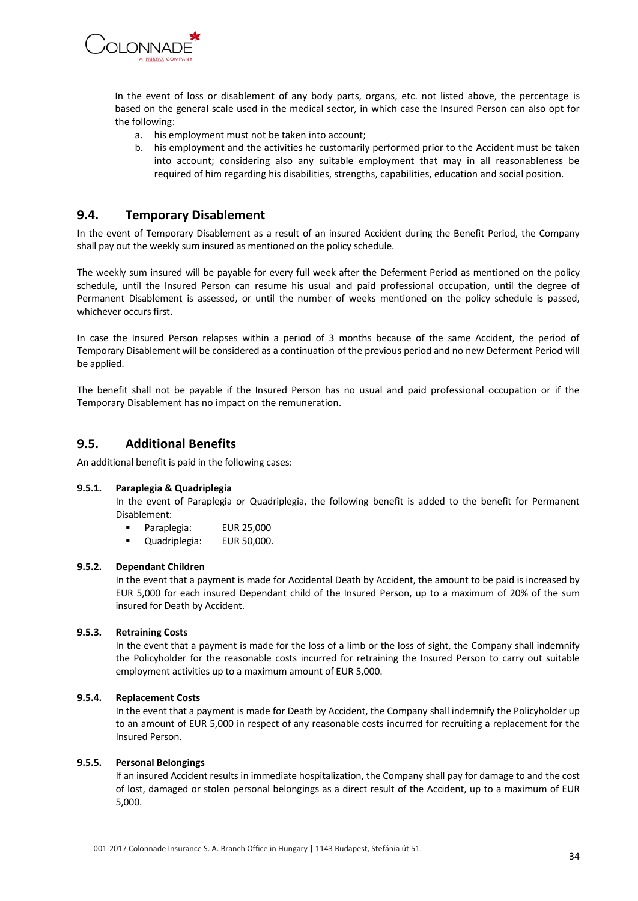In the event of loss or disablement of any body parts, organs, etc. not listed above, the percentage is based on the general scale used in the medical sector, in which case the Insured Person can also opt for the following:

a. his employment must not be taken into account;
b. his employment and the activities he customarily performed prior to the Accident must be taken into account; considering also any suitable employment that may in all reasonableness be required of him regarding his disabilities, strengths, capabilities, education and social position.

## 9.4. Temporary Disablement

In the event of Temporary Disablement as a result of an insured Accident during the Benefit Period, the Company shall pay out the weekly sum insured as mentioned on the policy schedule.

The weekly sum insured will be payable for every full week after the Deferment Period as mentioned on the policy schedule, until the Insured Person can resume his usual and paid professional occupation, until the degree of Permanent Disablement is assessed, or until the number of weeks mentioned on the policy schedule is passed, whichever occurs first.

In case the Insured Person relapses within a period of 3 months because of the same Accident, the period of Temporary Disablement will be considered as a continuation of the previous period and no new Deferment Period will be applied.

The benefit shall not be payable if the Insured Person has no usual and paid professional occupation or if the Temporary Disablement has no impact on the remuneration.

## 9.5. Additional Benefits

An additional benefit is paid in the following cases:

### 9.5.1. Paraplegia & Quadriplegia

In the event of Paraplegia or Quadriplegia, the following benefit is added to the benefit for Permanent Disablement:

- Paraplegia: EUR 25,000
- Quadriplegia: EUR 50,000.

### 9.5.2. Dependant Children

In the event that a payment is made for Accidental Death by Accident, the amount to be paid is increased by EUR 5,000 for each insured Dependant child of the Insured Person, up to a maximum of 20% of the sum insured for Death by Accident.

### 9.5.3. Retraining Costs

In the event that a payment is made for the loss of a limb or the loss of sight, the Company shall indemnify the Policyholder for the reasonable costs incurred for retraining the Insured Person to carry out suitable employment activities up to a maximum amount of EUR 5,000.

### 9.5.4. Replacement Costs

In the event that a payment is made for Death by Accident, the Company shall indemnify the Policyholder up to an amount of EUR 5,000 in respect of any reasonable costs incurred for recruiting a replacement for the Insured Person.

### 9.5.5. Personal Belongings

If an insured Accident results in immediate hospitalization, the Company shall pay for damage to and the cost of lost, damaged or stolen personal belongings as a direct result of the Accident, up to a maximum of EUR 5,000.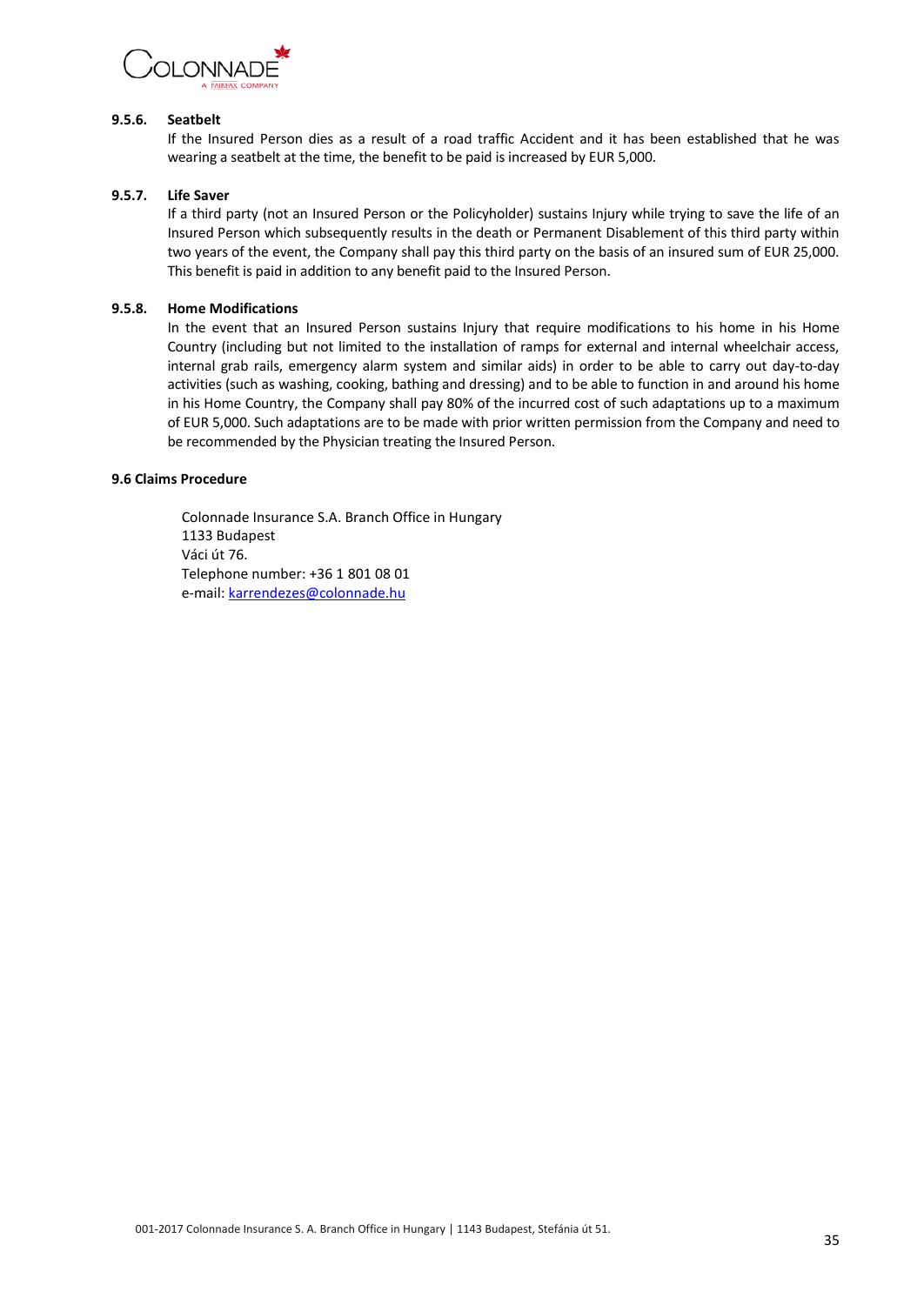#### 9.5.6. Seatbelt

If the Insured Person dies as a result of a road traffic Accident and it has been established that he was wearing a seatbelt at the time, the benefit to be paid is increased by EUR 5,000.

#### 9.5.7. Life Saver

If a third party (not an Insured Person or the Policyholder) sustains Injury while trying to save the life of an Insured Person which subsequently results in the death or Permanent Disablement of this third party within two years of the event, the Company shall pay this third party on the basis of an insured sum of EUR 25,000. This benefit is paid in addition to any benefit paid to the Insured Person.

#### 9.5.8. Home Modifications

In the event that an Insured Person sustains Injury that require modifications to his home in his Home Country (including but not limited to the installation of ramps for external and internal wheelchair access, internal grab rails, emergency alarm system and similar aids) in order to be able to carry out day-to-day activities (such as washing, cooking, bathing and dressing) and to be able to function in and around his home in his Home Country, the Company shall pay 80% of the incurred cost of such adaptations up to a maximum of EUR 5,000. Such adaptations are to be made with prior written permission from the Company and need to be recommended by the Physician treating the Insured Person.

### 9.6 Claims Procedure

Colonnade Insurance S.A. Branch Office in Hungary
1133 Budapest
Váci út 76.
Telephone number: +36 1 801 08 01
e-mail: karrendezes@colonnade.hu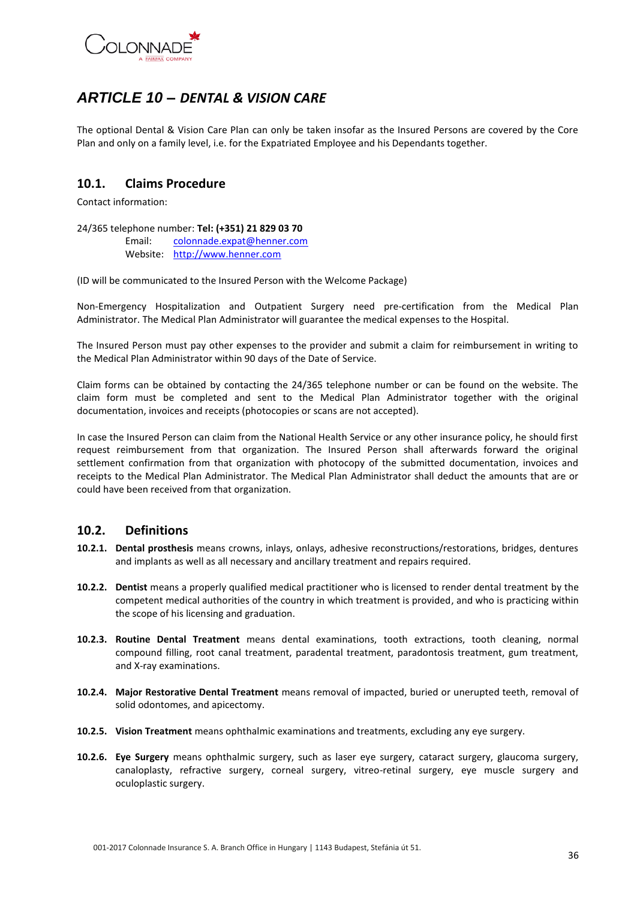# *ARTICLE 10 – DENTAL & VISION CARE*

The optional Dental & Vision Care Plan can only be taken insofar as the Insured Persons are covered by the Core Plan and only on a family level, i.e. for the Expatriated Employee and his Dependants together.

## 10.1. Claims Procedure

Contact information:

24/365 telephone number: **Tel: (+351) 21 829 03 70**
Email: colonnade.expat@henner.com
Website: http://www.henner.com

(ID will be communicated to the Insured Person with the Welcome Package)

Non-Emergency Hospitalization and Outpatient Surgery need pre-certification from the Medical Plan Administrator. The Medical Plan Administrator will guarantee the medical expenses to the Hospital.

The Insured Person must pay other expenses to the provider and submit a claim for reimbursement in writing to the Medical Plan Administrator within 90 days of the Date of Service.

Claim forms can be obtained by contacting the 24/365 telephone number or can be found on the website. The claim form must be completed and sent to the Medical Plan Administrator together with the original documentation, invoices and receipts (photocopies or scans are not accepted).

In case the Insured Person can claim from the National Health Service or any other insurance policy, he should first request reimbursement from that organization. The Insured Person shall afterwards forward the original settlement confirmation from that organization with photocopy of the submitted documentation, invoices and receipts to the Medical Plan Administrator. The Medical Plan Administrator shall deduct the amounts that are or could have been received from that organization.

## 10.2. Definitions

**10.2.1. Dental prosthesis** means crowns, inlays, onlays, adhesive reconstructions/restorations, bridges, dentures and implants as well as all necessary and ancillary treatment and repairs required.

**10.2.2. Dentist** means a properly qualified medical practitioner who is licensed to render dental treatment by the competent medical authorities of the country in which treatment is provided, and who is practicing within the scope of his licensing and graduation.

**10.2.3. Routine Dental Treatment** means dental examinations, tooth extractions, tooth cleaning, normal compound filling, root canal treatment, paradental treatment, paradontosis treatment, gum treatment, and X-ray examinations.

**10.2.4. Major Restorative Dental Treatment** means removal of impacted, buried or unerupted teeth, removal of solid odontomes, and apicectomy.

**10.2.5. Vision Treatment** means ophthalmic examinations and treatments, excluding any eye surgery.

**10.2.6. Eye Surgery** means ophthalmic surgery, such as laser eye surgery, cataract surgery, glaucoma surgery, canaloplasty, refractive surgery, corneal surgery, vitreo-retinal surgery, eye muscle surgery and oculoplastic surgery.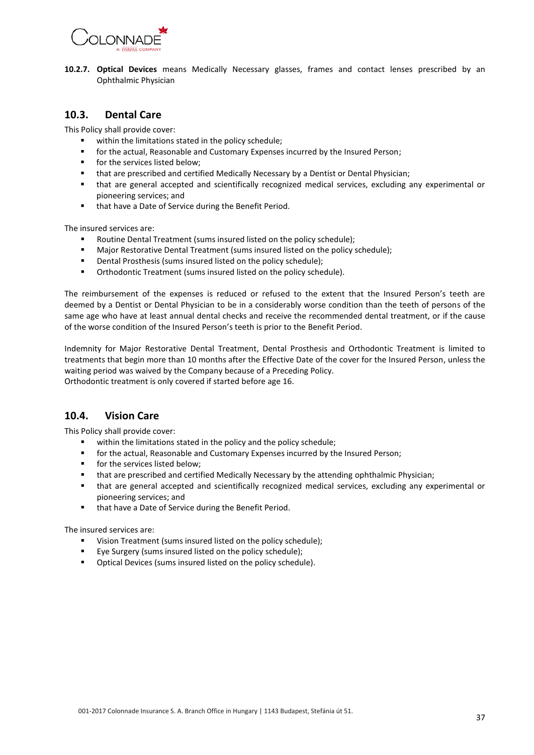**10.2.7. Optical Devices** means Medically Necessary glasses, frames and contact lenses prescribed by an Ophthalmic Physician

## 10.3. Dental Care

This Policy shall provide cover:

- within the limitations stated in the policy schedule;
- for the actual, Reasonable and Customary Expenses incurred by the Insured Person;
- for the services listed below;
- that are prescribed and certified Medically Necessary by a Dentist or Dental Physician;
- that are general accepted and scientifically recognized medical services, excluding any experimental or pioneering services; and
- that have a Date of Service during the Benefit Period.

The insured services are:

- Routine Dental Treatment (sums insured listed on the policy schedule);
- Major Restorative Dental Treatment (sums insured listed on the policy schedule);
- Dental Prosthesis (sums insured listed on the policy schedule);
- Orthodontic Treatment (sums insured listed on the policy schedule).

The reimbursement of the expenses is reduced or refused to the extent that the Insured Person's teeth are deemed by a Dentist or Dental Physician to be in a considerably worse condition than the teeth of persons of the same age who have at least annual dental checks and receive the recommended dental treatment, or if the cause of the worse condition of the Insured Person's teeth is prior to the Benefit Period.

Indemnity for Major Restorative Dental Treatment, Dental Prosthesis and Orthodontic Treatment is limited to treatments that begin more than 10 months after the Effective Date of the cover for the Insured Person, unless the waiting period was waived by the Company because of a Preceding Policy.
Orthodontic treatment is only covered if started before age 16.

## 10.4. Vision Care

This Policy shall provide cover:

- within the limitations stated in the policy and the policy schedule;
- for the actual, Reasonable and Customary Expenses incurred by the Insured Person;
- for the services listed below;
- that are prescribed and certified Medically Necessary by the attending ophthalmic Physician;
- that are general accepted and scientifically recognized medical services, excluding any experimental or pioneering services; and
- that have a Date of Service during the Benefit Period.

The insured services are:

- Vision Treatment (sums insured listed on the policy schedule);
- Eye Surgery (sums insured listed on the policy schedule);
- Optical Devices (sums insured listed on the policy schedule).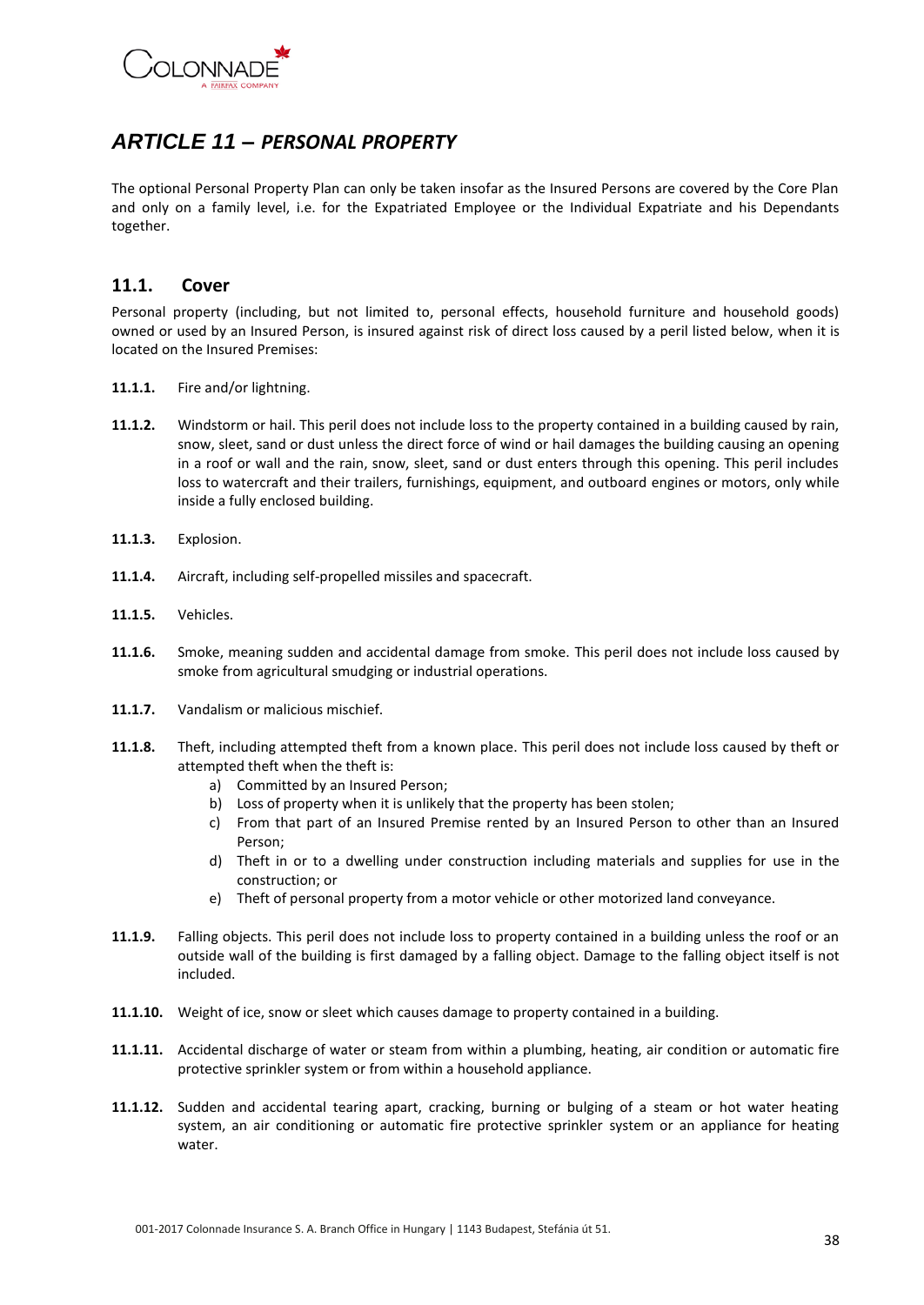# *ARTICLE 11 – PERSONAL PROPERTY*

The optional Personal Property Plan can only be taken insofar as the Insured Persons are covered by the Core Plan and only on a family level, i.e. for the Expatriated Employee or the Individual Expatriate and his Dependants together.

## 11.1. Cover

Personal property (including, but not limited to, personal effects, household furniture and household goods) owned or used by an Insured Person, is insured against risk of direct loss caused by a peril listed below, when it is located on the Insured Premises:

**11.1.1.** Fire and/or lightning.

**11.1.2.** Windstorm or hail. This peril does not include loss to the property contained in a building caused by rain, snow, sleet, sand or dust unless the direct force of wind or hail damages the building causing an opening in a roof or wall and the rain, snow, sleet, sand or dust enters through this opening. This peril includes loss to watercraft and their trailers, furnishings, equipment, and outboard engines or motors, only while inside a fully enclosed building.

**11.1.3.** Explosion.

**11.1.4.** Aircraft, including self-propelled missiles and spacecraft.

**11.1.5.** Vehicles.

**11.1.6.** Smoke, meaning sudden and accidental damage from smoke. This peril does not include loss caused by smoke from agricultural smudging or industrial operations.

**11.1.7.** Vandalism or malicious mischief.

**11.1.8.** Theft, including attempted theft from a known place. This peril does not include loss caused by theft or attempted theft when the theft is:

a) Committed by an Insured Person;
b) Loss of property when it is unlikely that the property has been stolen;
c) From that part of an Insured Premise rented by an Insured Person to other than an Insured Person;
d) Theft in or to a dwelling under construction including materials and supplies for use in the construction; or
e) Theft of personal property from a motor vehicle or other motorized land conveyance.

**11.1.9.** Falling objects. This peril does not include loss to property contained in a building unless the roof or an outside wall of the building is first damaged by a falling object. Damage to the falling object itself is not included.

**11.1.10.** Weight of ice, snow or sleet which causes damage to property contained in a building.

**11.1.11.** Accidental discharge of water or steam from within a plumbing, heating, air condition or automatic fire protective sprinkler system or from within a household appliance.

**11.1.12.** Sudden and accidental tearing apart, cracking, burning or bulging of a steam or hot water heating system, an air conditioning or automatic fire protective sprinkler system or an appliance for heating water.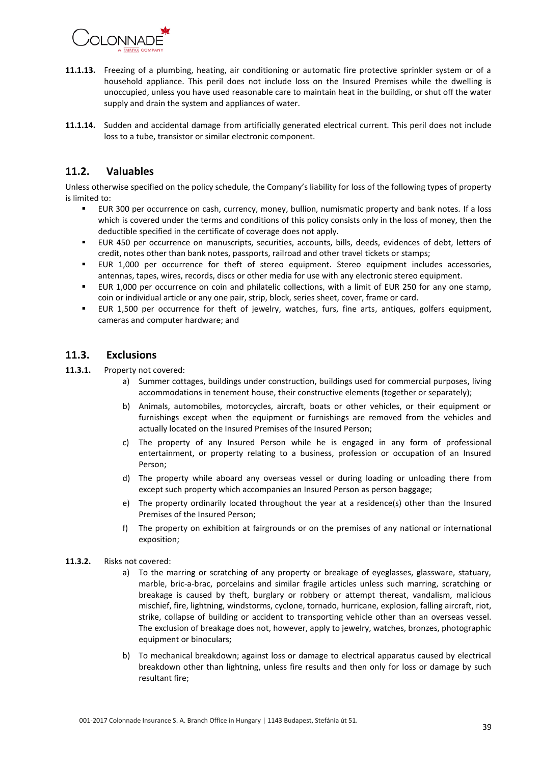**11.1.13.** Freezing of a plumbing, heating, air conditioning or automatic fire protective sprinkler system or of a household appliance. This peril does not include loss on the Insured Premises while the dwelling is unoccupied, unless you have used reasonable care to maintain heat in the building, or shut off the water supply and drain the system and appliances of water.

**11.1.14.** Sudden and accidental damage from artificially generated electrical current. This peril does not include loss to a tube, transistor or similar electronic component.

## 11.2. Valuables

Unless otherwise specified on the policy schedule, the Company's liability for loss of the following types of property is limited to:

- EUR 300 per occurrence on cash, currency, money, bullion, numismatic property and bank notes. If a loss which is covered under the terms and conditions of this policy consists only in the loss of money, then the deductible specified in the certificate of coverage does not apply.
- EUR 450 per occurrence on manuscripts, securities, accounts, bills, deeds, evidences of debt, letters of credit, notes other than bank notes, passports, railroad and other travel tickets or stamps;
- EUR 1,000 per occurrence for theft of stereo equipment. Stereo equipment includes accessories, antennas, tapes, wires, records, discs or other media for use with any electronic stereo equipment.
- EUR 1,000 per occurrence on coin and philatelic collections, with a limit of EUR 250 for any one stamp, coin or individual article or any one pair, strip, block, series sheet, cover, frame or card.
- EUR 1,500 per occurrence for theft of jewelry, watches, furs, fine arts, antiques, golfers equipment, cameras and computer hardware; and

## 11.3. Exclusions

**11.3.1.** Property not covered:

a) Summer cottages, buildings under construction, buildings used for commercial purposes, living accommodations in tenement house, their constructive elements (together or separately);

b) Animals, automobiles, motorcycles, aircraft, boats or other vehicles, or their equipment or furnishings except when the equipment or furnishings are removed from the vehicles and actually located on the Insured Premises of the Insured Person;

c) The property of any Insured Person while he is engaged in any form of professional entertainment, or property relating to a business, profession or occupation of an Insured Person;

d) The property while aboard any overseas vessel or during loading or unloading there from except such property which accompanies an Insured Person as person baggage;

e) The property ordinarily located throughout the year at a residence(s) other than the Insured Premises of the Insured Person;

f) The property on exhibition at fairgrounds or on the premises of any national or international exposition;

**11.3.2.** Risks not covered:

a) To the marring or scratching of any property or breakage of eyeglasses, glassware, statuary, marble, bric-a-brac, porcelains and similar fragile articles unless such marring, scratching or breakage is caused by theft, burglary or robbery or attempt thereat, vandalism, malicious mischief, fire, lightning, windstorms, cyclone, tornado, hurricane, explosion, falling aircraft, riot, strike, collapse of building or accident to transporting vehicle other than an overseas vessel. The exclusion of breakage does not, however, apply to jewelry, watches, bronzes, photographic equipment or binoculars;

b) To mechanical breakdown; against loss or damage to electrical apparatus caused by electrical breakdown other than lightning, unless fire results and then only for loss or damage by such resultant fire;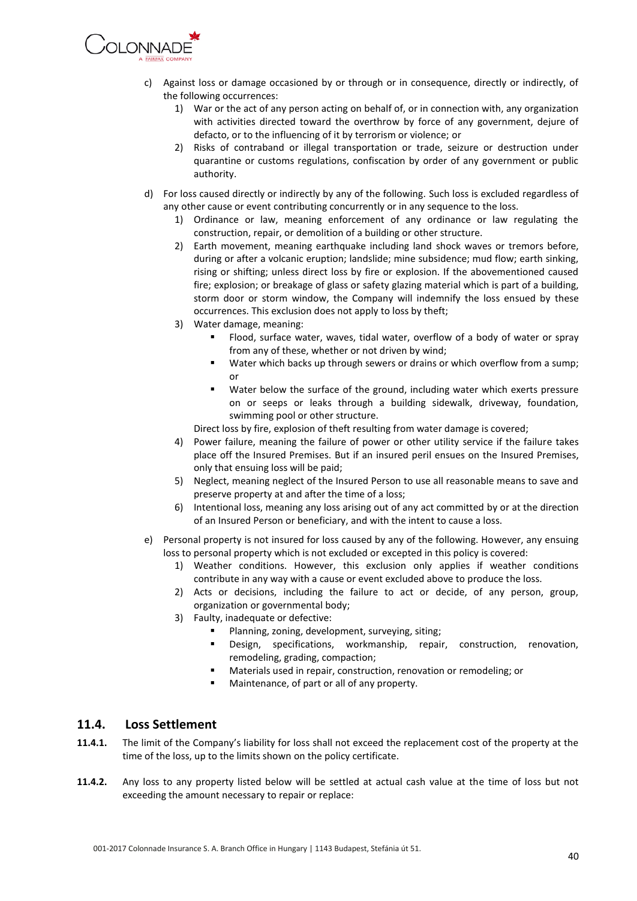c) Against loss or damage occasioned by or through or in consequence, directly or indirectly, of the following occurrences:
   1) War or the act of any person acting on behalf of, or in connection with, any organization with activities directed toward the overthrow by force of any government, dejure of defacto, or to the influencing of it by terrorism or violence; or
   2) Risks of contraband or illegal transportation or trade, seizure or destruction under quarantine or customs regulations, confiscation by order of any government or public authority.

d) For loss caused directly or indirectly by any of the following. Such loss is excluded regardless of any other cause or event contributing concurrently or in any sequence to the loss.
   1) Ordinance or law, meaning enforcement of any ordinance or law regulating the construction, repair, or demolition of a building or other structure.
   2) Earth movement, meaning earthquake including land shock waves or tremors before, during or after a volcanic eruption; landslide; mine subsidence; mud flow; earth sinking, rising or shifting; unless direct loss by fire or explosion. If the abovementioned caused fire; explosion; or breakage of glass or safety glazing material which is part of a building, storm door or storm window, the Company will indemnify the loss ensued by these occurrences. This exclusion does not apply to loss by theft;
   3) Water damage, meaning:
      - Flood, surface water, waves, tidal water, overflow of a body of water or spray from any of these, whether or not driven by wind;
      - Water which backs up through sewers or drains or which overflow from a sump; or
      - Water below the surface of the ground, including water which exerts pressure on or seeps or leaks through a building sidewalk, driveway, foundation, swimming pool or other structure.

      Direct loss by fire, explosion of theft resulting from water damage is covered;
   4) Power failure, meaning the failure of power or other utility service if the failure takes place off the Insured Premises. But if an insured peril ensues on the Insured Premises, only that ensuing loss will be paid;
   5) Neglect, meaning neglect of the Insured Person to use all reasonable means to save and preserve property at and after the time of a loss;
   6) Intentional loss, meaning any loss arising out of any act committed by or at the direction of an Insured Person or beneficiary, and with the intent to cause a loss.

e) Personal property is not insured for loss caused by any of the following. However, any ensuing loss to personal property which is not excluded or excepted in this policy is covered:
   1) Weather conditions. However, this exclusion only applies if weather conditions contribute in any way with a cause or event excluded above to produce the loss.
   2) Acts or decisions, including the failure to act or decide, of any person, group, organization or governmental body;
   3) Faulty, inadequate or defective:
      - Planning, zoning, development, surveying, siting;
      - Design, specifications, workmanship, repair, construction, renovation, remodeling, grading, compaction;
      - Materials used in repair, construction, renovation or remodeling; or
      - Maintenance, of part or all of any property.

## 11.4. Loss Settlement

**11.4.1.** The limit of the Company's liability for loss shall not exceed the replacement cost of the property at the time of the loss, up to the limits shown on the policy certificate.

**11.4.2.** Any loss to any property listed below will be settled at actual cash value at the time of loss but not exceeding the amount necessary to repair or replace: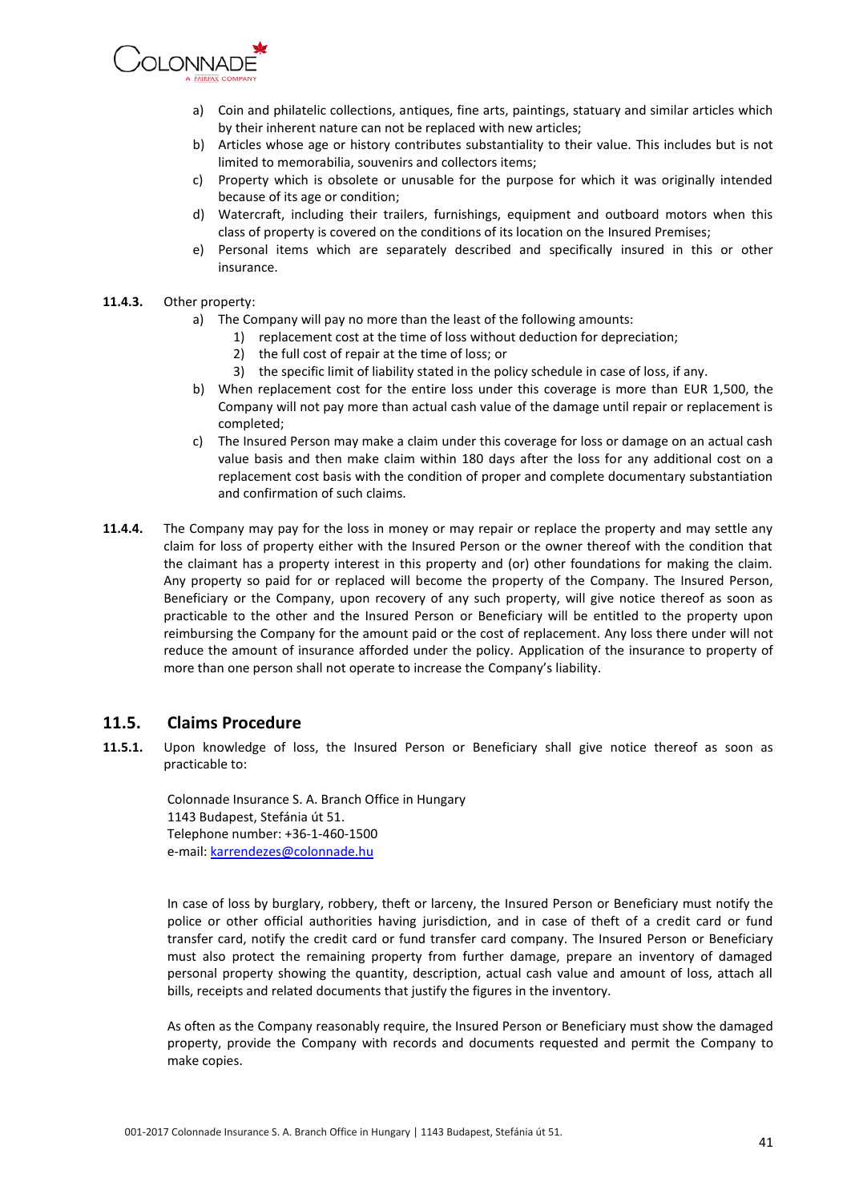a) Coin and philatelic collections, antiques, fine arts, paintings, statuary and similar articles which by their inherent nature can not be replaced with new articles;
b) Articles whose age or history contributes substantiality to their value. This includes but is not limited to memorabilia, souvenirs and collectors items;
c) Property which is obsolete or unusable for the purpose for which it was originally intended because of its age or condition;
d) Watercraft, including their trailers, furnishings, equipment and outboard motors when this class of property is covered on the conditions of its location on the Insured Premises;
e) Personal items which are separately described and specifically insured in this or other insurance.

**11.4.3.** Other property:

a) The Company will pay no more than the least of the following amounts:
   1) replacement cost at the time of loss without deduction for depreciation;
   2) the full cost of repair at the time of loss; or
   3) the specific limit of liability stated in the policy schedule in case of loss, if any.
b) When replacement cost for the entire loss under this coverage is more than EUR 1,500, the Company will not pay more than actual cash value of the damage until repair or replacement is completed;
c) The Insured Person may make a claim under this coverage for loss or damage on an actual cash value basis and then make claim within 180 days after the loss for any additional cost on a replacement cost basis with the condition of proper and complete documentary substantiation and confirmation of such claims.

**11.4.4.** The Company may pay for the loss in money or may repair or replace the property and may settle any claim for loss of property either with the Insured Person or the owner thereof with the condition that the claimant has a property interest in this property and (or) other foundations for making the claim. Any property so paid for or replaced will become the property of the Company. The Insured Person, Beneficiary or the Company, upon recovery of any such property, will give notice thereof as soon as practicable to the other and the Insured Person or Beneficiary will be entitled to the property upon reimbursing the Company for the amount paid or the cost of replacement. Any loss there under will not reduce the amount of insurance afforded under the policy. Application of the insurance to property of more than one person shall not operate to increase the Company's liability.

## 11.5. Claims Procedure

**11.5.1.** Upon knowledge of loss, the Insured Person or Beneficiary shall give notice thereof as soon as practicable to:

Colonnade Insurance S. A. Branch Office in Hungary
1143 Budapest, Stefánia út 51.
Telephone number: +36-1-460-1500
e-mail: karrendezes@colonnade.hu

In case of loss by burglary, robbery, theft or larceny, the Insured Person or Beneficiary must notify the police or other official authorities having jurisdiction, and in case of theft of a credit card or fund transfer card, notify the credit card or fund transfer card company. The Insured Person or Beneficiary must also protect the remaining property from further damage, prepare an inventory of damaged personal property showing the quantity, description, actual cash value and amount of loss, attach all bills, receipts and related documents that justify the figures in the inventory.

As often as the Company reasonably require, the Insured Person or Beneficiary must show the damaged property, provide the Company with records and documents requested and permit the Company to make copies.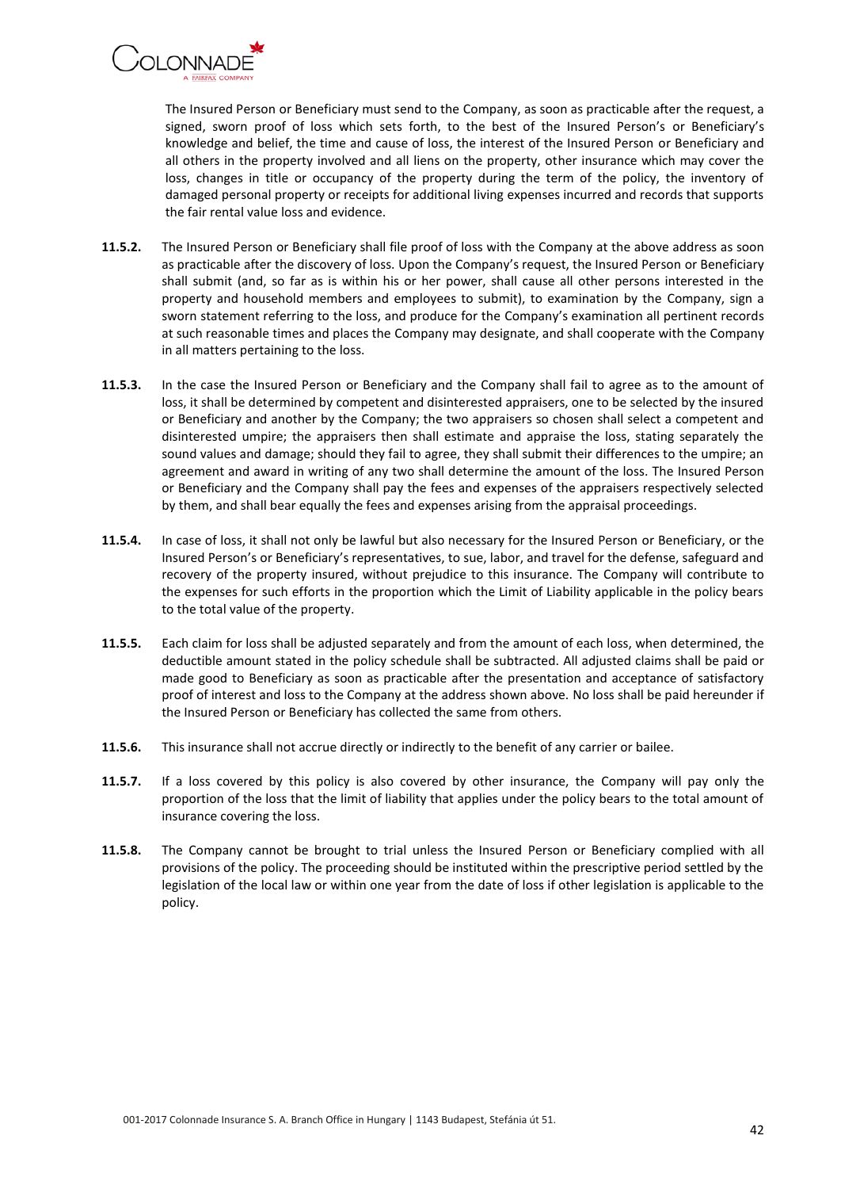The Insured Person or Beneficiary must send to the Company, as soon as practicable after the request, a signed, sworn proof of loss which sets forth, to the best of the Insured Person's or Beneficiary's knowledge and belief, the time and cause of loss, the interest of the Insured Person or Beneficiary and all others in the property involved and all liens on the property, other insurance which may cover the loss, changes in title or occupancy of the property during the term of the policy, the inventory of damaged personal property or receipts for additional living expenses incurred and records that supports the fair rental value loss and evidence.

**11.5.2.** The Insured Person or Beneficiary shall file proof of loss with the Company at the above address as soon as practicable after the discovery of loss. Upon the Company's request, the Insured Person or Beneficiary shall submit (and, so far as is within his or her power, shall cause all other persons interested in the property and household members and employees to submit), to examination by the Company, sign a sworn statement referring to the loss, and produce for the Company's examination all pertinent records at such reasonable times and places the Company may designate, and shall cooperate with the Company in all matters pertaining to the loss.

**11.5.3.** In the case the Insured Person or Beneficiary and the Company shall fail to agree as to the amount of loss, it shall be determined by competent and disinterested appraisers, one to be selected by the insured or Beneficiary and another by the Company; the two appraisers so chosen shall select a competent and disinterested umpire; the appraisers then shall estimate and appraise the loss, stating separately the sound values and damage; should they fail to agree, they shall submit their differences to the umpire; an agreement and award in writing of any two shall determine the amount of the loss. The Insured Person or Beneficiary and the Company shall pay the fees and expenses of the appraisers respectively selected by them, and shall bear equally the fees and expenses arising from the appraisal proceedings.

**11.5.4.** In case of loss, it shall not only be lawful but also necessary for the Insured Person or Beneficiary, or the Insured Person's or Beneficiary's representatives, to sue, labor, and travel for the defense, safeguard and recovery of the property insured, without prejudice to this insurance. The Company will contribute to the expenses for such efforts in the proportion which the Limit of Liability applicable in the policy bears to the total value of the property.

**11.5.5.** Each claim for loss shall be adjusted separately and from the amount of each loss, when determined, the deductible amount stated in the policy schedule shall be subtracted. All adjusted claims shall be paid or made good to Beneficiary as soon as practicable after the presentation and acceptance of satisfactory proof of interest and loss to the Company at the address shown above. No loss shall be paid hereunder if the Insured Person or Beneficiary has collected the same from others.

**11.5.6.** This insurance shall not accrue directly or indirectly to the benefit of any carrier or bailee.

**11.5.7.** If a loss covered by this policy is also covered by other insurance, the Company will pay only the proportion of the loss that the limit of liability that applies under the policy bears to the total amount of insurance covering the loss.

**11.5.8.** The Company cannot be brought to trial unless the Insured Person or Beneficiary complied with all provisions of the policy. The proceeding should be instituted within the prescriptive period settled by the legislation of the local law or within one year from the date of loss if other legislation is applicable to the policy.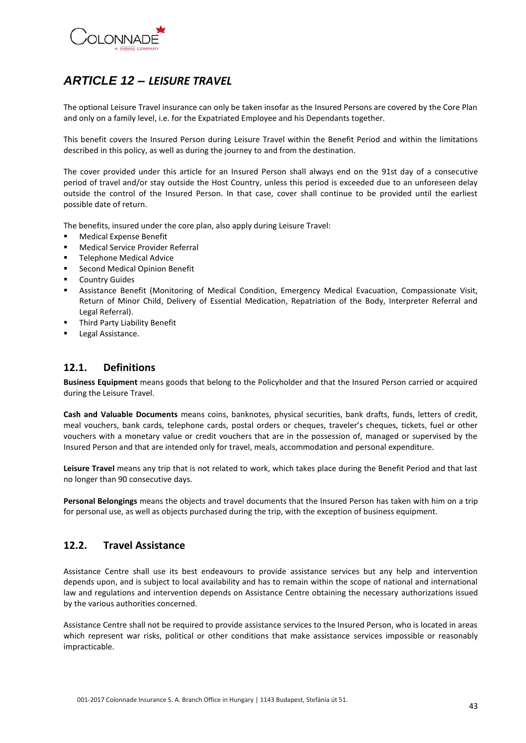# *ARTICLE 12 – LEISURE TRAVEL*

The optional Leisure Travel insurance can only be taken insofar as the Insured Persons are covered by the Core Plan and only on a family level, i.e. for the Expatriated Employee and his Dependants together.

This benefit covers the Insured Person during Leisure Travel within the Benefit Period and within the limitations described in this policy, as well as during the journey to and from the destination.

The cover provided under this article for an Insured Person shall always end on the 91st day of a consecutive period of travel and/or stay outside the Host Country, unless this period is exceeded due to an unforeseen delay outside the control of the Insured Person. In that case, cover shall continue to be provided until the earliest possible date of return.

The benefits, insured under the core plan, also apply during Leisure Travel:

- Medical Expense Benefit
- Medical Service Provider Referral
- Telephone Medical Advice
- Second Medical Opinion Benefit
- Country Guides
- Assistance Benefit (Monitoring of Medical Condition, Emergency Medical Evacuation, Compassionate Visit, Return of Minor Child, Delivery of Essential Medication, Repatriation of the Body, Interpreter Referral and Legal Referral).
- Third Party Liability Benefit
- Legal Assistance.

## 12.1. Definitions

**Business Equipment** means goods that belong to the Policyholder and that the Insured Person carried or acquired during the Leisure Travel.

**Cash and Valuable Documents** means coins, banknotes, physical securities, bank drafts, funds, letters of credit, meal vouchers, bank cards, telephone cards, postal orders or cheques, traveler's cheques, tickets, fuel or other vouchers with a monetary value or credit vouchers that are in the possession of, managed or supervised by the Insured Person and that are intended only for travel, meals, accommodation and personal expenditure.

**Leisure Travel** means any trip that is not related to work, which takes place during the Benefit Period and that last no longer than 90 consecutive days.

**Personal Belongings** means the objects and travel documents that the Insured Person has taken with him on a trip for personal use, as well as objects purchased during the trip, with the exception of business equipment.

## 12.2. Travel Assistance

Assistance Centre shall use its best endeavours to provide assistance services but any help and intervention depends upon, and is subject to local availability and has to remain within the scope of national and international law and regulations and intervention depends on Assistance Centre obtaining the necessary authorizations issued by the various authorities concerned.

Assistance Centre shall not be required to provide assistance services to the Insured Person, who is located in areas which represent war risks, political or other conditions that make assistance services impossible or reasonably impracticable.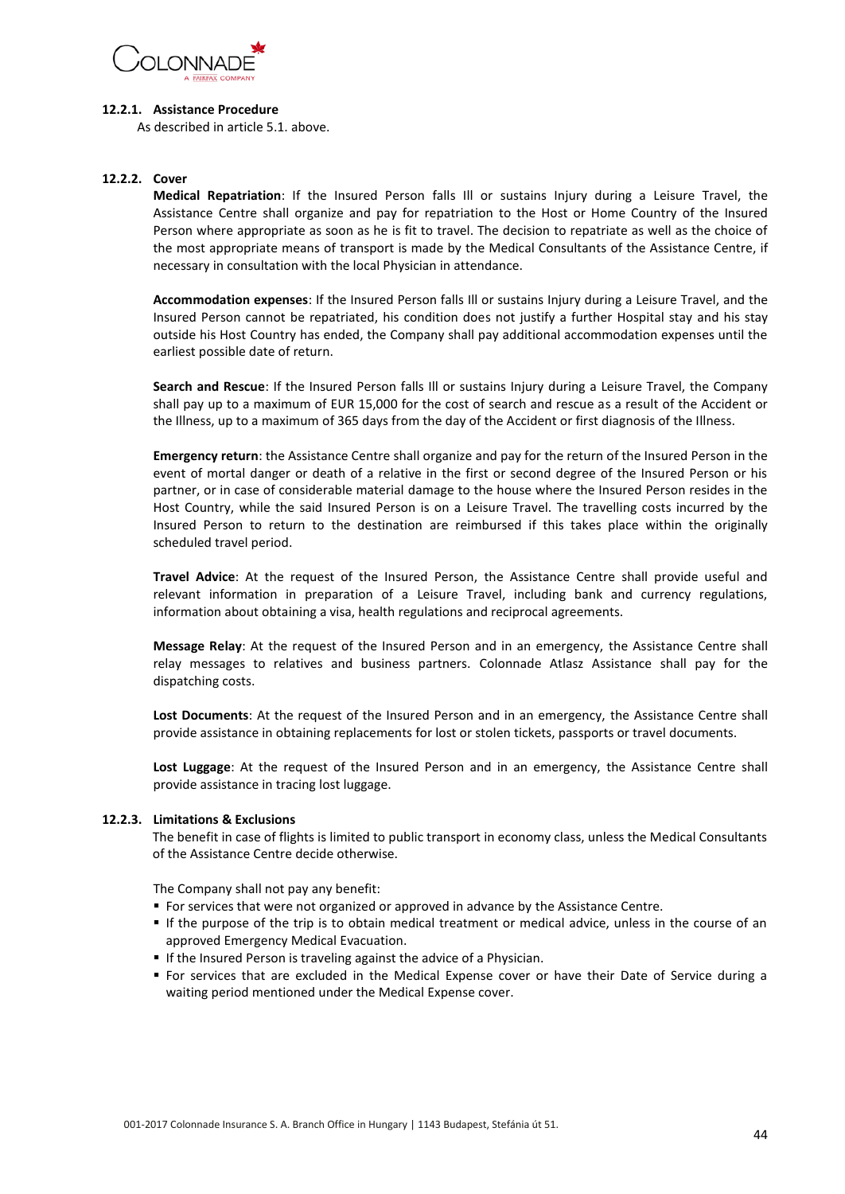#### 12.2.1. Assistance Procedure

As described in article 5.1. above.

#### 12.2.2. Cover

**Medical Repatriation**: If the Insured Person falls Ill or sustains Injury during a Leisure Travel, the Assistance Centre shall organize and pay for repatriation to the Host or Home Country of the Insured Person where appropriate as soon as he is fit to travel. The decision to repatriate as well as the choice of the most appropriate means of transport is made by the Medical Consultants of the Assistance Centre, if necessary in consultation with the local Physician in attendance.

**Accommodation expenses**: If the Insured Person falls Ill or sustains Injury during a Leisure Travel, and the Insured Person cannot be repatriated, his condition does not justify a further Hospital stay and his stay outside his Host Country has ended, the Company shall pay additional accommodation expenses until the earliest possible date of return.

**Search and Rescue**: If the Insured Person falls Ill or sustains Injury during a Leisure Travel, the Company shall pay up to a maximum of EUR 15,000 for the cost of search and rescue as a result of the Accident or the Illness, up to a maximum of 365 days from the day of the Accident or first diagnosis of the Illness.

**Emergency return**: the Assistance Centre shall organize and pay for the return of the Insured Person in the event of mortal danger or death of a relative in the first or second degree of the Insured Person or his partner, or in case of considerable material damage to the house where the Insured Person resides in the Host Country, while the said Insured Person is on a Leisure Travel. The travelling costs incurred by the Insured Person to return to the destination are reimbursed if this takes place within the originally scheduled travel period.

**Travel Advice**: At the request of the Insured Person, the Assistance Centre shall provide useful and relevant information in preparation of a Leisure Travel, including bank and currency regulations, information about obtaining a visa, health regulations and reciprocal agreements.

**Message Relay**: At the request of the Insured Person and in an emergency, the Assistance Centre shall relay messages to relatives and business partners. Colonnade Atlasz Assistance shall pay for the dispatching costs.

**Lost Documents**: At the request of the Insured Person and in an emergency, the Assistance Centre shall provide assistance in obtaining replacements for lost or stolen tickets, passports or travel documents.

**Lost Luggage**: At the request of the Insured Person and in an emergency, the Assistance Centre shall provide assistance in tracing lost luggage.

#### 12.2.3. Limitations & Exclusions

The benefit in case of flights is limited to public transport in economy class, unless the Medical Consultants of the Assistance Centre decide otherwise.

The Company shall not pay any benefit:

- For services that were not organized or approved in advance by the Assistance Centre.
- If the purpose of the trip is to obtain medical treatment or medical advice, unless in the course of an approved Emergency Medical Evacuation.
- If the Insured Person is traveling against the advice of a Physician.
- For services that are excluded in the Medical Expense cover or have their Date of Service during a waiting period mentioned under the Medical Expense cover.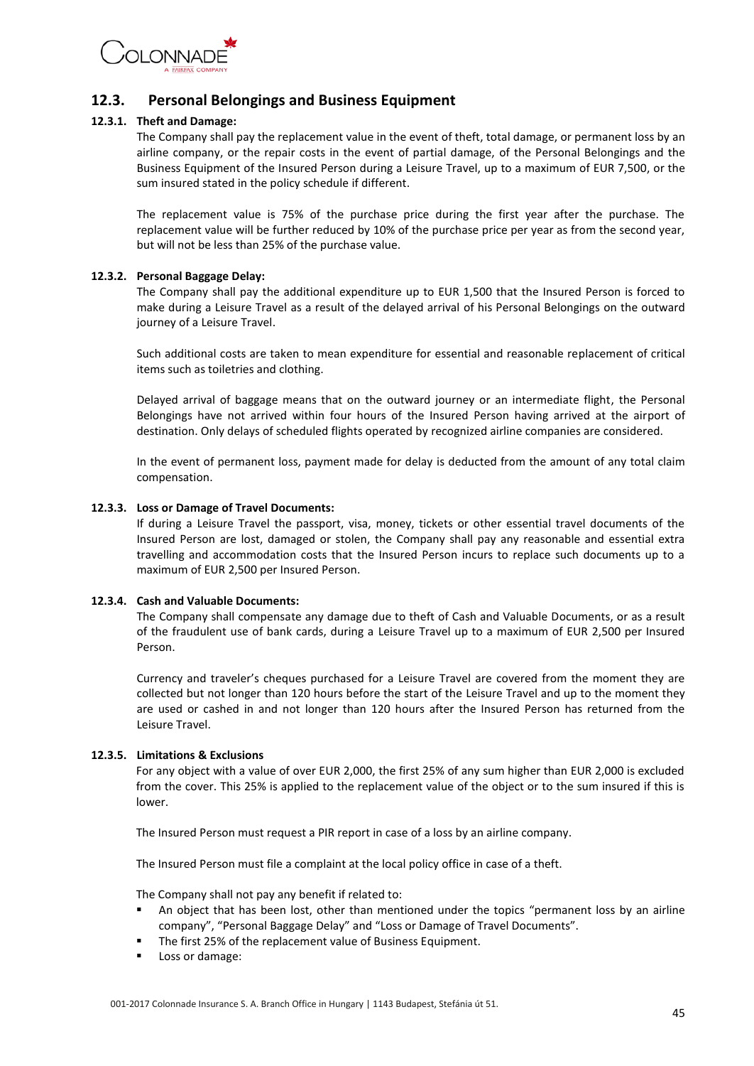## 12.3. Personal Belongings and Business Equipment

### 12.3.1. Theft and Damage:

The Company shall pay the replacement value in the event of theft, total damage, or permanent loss by an airline company, or the repair costs in the event of partial damage, of the Personal Belongings and the Business Equipment of the Insured Person during a Leisure Travel, up to a maximum of EUR 7,500, or the sum insured stated in the policy schedule if different.

The replacement value is 75% of the purchase price during the first year after the purchase. The replacement value will be further reduced by 10% of the purchase price per year as from the second year, but will not be less than 25% of the purchase value.

### 12.3.2. Personal Baggage Delay:

The Company shall pay the additional expenditure up to EUR 1,500 that the Insured Person is forced to make during a Leisure Travel as a result of the delayed arrival of his Personal Belongings on the outward journey of a Leisure Travel.

Such additional costs are taken to mean expenditure for essential and reasonable replacement of critical items such as toiletries and clothing.

Delayed arrival of baggage means that on the outward journey or an intermediate flight, the Personal Belongings have not arrived within four hours of the Insured Person having arrived at the airport of destination. Only delays of scheduled flights operated by recognized airline companies are considered.

In the event of permanent loss, payment made for delay is deducted from the amount of any total claim compensation.

### 12.3.3. Loss or Damage of Travel Documents:

If during a Leisure Travel the passport, visa, money, tickets or other essential travel documents of the Insured Person are lost, damaged or stolen, the Company shall pay any reasonable and essential extra travelling and accommodation costs that the Insured Person incurs to replace such documents up to a maximum of EUR 2,500 per Insured Person.

### 12.3.4. Cash and Valuable Documents:

The Company shall compensate any damage due to theft of Cash and Valuable Documents, or as a result of the fraudulent use of bank cards, during a Leisure Travel up to a maximum of EUR 2,500 per Insured Person.

Currency and traveler's cheques purchased for a Leisure Travel are covered from the moment they are collected but not longer than 120 hours before the start of the Leisure Travel and up to the moment they are used or cashed in and not longer than 120 hours after the Insured Person has returned from the Leisure Travel.

### 12.3.5. Limitations & Exclusions

For any object with a value of over EUR 2,000, the first 25% of any sum higher than EUR 2,000 is excluded from the cover. This 25% is applied to the replacement value of the object or to the sum insured if this is lower.

The Insured Person must request a PIR report in case of a loss by an airline company.

The Insured Person must file a complaint at the local policy office in case of a theft.

The Company shall not pay any benefit if related to:

- An object that has been lost, other than mentioned under the topics "permanent loss by an airline company", "Personal Baggage Delay" and "Loss or Damage of Travel Documents".
- The first 25% of the replacement value of Business Equipment.
- Loss or damage: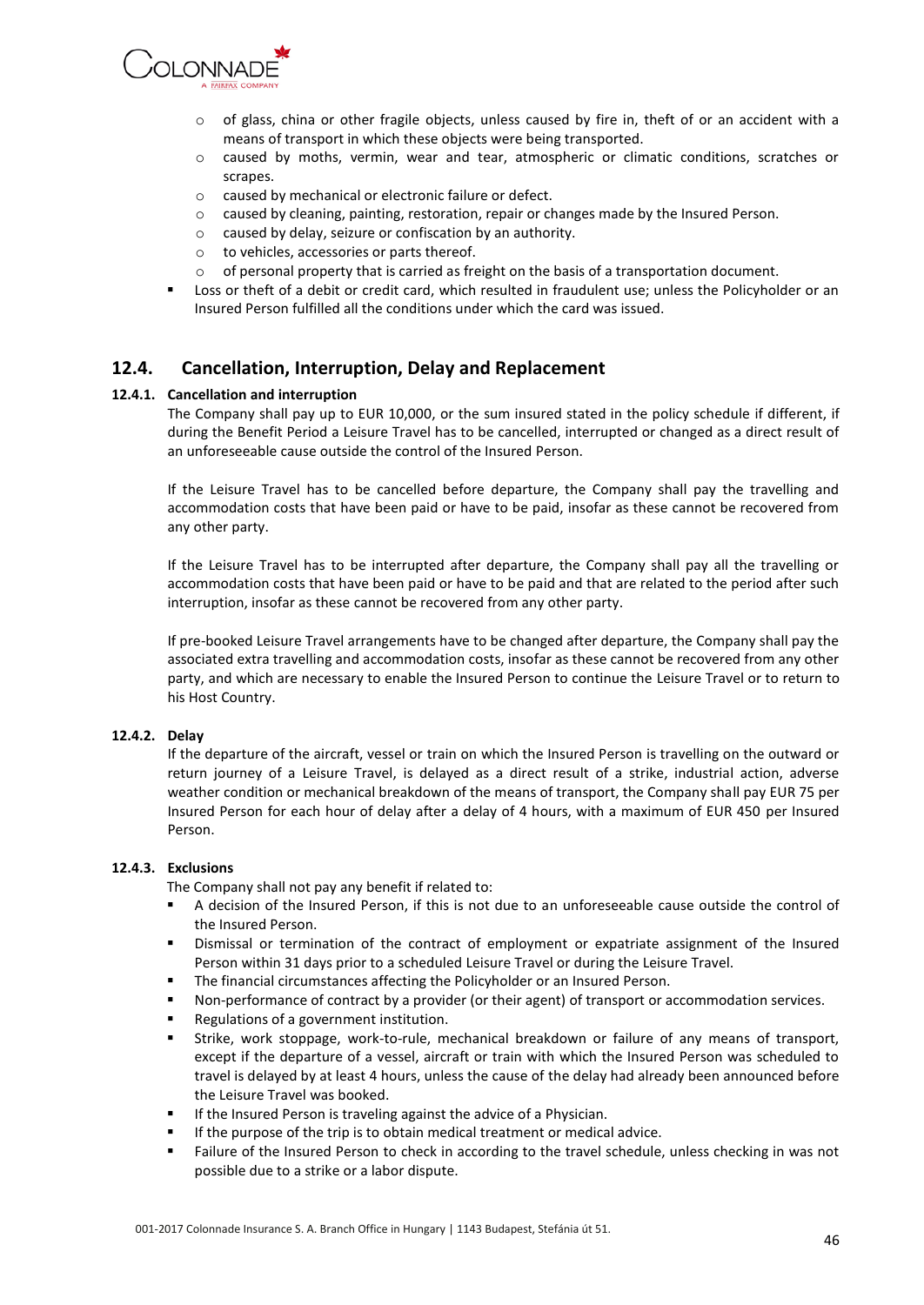- of glass, china or other fragile objects, unless caused by fire in, theft of or an accident with a means of transport in which these objects were being transported.
- caused by moths, vermin, wear and tear, atmospheric or climatic conditions, scratches or scrapes.
- caused by mechanical or electronic failure or defect.
- caused by cleaning, painting, restoration, repair or changes made by the Insured Person.
- caused by delay, seizure or confiscation by an authority.
- to vehicles, accessories or parts thereof.
- of personal property that is carried as freight on the basis of a transportation document.

- Loss or theft of a debit or credit card, which resulted in fraudulent use; unless the Policyholder or an Insured Person fulfilled all the conditions under which the card was issued.

## 12.4. Cancellation, Interruption, Delay and Replacement

### 12.4.1. Cancellation and interruption

The Company shall pay up to EUR 10,000, or the sum insured stated in the policy schedule if different, if during the Benefit Period a Leisure Travel has to be cancelled, interrupted or changed as a direct result of an unforeseeable cause outside the control of the Insured Person.

If the Leisure Travel has to be cancelled before departure, the Company shall pay the travelling and accommodation costs that have been paid or have to be paid, insofar as these cannot be recovered from any other party.

If the Leisure Travel has to be interrupted after departure, the Company shall pay all the travelling or accommodation costs that have been paid or have to be paid and that are related to the period after such interruption, insofar as these cannot be recovered from any other party.

If pre-booked Leisure Travel arrangements have to be changed after departure, the Company shall pay the associated extra travelling and accommodation costs, insofar as these cannot be recovered from any other party, and which are necessary to enable the Insured Person to continue the Leisure Travel or to return to his Host Country.

### 12.4.2. Delay

If the departure of the aircraft, vessel or train on which the Insured Person is travelling on the outward or return journey of a Leisure Travel, is delayed as a direct result of a strike, industrial action, adverse weather condition or mechanical breakdown of the means of transport, the Company shall pay EUR 75 per Insured Person for each hour of delay after a delay of 4 hours, with a maximum of EUR 450 per Insured Person.

### 12.4.3. Exclusions

The Company shall not pay any benefit if related to:

- A decision of the Insured Person, if this is not due to an unforeseeable cause outside the control of the Insured Person.
- Dismissal or termination of the contract of employment or expatriate assignment of the Insured Person within 31 days prior to a scheduled Leisure Travel or during the Leisure Travel.
- The financial circumstances affecting the Policyholder or an Insured Person.
- Non-performance of contract by a provider (or their agent) of transport or accommodation services.
- Regulations of a government institution.
- Strike, work stoppage, work-to-rule, mechanical breakdown or failure of any means of transport, except if the departure of a vessel, aircraft or train with which the Insured Person was scheduled to travel is delayed by at least 4 hours, unless the cause of the delay had already been announced before the Leisure Travel was booked.
- If the Insured Person is traveling against the advice of a Physician.
- If the purpose of the trip is to obtain medical treatment or medical advice.
- Failure of the Insured Person to check in according to the travel schedule, unless checking in was not possible due to a strike or a labor dispute.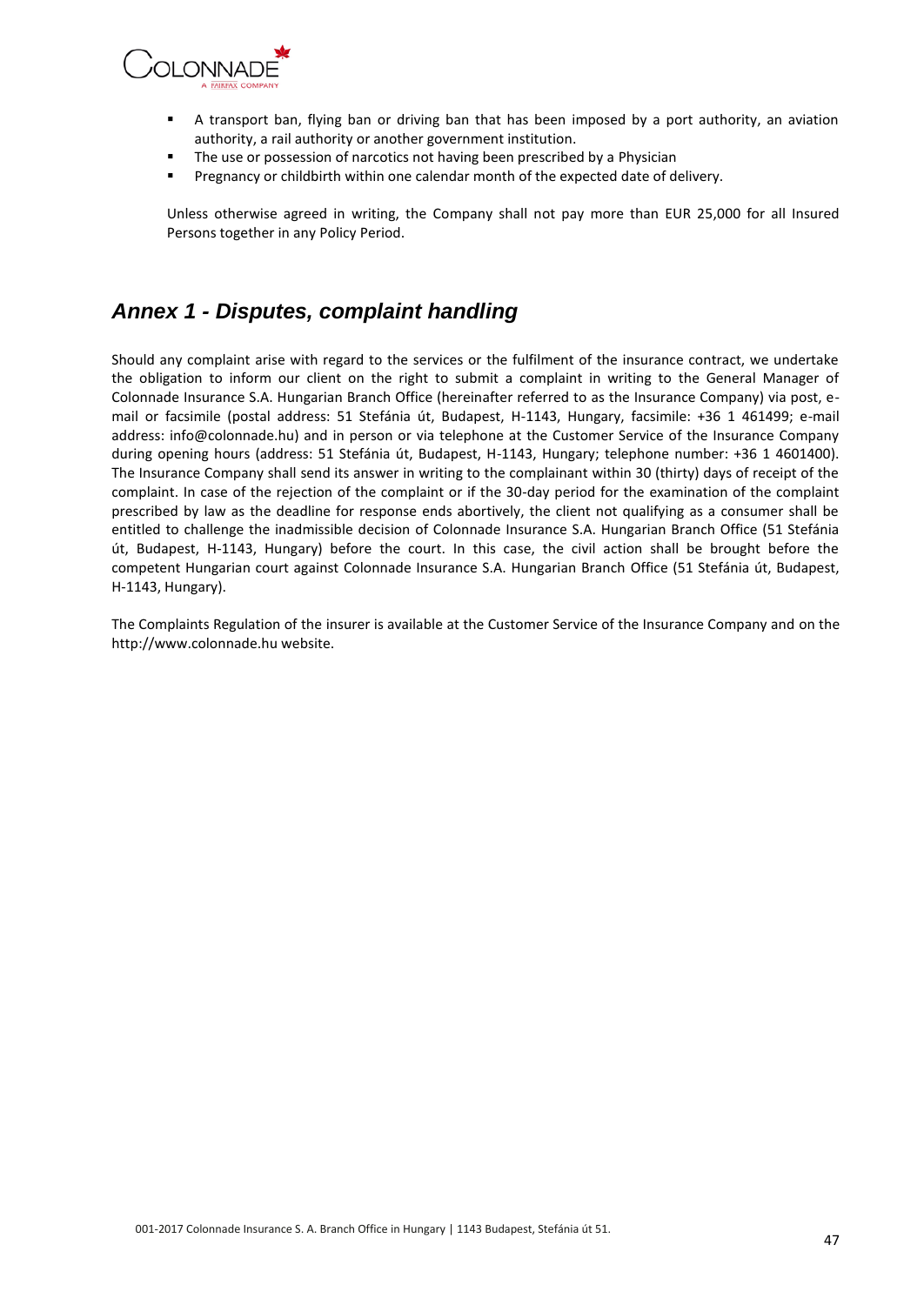- A transport ban, flying ban or driving ban that has been imposed by a port authority, an aviation authority, a rail authority or another government institution.
- The use or possession of narcotics not having been prescribed by a Physician
- Pregnancy or childbirth within one calendar month of the expected date of delivery.

Unless otherwise agreed in writing, the Company shall not pay more than EUR 25,000 for all Insured Persons together in any Policy Period.

## *Annex 1 - Disputes, complaint handling*

Should any complaint arise with regard to the services or the fulfilment of the insurance contract, we undertake the obligation to inform our client on the right to submit a complaint in writing to the General Manager of Colonnade Insurance S.A. Hungarian Branch Office (hereinafter referred to as the Insurance Company) via post, e-mail or facsimile (postal address: 51 Stefánia út, Budapest, H-1143, Hungary, facsimile: +36 1 461499; e-mail address: info@colonnade.hu) and in person or via telephone at the Customer Service of the Insurance Company during opening hours (address: 51 Stefánia út, Budapest, H-1143, Hungary; telephone number: +36 1 4601400). The Insurance Company shall send its answer in writing to the complainant within 30 (thirty) days of receipt of the complaint. In case of the rejection of the complaint or if the 30-day period for the examination of the complaint prescribed by law as the deadline for response ends abortively, the client not qualifying as a consumer shall be entitled to challenge the inadmissible decision of Colonnade Insurance S.A. Hungarian Branch Office (51 Stefánia út, Budapest, H-1143, Hungary) before the court. In this case, the civil action shall be brought before the competent Hungarian court against Colonnade Insurance S.A. Hungarian Branch Office (51 Stefánia út, Budapest, H-1143, Hungary).

The Complaints Regulation of the insurer is available at the Customer Service of the Insurance Company and on the http://www.colonnade.hu website.